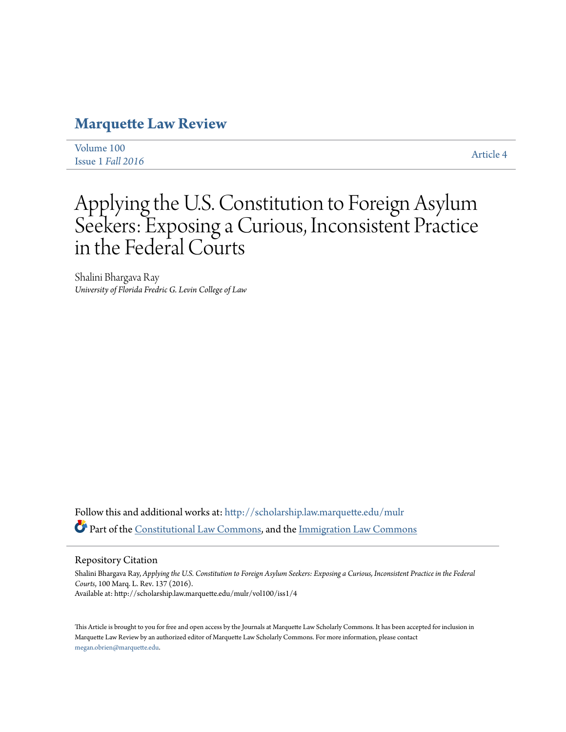# Marquette Law Review

Volume 100
Issue 1 *Fall 2016*

Article 4

# Applying the U.S. Constitution to Foreign Asylum Seekers: Exposing a Curious, Inconsistent Practice in the Federal Courts

Shalini Bhargava Ray
*University of Florida Fredric G. Levin College of Law*

Follow this and additional works at: http://scholarship.law.marquette.edu/mulr

Part of the Constitutional Law Commons, and the Immigration Law Commons

## Repository Citation

Shalini Bhargava Ray, *Applying the U.S. Constitution to Foreign Asylum Seekers: Exposing a Curious, Inconsistent Practice in the Federal Courts*, 100 Marq. L. Rev. 137 (2016).
Available at: http://scholarship.law.marquette.edu/mulr/vol100/iss1/4

This Article is brought to you for free and open access by the Journals at Marquette Law Scholarly Commons. It has been accepted for inclusion in Marquette Law Review by an authorized editor of Marquette Law Scholarly Commons. For more information, please contact megan.obrien@marquette.edu.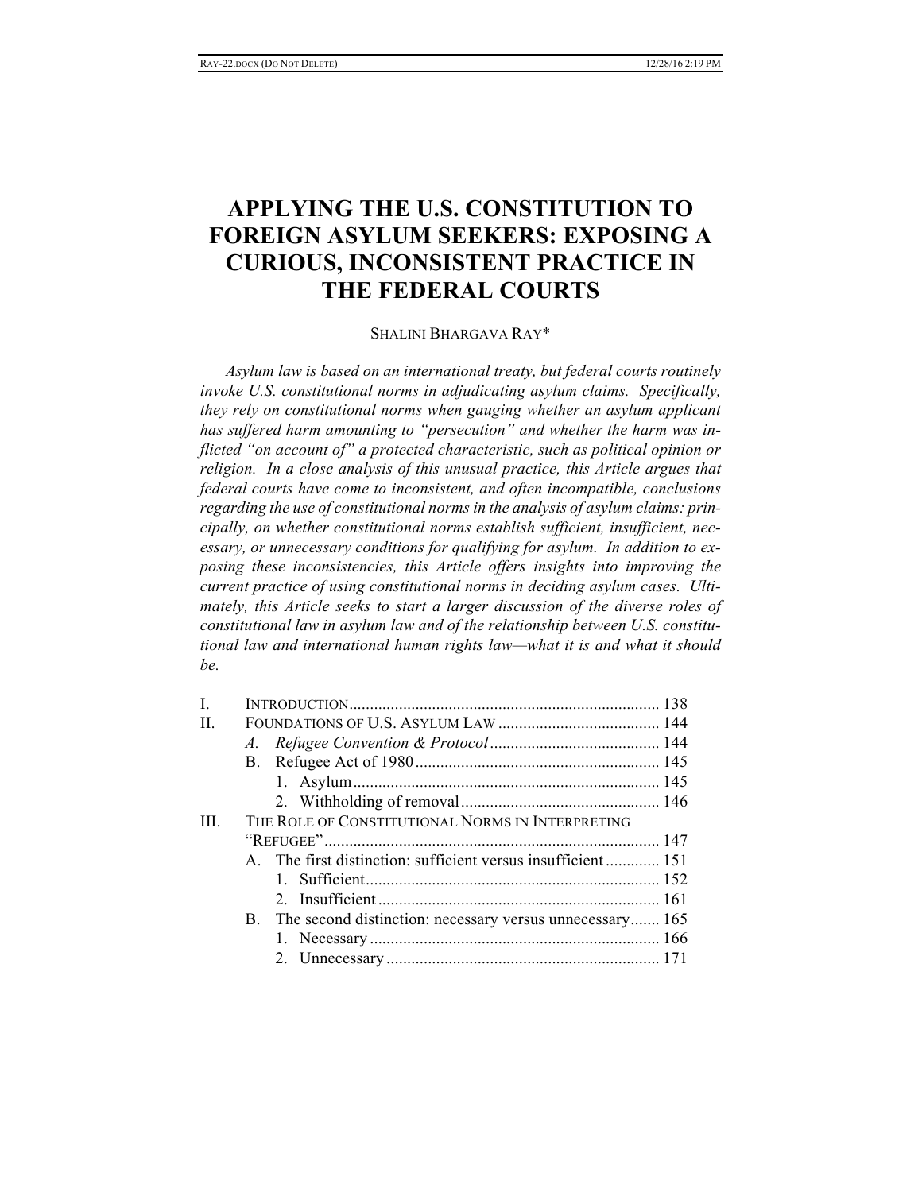# APPLYING THE U.S. CONSTITUTION TO FOREIGN ASYLUM SEEKERS: EXPOSING A CURIOUS, INCONSISTENT PRACTICE IN THE FEDERAL COURTS

SHALINI BHARGAVA RAY*

*Asylum law is based on an international treaty, but federal courts routinely invoke U.S. constitutional norms in adjudicating asylum claims. Specifically, they rely on constitutional norms when gauging whether an asylum applicant has suffered harm amounting to "persecution" and whether the harm was inflicted "on account of" a protected characteristic, such as political opinion or religion. In a close analysis of this unusual practice, this Article argues that federal courts have come to inconsistent, and often incompatible, conclusions regarding the use of constitutional norms in the analysis of asylum claims: principally, on whether constitutional norms establish sufficient, insufficient, necessary, or unnecessary conditions for qualifying for asylum. In addition to exposing these inconsistencies, this Article offers insights into improving the current practice of using constitutional norms in deciding asylum cases. Ultimately, this Article seeks to start a larger discussion of the diverse roles of constitutional law in asylum law and of the relationship between U.S. constitutional law and international human rights law—what it is and what it should be.*

- I. INTRODUCTION .......... 138
- II. FOUNDATIONS OF U.S. ASYLUM LAW .......... 144
  - A. *Refugee Convention & Protocol* .......... 144
  - B. Refugee Act of 1980 .......... 145
    - 1. Asylum .......... 145
    - 2. Withholding of removal .......... 146
- III. THE ROLE OF CONSTITUTIONAL NORMS IN INTERPRETING "REFUGEE" .......... 147
  - A. The first distinction: sufficient versus insufficient .......... 151
    - 1. Sufficient .......... 152
    - 2. Insufficient .......... 161
  - B. The second distinction: necessary versus unnecessary .......... 165
    - 1. Necessary .......... 166
    - 2. Unnecessary .......... 171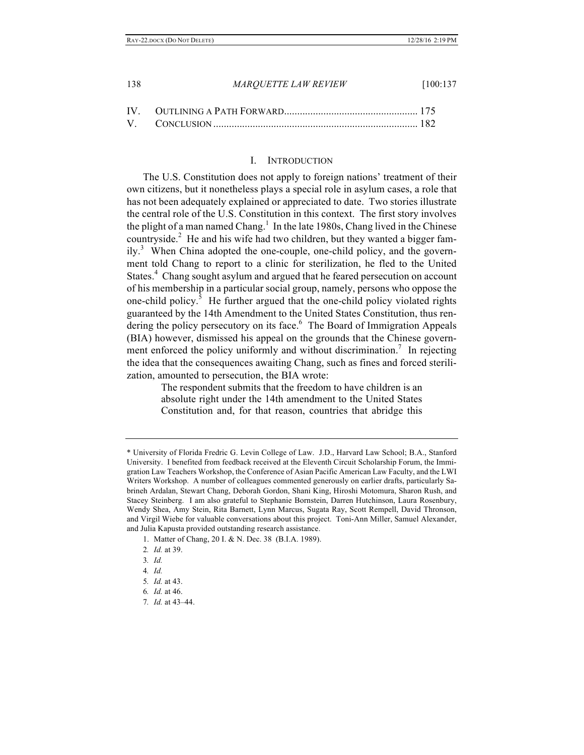IV. OUTLINING A PATH FORWARD .................................................. 175
V. CONCLUSION ............................................................................ 182

## I. INTRODUCTION

The U.S. Constitution does not apply to foreign nations' treatment of their own citizens, but it nonetheless plays a special role in asylum cases, a role that has not been adequately explained or appreciated to date. Two stories illustrate the central role of the U.S. Constitution in this context. The first story involves the plight of a man named Chang.[1] In the late 1980s, Chang lived in the Chinese countryside.[2] He and his wife had two children, but they wanted a bigger family.[3] When China adopted the one-couple, one-child policy, and the government told Chang to report to a clinic for sterilization, he fled to the United States.[4] Chang sought asylum and argued that he feared persecution on account of his membership in a particular social group, namely, persons who oppose the one-child policy.[5] He further argued that the one-child policy violated rights guaranteed by the 14th Amendment to the United States Constitution, thus rendering the policy persecutory on its face.[6] The Board of Immigration Appeals (BIA) however, dismissed his appeal on the grounds that the Chinese government enforced the policy uniformly and without discrimination.[7] In rejecting the idea that the consequences awaiting Chang, such as fines and forced sterilization, amounted to persecution, the BIA wrote:

> The respondent submits that the freedom to have children is an absolute right under the 14th amendment to the United States Constitution and, for that reason, countries that abridge this

---

\* University of Florida Fredric G. Levin College of Law. J.D., Harvard Law School; B.A., Stanford University. I benefited from feedback received at the Eleventh Circuit Scholarship Forum, the Immigration Law Teachers Workshop, the Conference of Asian Pacific American Law Faculty, and the LWI Writers Workshop. A number of colleagues commented generously on earlier drafts, particularly Sabrineh Ardalan, Stewart Chang, Deborah Gordon, Shani King, Hiroshi Motomura, Sharon Rush, and Stacey Steinberg. I am also grateful to Stephanie Bornstein, Darren Hutchinson, Laura Rosenbury, Wendy Shea, Amy Stein, Rita Barnett, Lynn Marcus, Sugata Ray, Scott Rempell, David Thronson, and Virgil Wiebe for valuable conversations about this project. Toni-Ann Miller, Samuel Alexander, and Julia Kapusta provided outstanding research assistance.

1. Matter of Chang, 20 I. & N. Dec. 38 (B.I.A. 1989).
2. *Id.* at 39.
3. *Id.*
4. *Id.*
5. *Id.* at 43.
6. *Id.* at 46.
7. *Id.* at 43–44.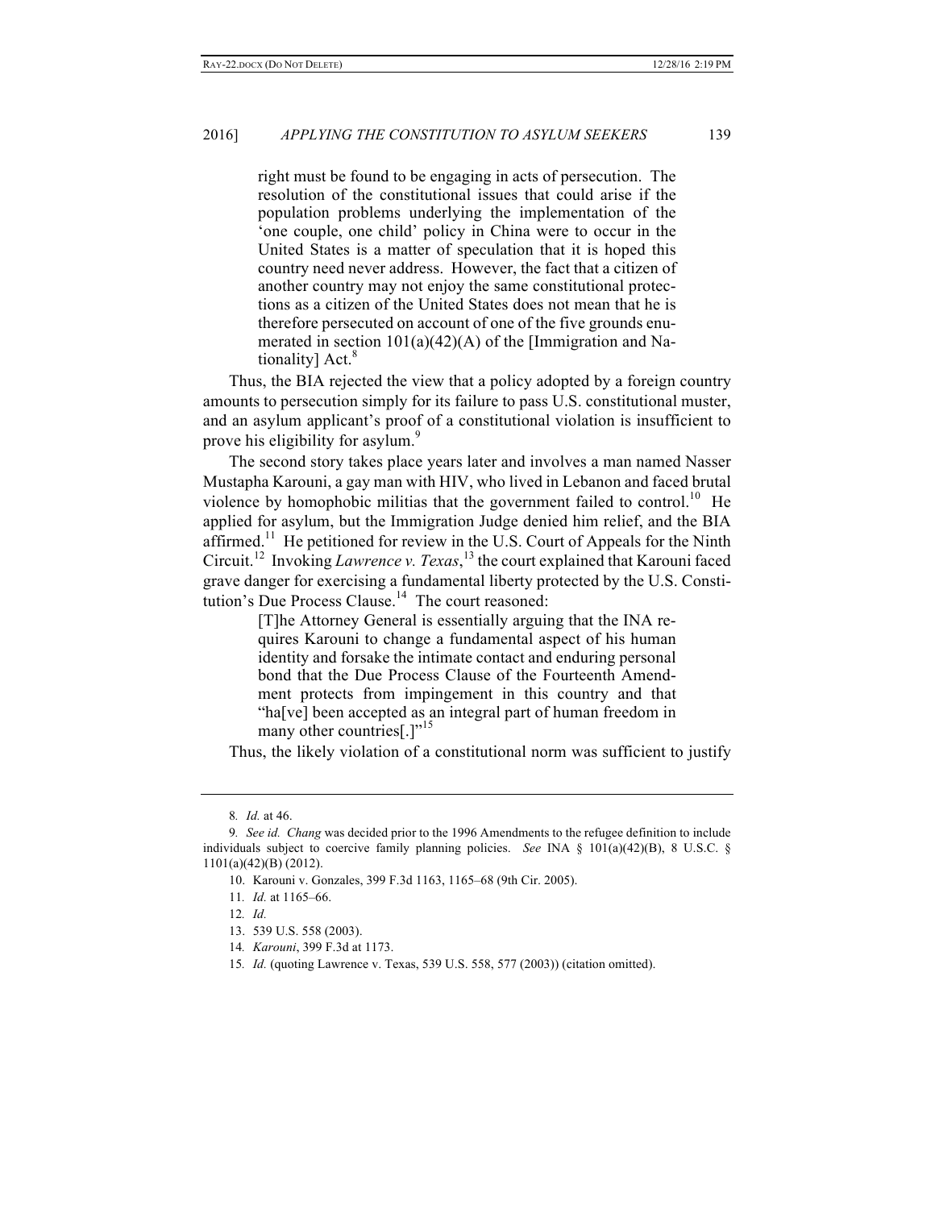> right must be found to be engaging in acts of persecution. The resolution of the constitutional issues that could arise if the population problems underlying the implementation of the 'one couple, one child' policy in China were to occur in the United States is a matter of speculation that it is hoped this country need never address. However, the fact that a citizen of another country may not enjoy the same constitutional protections as a citizen of the United States does not mean that he is therefore persecuted on account of one of the five grounds enumerated in section 101(a)(42)(A) of the [Immigration and Nationality] Act.[8]

Thus, the BIA rejected the view that a policy adopted by a foreign country amounts to persecution simply for its failure to pass U.S. constitutional muster, and an asylum applicant's proof of a constitutional violation is insufficient to prove his eligibility for asylum.[9]

The second story takes place years later and involves a man named Nasser Mustapha Karouni, a gay man with HIV, who lived in Lebanon and faced brutal violence by homophobic militias that the government failed to control.[10] He applied for asylum, but the Immigration Judge denied him relief, and the BIA affirmed.[11] He petitioned for review in the U.S. Court of Appeals for the Ninth Circuit.[12] Invoking *Lawrence v. Texas*,[13] the court explained that Karouni faced grave danger for exercising a fundamental liberty protected by the U.S. Constitution's Due Process Clause.[14] The court reasoned:

> [T]he Attorney General is essentially arguing that the INA requires Karouni to change a fundamental aspect of his human identity and forsake the intimate contact and enduring personal bond that the Due Process Clause of the Fourteenth Amendment protects from impingement in this country and that "ha[ve] been accepted as an integral part of human freedom in many other countries[.]"[15]

Thus, the likely violation of a constitutional norm was sufficient to justify

---

8. *Id.* at 46.

9. *See id. Chang* was decided prior to the 1996 Amendments to the refugee definition to include individuals subject to coercive family planning policies. *See* INA § 101(a)(42)(B), 8 U.S.C. § 1101(a)(42)(B) (2012).

10. Karouni v. Gonzales, 399 F.3d 1163, 1165–68 (9th Cir. 2005).

11. *Id.* at 1165–66.

12. *Id.*

13. 539 U.S. 558 (2003).

14. *Karouni*, 399 F.3d at 1173.

15. *Id.* (quoting Lawrence v. Texas, 539 U.S. 558, 577 (2003)) (citation omitted).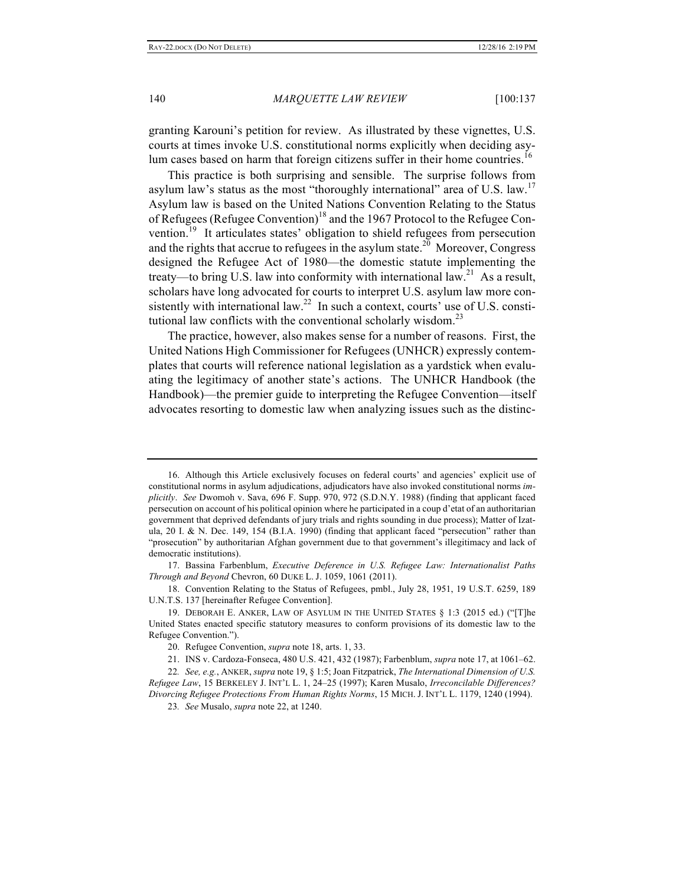granting Karouni's petition for review. As illustrated by these vignettes, U.S. courts at times invoke U.S. constitutional norms explicitly when deciding asylum cases based on harm that foreign citizens suffer in their home countries.[16]

This practice is both surprising and sensible. The surprise follows from asylum law's status as the most "thoroughly international" area of U.S. law.[17] Asylum law is based on the United Nations Convention Relating to the Status of Refugees (Refugee Convention)[18] and the 1967 Protocol to the Refugee Convention.[19] It articulates states' obligation to shield refugees from persecution and the rights that accrue to refugees in the asylum state.[20] Moreover, Congress designed the Refugee Act of 1980—the domestic statute implementing the treaty—to bring U.S. law into conformity with international law.[21] As a result, scholars have long advocated for courts to interpret U.S. asylum law more consistently with international law.[22] In such a context, courts' use of U.S. constitutional law conflicts with the conventional scholarly wisdom.[23]

The practice, however, also makes sense for a number of reasons. First, the United Nations High Commissioner for Refugees (UNHCR) expressly contemplates that courts will reference national legislation as a yardstick when evaluating the legitimacy of another state's actions. The UNHCR Handbook (the Handbook)—the premier guide to interpreting the Refugee Convention—itself advocates resorting to domestic law when analyzing issues such as the distinc-

---

16. Although this Article exclusively focuses on federal courts' and agencies' explicit use of constitutional norms in asylum adjudications, adjudicators have also invoked constitutional norms *implicitly*. *See* Dwomoh v. Sava, 696 F. Supp. 970, 972 (S.D.N.Y. 1988) (finding that applicant faced persecution on account of his political opinion where he participated in a coup d'etat of an authoritarian government that deprived defendants of jury trials and rights sounding in due process); Matter of Izatula, 20 I. & N. Dec. 149, 154 (B.I.A. 1990) (finding that applicant faced "persecution" rather than "prosecution" by authoritarian Afghan government due to that government's illegitimacy and lack of democratic institutions).

17. Bassina Farbenblum, *Executive Deference in U.S. Refugee Law: Internationalist Paths Through and Beyond* Chevron, 60 DUKE L. J. 1059, 1061 (2011).

18. Convention Relating to the Status of Refugees, pmbl., July 28, 1951, 19 U.S.T. 6259, 189 U.N.T.S. 137 [hereinafter Refugee Convention].

19. DEBORAH E. ANKER, LAW OF ASYLUM IN THE UNITED STATES § 1:3 (2015 ed.) ("[T]he United States enacted specific statutory measures to conform provisions of its domestic law to the Refugee Convention.").

20. Refugee Convention, *supra* note 18, arts. 1, 33.

21. INS v. Cardoza-Fonseca, 480 U.S. 421, 432 (1987); Farbenblum, *supra* note 17, at 1061–62.

22. *See, e.g.*, ANKER, *supra* note 19, § 1:5; Joan Fitzpatrick, *The International Dimension of U.S. Refugee Law*, 15 BERKELEY J. INT'L L. 1, 24–25 (1997); Karen Musalo, *Irreconcilable Differences? Divorcing Refugee Protections From Human Rights Norms*, 15 MICH. J. INT'L L. 1179, 1240 (1994).

23. *See* Musalo, *supra* note 22, at 1240.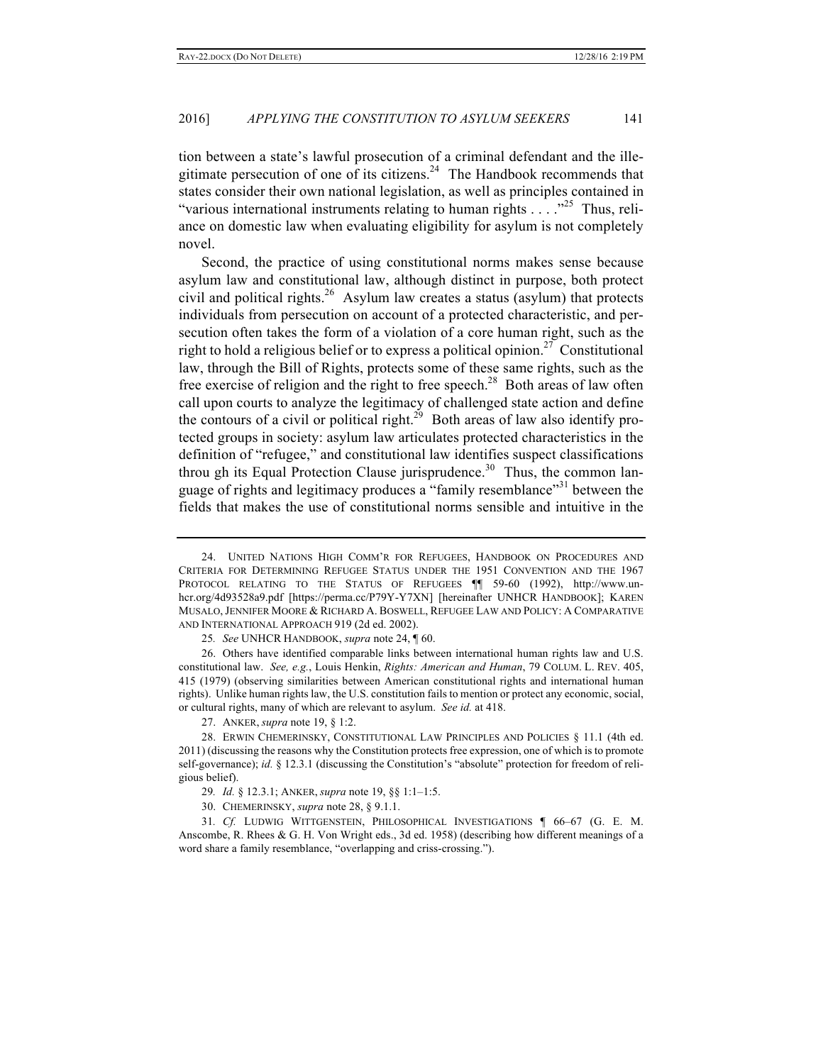tion between a state's lawful prosecution of a criminal defendant and the illegitimate persecution of one of its citizens.[24] The Handbook recommends that states consider their own national legislation, as well as principles contained in "various international instruments relating to human rights . . . ."[25] Thus, reliance on domestic law when evaluating eligibility for asylum is not completely novel.

Second, the practice of using constitutional norms makes sense because asylum law and constitutional law, although distinct in purpose, both protect civil and political rights.[26] Asylum law creates a status (asylum) that protects individuals from persecution on account of a protected characteristic, and persecution often takes the form of a violation of a core human right, such as the right to hold a religious belief or to express a political opinion.[27] Constitutional law, through the Bill of Rights, protects some of these same rights, such as the free exercise of religion and the right to free speech.[28] Both areas of law often call upon courts to analyze the legitimacy of challenged state action and define the contours of a civil or political right.[29] Both areas of law also identify protected groups in society: asylum law articulates protected characteristics in the definition of "refugee," and constitutional law identifies suspect classifications throu gh its Equal Protection Clause jurisprudence.[30] Thus, the common language of rights and legitimacy produces a "family resemblance"[31] between the fields that makes the use of constitutional norms sensible and intuitive in the

---

24. UNITED NATIONS HIGH COMM'R FOR REFUGEES, HANDBOOK ON PROCEDURES AND CRITERIA FOR DETERMINING REFUGEE STATUS UNDER THE 1951 CONVENTION AND THE 1967 PROTOCOL RELATING TO THE STATUS OF REFUGEES ¶¶ 59-60 (1992), http://www.unhcr.org/4d93528a9.pdf [https://perma.cc/P79Y-Y7XN] [hereinafter UNHCR HANDBOOK]; KAREN MUSALO, JENNIFER MOORE & RICHARD A. BOSWELL, REFUGEE LAW AND POLICY: A COMPARATIVE AND INTERNATIONAL APPROACH 919 (2d ed. 2002).

25. *See* UNHCR HANDBOOK, *supra* note 24, ¶ 60.

26. Others have identified comparable links between international human rights law and U.S. constitutional law. *See, e.g.*, Louis Henkin, *Rights: American and Human*, 79 COLUM. L. REV. 405, 415 (1979) (observing similarities between American constitutional rights and international human rights). Unlike human rights law, the U.S. constitution fails to mention or protect any economic, social, or cultural rights, many of which are relevant to asylum. *See id.* at 418.

27. ANKER, *supra* note 19, § 1:2.

28. ERWIN CHEMERINSKY, CONSTITUTIONAL LAW PRINCIPLES AND POLICIES § 11.1 (4th ed. 2011) (discussing the reasons why the Constitution protects free expression, one of which is to promote self-governance); *id.* § 12.3.1 (discussing the Constitution's "absolute" protection for freedom of religious belief).

29. *Id.* § 12.3.1; ANKER, *supra* note 19, §§ 1:1–1:5.

30. CHEMERINSKY, *supra* note 28, § 9.1.1.

31. *Cf.* LUDWIG WITTGENSTEIN, PHILOSOPHICAL INVESTIGATIONS ¶ 66–67 (G. E. M. Anscombe, R. Rhees & G. H. Von Wright eds., 3d ed. 1958) (describing how different meanings of a word share a family resemblance, "overlapping and criss-crossing.").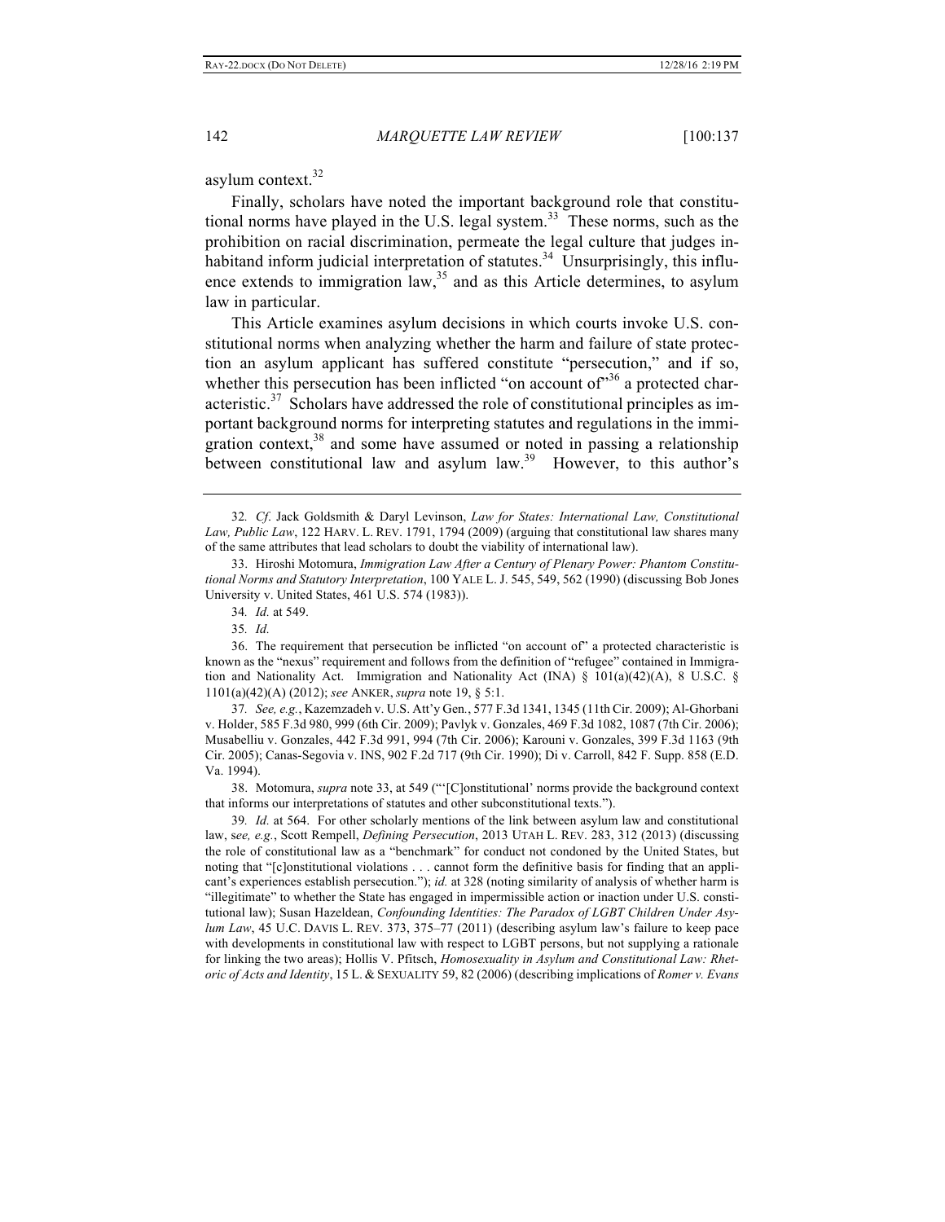asylum context.[32]

Finally, scholars have noted the important background role that constitutional norms have played in the U.S. legal system.[33] These norms, such as the prohibition on racial discrimination, permeate the legal culture that judges inhabitand inform judicial interpretation of statutes.[34] Unsurprisingly, this influence extends to immigration law,[35] and as this Article determines, to asylum law in particular.

This Article examines asylum decisions in which courts invoke U.S. constitutional norms when analyzing whether the harm and failure of state protection an asylum applicant has suffered constitute "persecution," and if so, whether this persecution has been inflicted "on account of"[36] a protected characteristic.[37] Scholars have addressed the role of constitutional principles as important background norms for interpreting statutes and regulations in the immigration context,[38] and some have assumed or noted in passing a relationship between constitutional law and asylum law.[39] However, to this author's

---

32. *Cf.* Jack Goldsmith & Daryl Levinson, *Law for States: International Law, Constitutional Law, Public Law*, 122 HARV. L. REV. 1791, 1794 (2009) (arguing that constitutional law shares many of the same attributes that lead scholars to doubt the viability of international law).

33. Hiroshi Motomura, *Immigration Law After a Century of Plenary Power: Phantom Constitutional Norms and Statutory Interpretation*, 100 YALE L. J. 545, 549, 562 (1990) (discussing Bob Jones University v. United States, 461 U.S. 574 (1983)).

34. *Id.* at 549.

35. *Id.*

36. The requirement that persecution be inflicted "on account of" a protected characteristic is known as the "nexus" requirement and follows from the definition of "refugee" contained in Immigration and Nationality Act. Immigration and Nationality Act (INA) § 101(a)(42)(A), 8 U.S.C. § 1101(a)(42)(A) (2012); *see* ANKER, *supra* note 19, § 5:1.

37. *See, e.g.*, Kazemzadeh v. U.S. Att'y Gen., 577 F.3d 1341, 1345 (11th Cir. 2009); Al-Ghorbani v. Holder, 585 F.3d 980, 999 (6th Cir. 2009); Pavlyk v. Gonzales, 469 F.3d 1082, 1087 (7th Cir. 2006); Musabelliu v. Gonzales, 442 F.3d 991, 994 (7th Cir. 2006); Karouni v. Gonzales, 399 F.3d 1163 (9th Cir. 2005); Canas-Segovia v. INS, 902 F.2d 717 (9th Cir. 1990); Di v. Carroll, 842 F. Supp. 858 (E.D. Va. 1994).

38. Motomura, *supra* note 33, at 549 ("'[C]onstitutional' norms provide the background context that informs our interpretations of statutes and other subconstitutional texts.").

39. *Id.* at 564. For other scholarly mentions of the link between asylum law and constitutional law, s*ee, e.g.*, Scott Rempell, *Defining Persecution*, 2013 UTAH L. REV. 283, 312 (2013) (discussing the role of constitutional law as a "benchmark" for conduct not condoned by the United States, but noting that "[c]onstitutional violations . . . cannot form the definitive basis for finding that an applicant's experiences establish persecution."); *id.* at 328 (noting similarity of analysis of whether harm is "illegitimate" to whether the State has engaged in impermissible action or inaction under U.S. constitutional law); Susan Hazeldean, *Confounding Identities: The Paradox of LGBT Children Under Asylum Law*, 45 U.C. DAVIS L. REV. 373, 375–77 (2011) (describing asylum law's failure to keep pace with developments in constitutional law with respect to LGBT persons, but not supplying a rationale for linking the two areas); Hollis V. Pfitsch, *Homosexuality in Asylum and Constitutional Law: Rhetoric of Acts and Identity*, 15 L. & SEXUALITY 59, 82 (2006) (describing implications of *Romer v. Evans*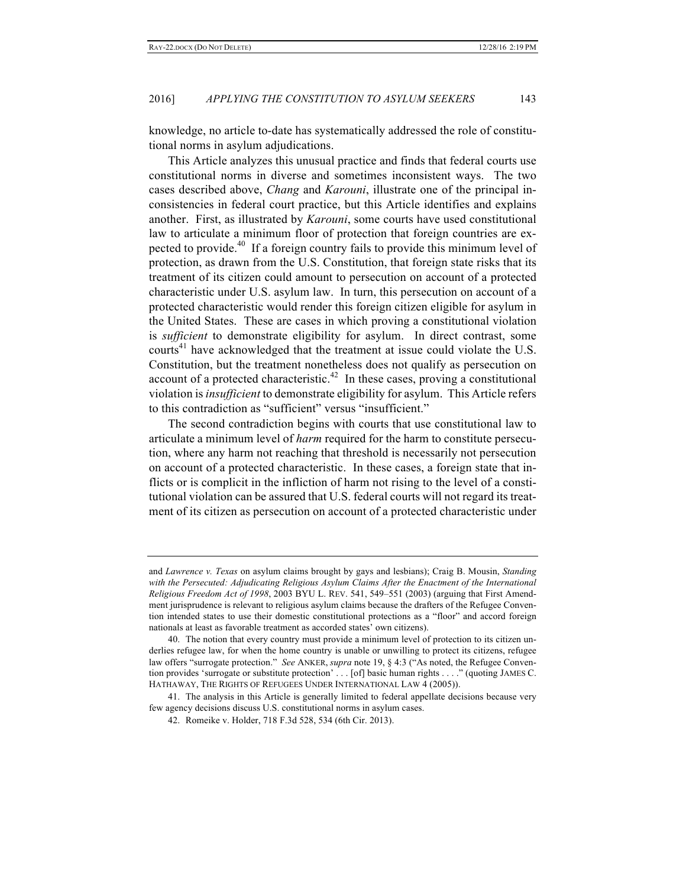knowledge, no article to-date has systematically addressed the role of constitutional norms in asylum adjudications.

This Article analyzes this unusual practice and finds that federal courts use constitutional norms in diverse and sometimes inconsistent ways. The two cases described above, *Chang* and *Karouni*, illustrate one of the principal inconsistencies in federal court practice, but this Article identifies and explains another. First, as illustrated by *Karouni*, some courts have used constitutional law to articulate a minimum floor of protection that foreign countries are expected to provide.[40] If a foreign country fails to provide this minimum level of protection, as drawn from the U.S. Constitution, that foreign state risks that its treatment of its citizen could amount to persecution on account of a protected characteristic under U.S. asylum law. In turn, this persecution on account of a protected characteristic would render this foreign citizen eligible for asylum in the United States. These are cases in which proving a constitutional violation is *sufficient* to demonstrate eligibility for asylum. In direct contrast, some courts[41] have acknowledged that the treatment at issue could violate the U.S. Constitution, but the treatment nonetheless does not qualify as persecution on account of a protected characteristic.[42] In these cases, proving a constitutional violation is *insufficient* to demonstrate eligibility for asylum. This Article refers to this contradiction as "sufficient" versus "insufficient."

The second contradiction begins with courts that use constitutional law to articulate a minimum level of *harm* required for the harm to constitute persecution, where any harm not reaching that threshold is necessarily not persecution on account of a protected characteristic. In these cases, a foreign state that inflicts or is complicit in the infliction of harm not rising to the level of a constitutional violation can be assured that U.S. federal courts will not regard its treatment of its citizen as persecution on account of a protected characteristic under

---

and *Lawrence v. Texas* on asylum claims brought by gays and lesbians); Craig B. Mousin, *Standing with the Persecuted: Adjudicating Religious Asylum Claims After the Enactment of the International Religious Freedom Act of 1998*, 2003 BYU L. REV. 541, 549–551 (2003) (arguing that First Amendment jurisprudence is relevant to religious asylum claims because the drafters of the Refugee Convention intended states to use their domestic constitutional protections as a "floor" and accord foreign nationals at least as favorable treatment as accorded states' own citizens).

40. The notion that every country must provide a minimum level of protection to its citizen underlies refugee law, for when the home country is unable or unwilling to protect its citizens, refugee law offers "surrogate protection." *See* ANKER, *supra* note 19, § 4:3 ("As noted, the Refugee Convention provides 'surrogate or substitute protection' . . . [of] basic human rights . . . ." (quoting JAMES C. HATHAWAY, THE RIGHTS OF REFUGEES UNDER INTERNATIONAL LAW 4 (2005)).

41. The analysis in this Article is generally limited to federal appellate decisions because very few agency decisions discuss U.S. constitutional norms in asylum cases.

42. Romeike v. Holder, 718 F.3d 528, 534 (6th Cir. 2013).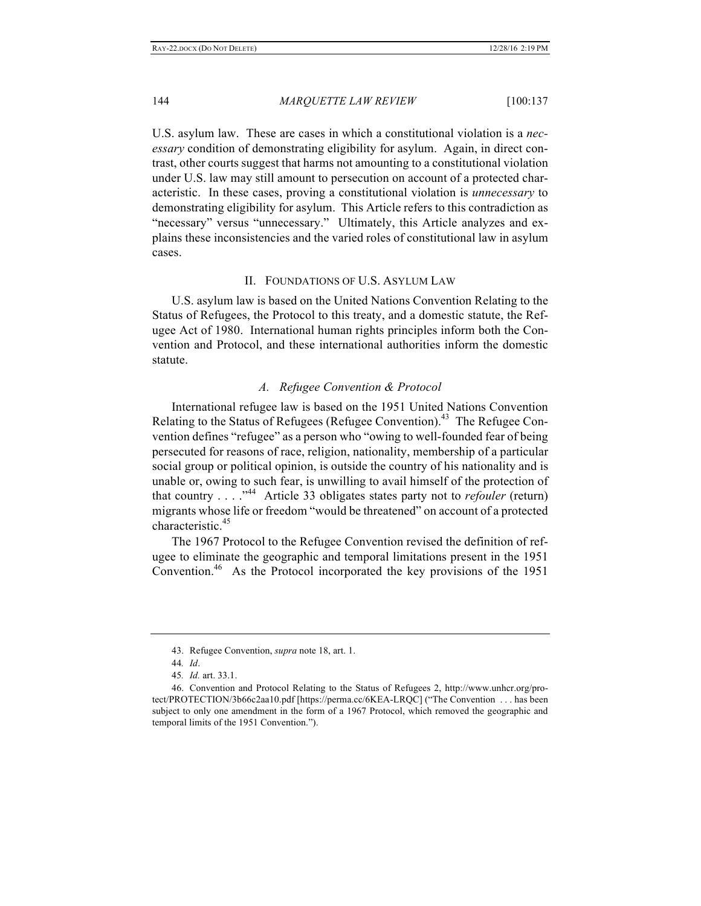U.S. asylum law. These are cases in which a constitutional violation is a *necessary* condition of demonstrating eligibility for asylum. Again, in direct contrast, other courts suggest that harms not amounting to a constitutional violation under U.S. law may still amount to persecution on account of a protected characteristic. In these cases, proving a constitutional violation is *unnecessary* to demonstrating eligibility for asylum. This Article refers to this contradiction as "necessary" versus "unnecessary." Ultimately, this Article analyzes and explains these inconsistencies and the varied roles of constitutional law in asylum cases.

## II. FOUNDATIONS OF U.S. ASYLUM LAW

U.S. asylum law is based on the United Nations Convention Relating to the Status of Refugees, the Protocol to this treaty, and a domestic statute, the Refugee Act of 1980. International human rights principles inform both the Convention and Protocol, and these international authorities inform the domestic statute.

### *A. Refugee Convention & Protocol*

International refugee law is based on the 1951 United Nations Convention Relating to the Status of Refugees (Refugee Convention).[43] The Refugee Convention defines "refugee" as a person who "owing to well-founded fear of being persecuted for reasons of race, religion, nationality, membership of a particular social group or political opinion, is outside the country of his nationality and is unable or, owing to such fear, is unwilling to avail himself of the protection of that country . . . ."[44] Article 33 obligates states party not to *refouler* (return) migrants whose life or freedom "would be threatened" on account of a protected characteristic.[45]

The 1967 Protocol to the Refugee Convention revised the definition of refugee to eliminate the geographic and temporal limitations present in the 1951 Convention.[46] As the Protocol incorporated the key provisions of the 1951

---

43. Refugee Convention, *supra* note 18, art. 1.

44. *Id*.

45. *Id.* art. 33.1.

46. Convention and Protocol Relating to the Status of Refugees 2, http://www.unhcr.org/protect/PROTECTION/3b66c2aa10.pdf [https://perma.cc/6KEA-LRQC] ("The Convention . . . has been subject to only one amendment in the form of a 1967 Protocol, which removed the geographic and temporal limits of the 1951 Convention.").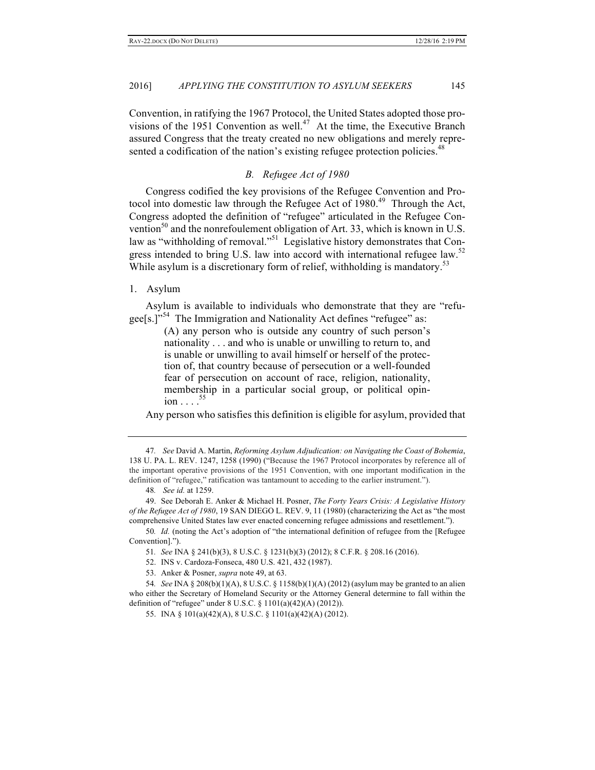Convention, in ratifying the 1967 Protocol, the United States adopted those provisions of the 1951 Convention as well.[47] At the time, the Executive Branch assured Congress that the treaty created no new obligations and merely represented a codification of the nation's existing refugee protection policies.[48]

### *B. Refugee Act of 1980*

Congress codified the key provisions of the Refugee Convention and Protocol into domestic law through the Refugee Act of 1980.[49] Through the Act, Congress adopted the definition of "refugee" articulated in the Refugee Convention[50] and the nonrefoulement obligation of Art. 33, which is known in U.S. law as "withholding of removal."[51] Legislative history demonstrates that Congress intended to bring U.S. law into accord with international refugee law.[52] While asylum is a discretionary form of relief, withholding is mandatory.[53]

#### 1. Asylum

Asylum is available to individuals who demonstrate that they are "refugee[s.]"[54] The Immigration and Nationality Act defines "refugee" as:

> (A) any person who is outside any country of such person's nationality . . . and who is unable or unwilling to return to, and is unable or unwilling to avail himself or herself of the protection of, that country because of persecution or a well-founded fear of persecution on account of race, religion, nationality, membership in a particular social group, or political opinion . . . .[55]

Any person who satisfies this definition is eligible for asylum, provided that

---

47. *See* David A. Martin, *Reforming Asylum Adjudication: on Navigating the Coast of Bohemia*, 138 U. PA. L. REV. 1247, 1258 (1990) ("Because the 1967 Protocol incorporates by reference all of the important operative provisions of the 1951 Convention, with one important modification in the definition of "refugee," ratification was tantamount to acceding to the earlier instrument.").

48. *See id.* at 1259.

49. See Deborah E. Anker & Michael H. Posner, *The Forty Years Crisis: A Legislative History of the Refugee Act of 1980*, 19 SAN DIEGO L. REV. 9, 11 (1980) (characterizing the Act as "the most comprehensive United States law ever enacted concerning refugee admissions and resettlement.").

50. *Id.* (noting the Act's adoption of "the international definition of refugee from the [Refugee Convention].").

51. *See* INA § 241(b)(3), 8 U.S.C. § 1231(b)(3) (2012); 8 C.F.R. § 208.16 (2016).

52. INS v. Cardoza-Fonseca, 480 U.S. 421, 432 (1987).

53. Anker & Posner, *supra* note 49, at 63.

54. *See* INA § 208(b)(1)(A), 8 U.S.C. § 1158(b)(1)(A) (2012) (asylum may be granted to an alien who either the Secretary of Homeland Security or the Attorney General determine to fall within the definition of "refugee" under 8 U.S.C. § 1101(a)(42)(A) (2012)).

55. INA § 101(a)(42)(A), 8 U.S.C. § 1101(a)(42)(A) (2012).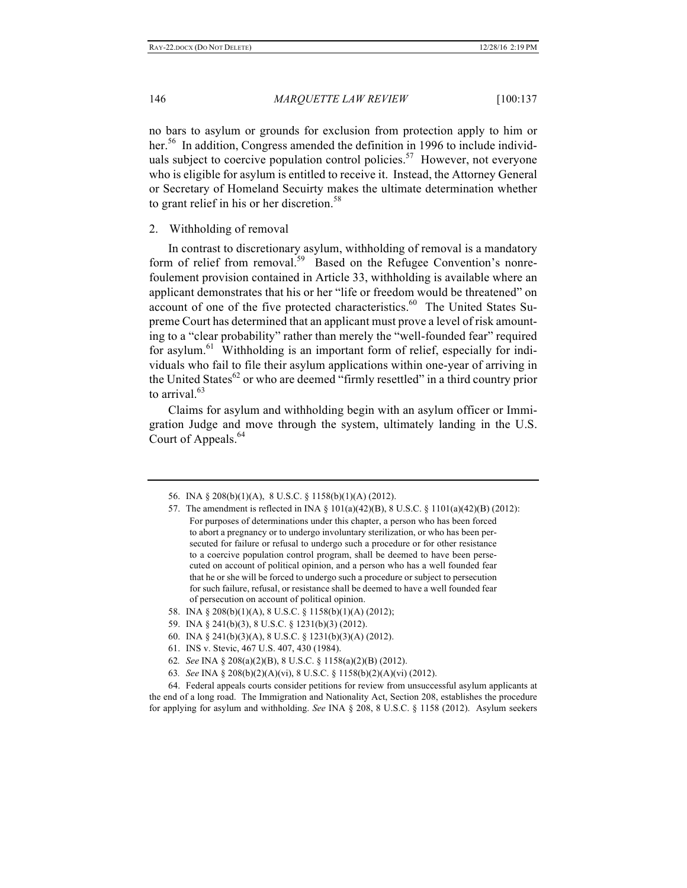no bars to asylum or grounds for exclusion from protection apply to him or her.[56] In addition, Congress amended the definition in 1996 to include individuals subject to coercive population control policies.[57] However, not everyone who is eligible for asylum is entitled to receive it. Instead, the Attorney General or Secretary of Homeland Secuirty makes the ultimate determination whether to grant relief in his or her discretion.[58]

### 2. Withholding of removal

In contrast to discretionary asylum, withholding of removal is a mandatory form of relief from removal.[59] Based on the Refugee Convention's nonrefoulement provision contained in Article 33, withholding is available where an applicant demonstrates that his or her "life or freedom would be threatened" on account of one of the five protected characteristics.[60] The United States Supreme Court has determined that an applicant must prove a level of risk amounting to a "clear probability" rather than merely the "well-founded fear" required for asylum.[61] Withholding is an important form of relief, especially for individuals who fail to file their asylum applications within one-year of arriving in the United States[62] or who are deemed "firmly resettled" in a third country prior to arrival.[63]

Claims for asylum and withholding begin with an asylum officer or Immigration Judge and move through the system, ultimately landing in the U.S. Court of Appeals.[64]

---

56. INA § 208(b)(1)(A), 8 U.S.C. § 1158(b)(1)(A) (2012).

57. The amendment is reflected in INA § 101(a)(42)(B), 8 U.S.C. § 1101(a)(42)(B) (2012):

> For purposes of determinations under this chapter, a person who has been forced to abort a pregnancy or to undergo involuntary sterilization, or who has been persecuted for failure or refusal to undergo such a procedure or for other resistance to a coercive population control program, shall be deemed to have been persecuted on account of political opinion, and a person who has a well founded fear that he or she will be forced to undergo such a procedure or subject to persecution for such failure, refusal, or resistance shall be deemed to have a well founded fear of persecution on account of political opinion.

58. INA § 208(b)(1)(A), 8 U.S.C. § 1158(b)(1)(A) (2012);

59. INA § 241(b)(3), 8 U.S.C. § 1231(b)(3) (2012).

60. INA § 241(b)(3)(A), 8 U.S.C. § 1231(b)(3)(A) (2012).

61. INS v. Stevic, 467 U.S. 407, 430 (1984).

62. *See* INA § 208(a)(2)(B), 8 U.S.C. § 1158(a)(2)(B) (2012).

63. *See* INA § 208(b)(2)(A)(vi), 8 U.S.C. § 1158(b)(2)(A)(vi) (2012).

64. Federal appeals courts consider petitions for review from unsuccessful asylum applicants at the end of a long road. The Immigration and Nationality Act, Section 208, establishes the procedure for applying for asylum and withholding. *See* INA § 208, 8 U.S.C. § 1158 (2012). Asylum seekers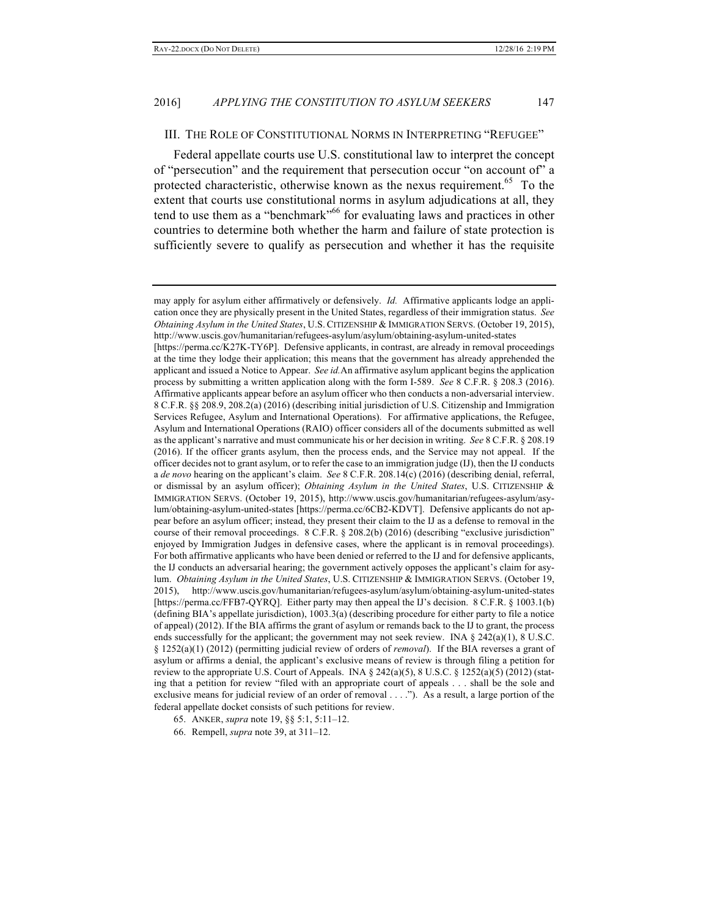## III. THE ROLE OF CONSTITUTIONAL NORMS IN INTERPRETING "REFUGEE"

Federal appellate courts use U.S. constitutional law to interpret the concept of "persecution" and the requirement that persecution occur "on account of" a protected characteristic, otherwise known as the nexus requirement.[65] To the extent that courts use constitutional norms in asylum adjudications at all, they tend to use them as a "benchmark"[66] for evaluating laws and practices in other countries to determine both whether the harm and failure of state protection is sufficiently severe to qualify as persecution and whether it has the requisite

---

may apply for asylum either affirmatively or defensively. *Id.* Affirmative applicants lodge an application once they are physically present in the United States, regardless of their immigration status. *See Obtaining Asylum in the United States*, U.S. CITIZENSHIP & IMMIGRATION SERVS. (October 19, 2015), http://www.uscis.gov/humanitarian/refugees-asylum/asylum/obtaining-asylum-united-states [https://perma.cc/K27K-TY6P]. Defensive applicants, in contrast, are already in removal proceedings at the time they lodge their application; this means that the government has already apprehended the applicant and issued a Notice to Appear. *See id.*An affirmative asylum applicant begins the application process by submitting a written application along with the form I-589. *See* 8 C.F.R. § 208.3 (2016). Affirmative applicants appear before an asylum officer who then conducts a non-adversarial interview. 8 C.F.R. §§ 208.9, 208.2(a) (2016) (describing initial jurisdiction of U.S. Citizenship and Immigration Services Refugee, Asylum and International Operations). For affirmative applications, the Refugee, Asylum and International Operations (RAIO) officer considers all of the documents submitted as well as the applicant's narrative and must communicate his or her decision in writing. *See* 8 C.F.R. § 208.19 (2016). If the officer grants asylum, then the process ends, and the Service may not appeal. If the officer decides not to grant asylum, or to refer the case to an immigration judge (IJ), then the IJ conducts a *de novo* hearing on the applicant's claim. *See* 8 C.F.R. 208.14(c) (2016) (describing denial, referral, or dismissal by an asylum officer); *Obtaining Asylum in the United States*, U.S. CITIZENSHIP & IMMIGRATION SERVS. (October 19, 2015), http://www.uscis.gov/humanitarian/refugees-asylum/asylum/obtaining-asylum-united-states [https://perma.cc/6CB2-KDVT]. Defensive applicants do not appear before an asylum officer; instead, they present their claim to the IJ as a defense to removal in the course of their removal proceedings. 8 C.F.R. § 208.2(b) (2016) (describing "exclusive jurisdiction" enjoyed by Immigration Judges in defensive cases, where the applicant is in removal proceedings). For both affirmative applicants who have been denied or referred to the IJ and for defensive applicants, the IJ conducts an adversarial hearing; the government actively opposes the applicant's claim for asylum. *Obtaining Asylum in the United States*, U.S. CITIZENSHIP & IMMIGRATION SERVS. (October 19, 2015), http://www.uscis.gov/humanitarian/refugees-asylum/asylum/obtaining-asylum-united-states [https://perma.cc/FFB7-QYRQ]. Either party may then appeal the IJ's decision. 8 C.F.R. § 1003.1(b) (defining BIA's appellate jurisdiction), 1003.3(a) (describing procedure for either party to file a notice of appeal) (2012). If the BIA affirms the grant of asylum or remands back to the IJ to grant, the process ends successfully for the applicant; the government may not seek review. INA § 242(a)(1), 8 U.S.C. § 1252(a)(1) (2012) (permitting judicial review of orders of *removal*). If the BIA reverses a grant of asylum or affirms a denial, the applicant's exclusive means of review is through filing a petition for review to the appropriate U.S. Court of Appeals. INA § 242(a)(5), 8 U.S.C. § 1252(a)(5) (2012) (stating that a petition for review "filed with an appropriate court of appeals . . . shall be the sole and exclusive means for judicial review of an order of removal . . . ."). As a result, a large portion of the federal appellate docket consists of such petitions for review.

65. ANKER, *supra* note 19, §§ 5:1, 5:11–12.

66. Rempell, *supra* note 39, at 311–12.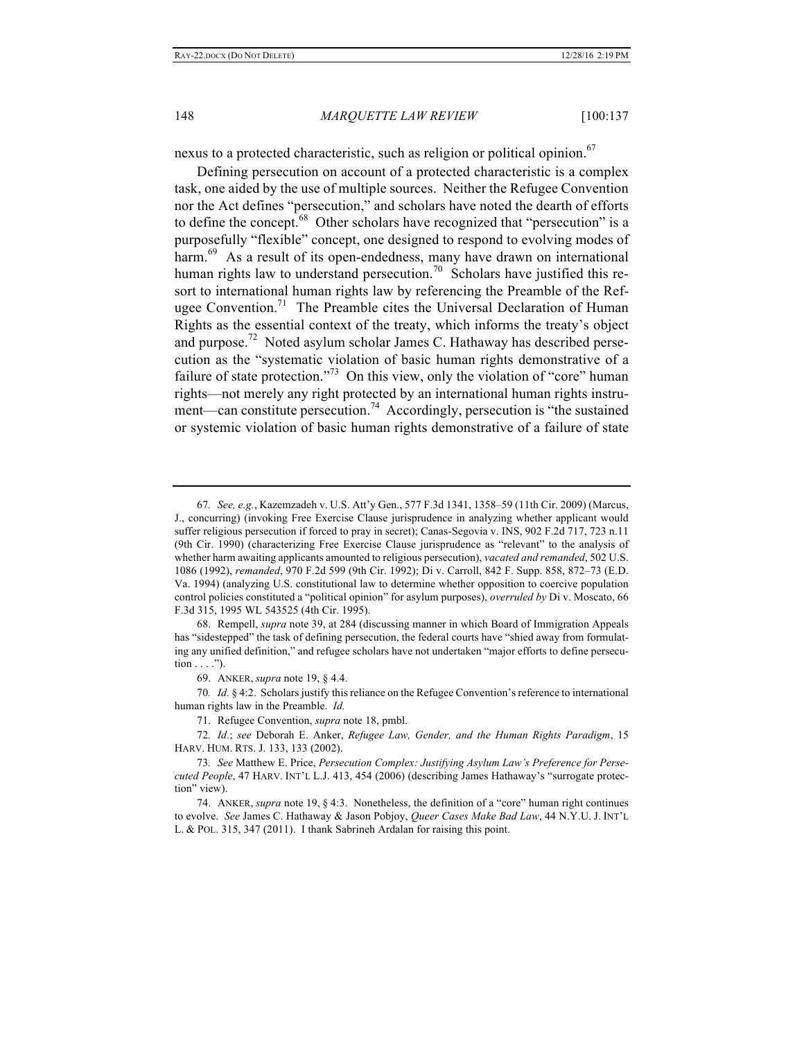nexus to a protected characteristic, such as religion or political opinion.[67]

Defining persecution on account of a protected characteristic is a complex task, one aided by the use of multiple sources. Neither the Refugee Convention nor the Act defines "persecution," and scholars have noted the dearth of efforts to define the concept.[68] Other scholars have recognized that "persecution" is a purposefully "flexible" concept, one designed to respond to evolving modes of harm.[69] As a result of its open-endedness, many have drawn on international human rights law to understand persecution.[70] Scholars have justified this resort to international human rights law by referencing the Preamble of the Refugee Convention.[71] The Preamble cites the Universal Declaration of Human Rights as the essential context of the treaty, which informs the treaty's object and purpose.[72] Noted asylum scholar James C. Hathaway has described persecution as the "systematic violation of basic human rights demonstrative of a failure of state protection."[73] On this view, only the violation of "core" human rights—not merely any right protected by an international human rights instrument—can constitute persecution.[74] Accordingly, persecution is "the sustained or systemic violation of basic human rights demonstrative of a failure of state

---

67. *See, e.g.*, Kazemzadeh v. U.S. Att'y Gen., 577 F.3d 1341, 1358–59 (11th Cir. 2009) (Marcus, J., concurring) (invoking Free Exercise Clause jurisprudence in analyzing whether applicant would suffer religious persecution if forced to pray in secret); Canas-Segovia v. INS, 902 F.2d 717, 723 n.11 (9th Cir. 1990) (characterizing Free Exercise Clause jurisprudence as "relevant" to the analysis of whether harm awaiting applicants amounted to religious persecution), *vacated and remanded*, 502 U.S. 1086 (1992), *remanded*, 970 F.2d 599 (9th Cir. 1992); Di v. Carroll, 842 F. Supp. 858, 872–73 (E.D. Va. 1994) (analyzing U.S. constitutional law to determine whether opposition to coercive population control policies constituted a "political opinion" for asylum purposes), *overruled by* Di v. Moscato, 66 F.3d 315, 1995 WL 543525 (4th Cir. 1995).

68. Rempell, *supra* note 39, at 284 (discussing manner in which Board of Immigration Appeals has "sidestepped" the task of defining persecution, the federal courts have "shied away from formulating any unified definition," and refugee scholars have not undertaken "major efforts to define persecution . . . .").

69. ANKER, *supra* note 19, § 4.4.

70. *Id.* § 4:2. Scholars justify this reliance on the Refugee Convention's reference to international human rights law in the Preamble. *Id.*

71. Refugee Convention, *supra* note 18, pmbl.

72. *Id.*; *see* Deborah E. Anker, *Refugee Law, Gender, and the Human Rights Paradigm*, 15 HARV. HUM. RTS. J. 133, 133 (2002).

73. *See* Matthew E. Price, *Persecution Complex: Justifying Asylum Law's Preference for Persecuted People*, 47 HARV. INT'L L.J. 413, 454 (2006) (describing James Hathaway's "surrogate protection" view).

74. ANKER, *supra* note 19, § 4:3. Nonetheless, the definition of a "core" human right continues to evolve. *See* James C. Hathaway & Jason Pobjoy, *Queer Cases Make Bad Law*, 44 N.Y.U. J. INT'L L. & POL. 315, 347 (2011). I thank Sabrineh Ardalan for raising this point.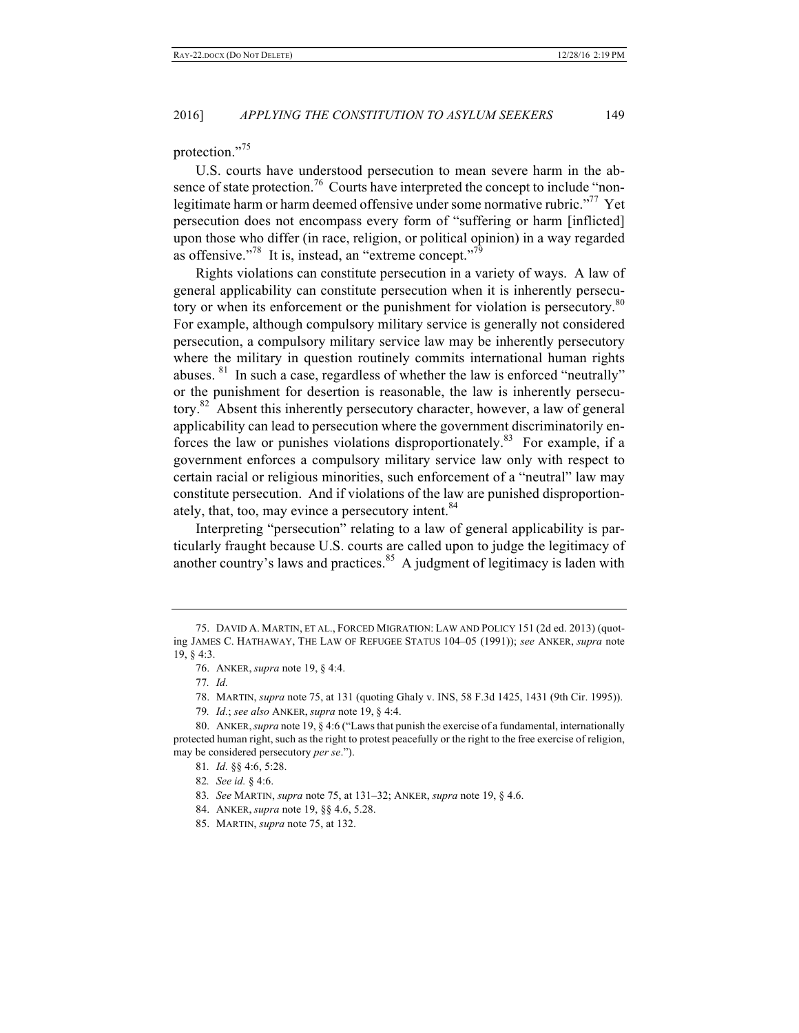protection."[75]

U.S. courts have understood persecution to mean severe harm in the absence of state protection.[76] Courts have interpreted the concept to include "non-legitimate harm or harm deemed offensive under some normative rubric."[77] Yet persecution does not encompass every form of "suffering or harm [inflicted] upon those who differ (in race, religion, or political opinion) in a way regarded as offensive."[78] It is, instead, an "extreme concept."[79]

Rights violations can constitute persecution in a variety of ways. A law of general applicability can constitute persecution when it is inherently persecutory or when its enforcement or the punishment for violation is persecutory.[80] For example, although compulsory military service is generally not considered persecution, a compulsory military service law may be inherently persecutory where the military in question routinely commits international human rights abuses.[81] In such a case, regardless of whether the law is enforced "neutrally" or the punishment for desertion is reasonable, the law is inherently persecutory.[82] Absent this inherently persecutory character, however, a law of general applicability can lead to persecution where the government discriminatorily enforces the law or punishes violations disproportionately.[83] For example, if a government enforces a compulsory military service law only with respect to certain racial or religious minorities, such enforcement of a "neutral" law may constitute persecution. And if violations of the law are punished disproportionately, that, too, may evince a persecutory intent.[84]

Interpreting "persecution" relating to a law of general applicability is particularly fraught because U.S. courts are called upon to judge the legitimacy of another country's laws and practices.[85] A judgment of legitimacy is laden with

---

75. DAVID A. MARTIN, ET AL., FORCED MIGRATION: LAW AND POLICY 151 (2d ed. 2013) (quoting JAMES C. HATHAWAY, THE LAW OF REFUGEE STATUS 104–05 (1991)); *see* ANKER, *supra* note 19, § 4:3.

76. ANKER, *supra* note 19, § 4:4.

77. *Id.*

78. MARTIN, *supra* note 75, at 131 (quoting Ghaly v. INS, 58 F.3d 1425, 1431 (9th Cir. 1995)).

79. *Id.*; *see also* ANKER, *supra* note 19, § 4:4.

80. ANKER, *supra* note 19, § 4:6 ("Laws that punish the exercise of a fundamental, internationally protected human right, such as the right to protest peacefully or the right to the free exercise of religion, may be considered persecutory *per se*.").

81. *Id.* §§ 4:6, 5:28.

82. *See id.* § 4:6.

83. *See* MARTIN, *supra* note 75, at 131–32; ANKER, *supra* note 19, § 4.6.

84. ANKER, *supra* note 19, §§ 4.6, 5.28.

85. MARTIN, *supra* note 75, at 132.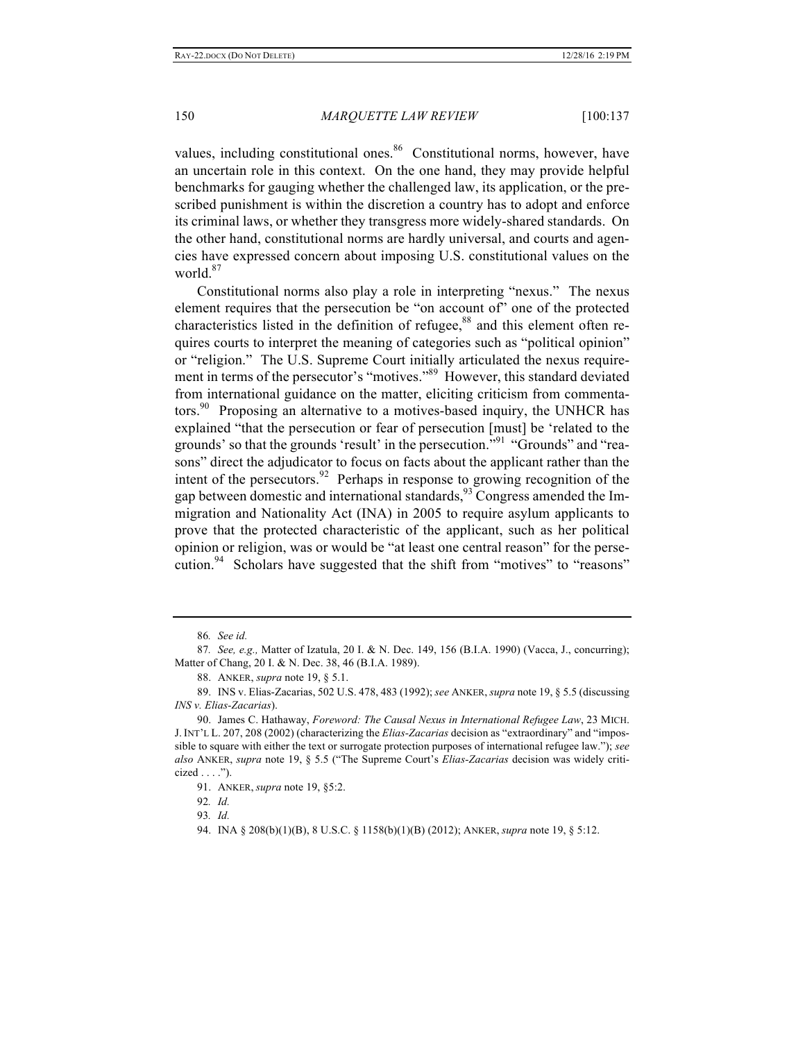values, including constitutional ones.[86] Constitutional norms, however, have an uncertain role in this context. On the one hand, they may provide helpful benchmarks for gauging whether the challenged law, its application, or the prescribed punishment is within the discretion a country has to adopt and enforce its criminal laws, or whether they transgress more widely-shared standards. On the other hand, constitutional norms are hardly universal, and courts and agencies have expressed concern about imposing U.S. constitutional values on the world.[87]

Constitutional norms also play a role in interpreting "nexus." The nexus element requires that the persecution be "on account of" one of the protected characteristics listed in the definition of refugee,[88] and this element often requires courts to interpret the meaning of categories such as "political opinion" or "religion." The U.S. Supreme Court initially articulated the nexus requirement in terms of the persecutor's "motives."[89] However, this standard deviated from international guidance on the matter, eliciting criticism from commentators.[90] Proposing an alternative to a motives-based inquiry, the UNHCR has explained "that the persecution or fear of persecution [must] be 'related to the grounds' so that the grounds 'result' in the persecution."[91] "Grounds" and "reasons" direct the adjudicator to focus on facts about the applicant rather than the intent of the persecutors.[92] Perhaps in response to growing recognition of the gap between domestic and international standards,[93] Congress amended the Immigration and Nationality Act (INA) in 2005 to require asylum applicants to prove that the protected characteristic of the applicant, such as her political opinion or religion, was or would be "at least one central reason" for the persecution.[94] Scholars have suggested that the shift from "motives" to "reasons"

---

86. *See id.*

87. *See, e.g.,* Matter of Izatula, 20 I. & N. Dec. 149, 156 (B.I.A. 1990) (Vacca, J., concurring); Matter of Chang, 20 I. & N. Dec. 38, 46 (B.I.A. 1989).

88. ANKER, *supra* note 19, § 5.1.

89. INS v. Elias-Zacarias, 502 U.S. 478, 483 (1992); *see* ANKER, *supra* note 19, § 5.5 (discussing *INS v. Elias-Zacarias*).

90. James C. Hathaway, *Foreword: The Causal Nexus in International Refugee Law*, 23 MICH. J. INT'L L. 207, 208 (2002) (characterizing the *Elias-Zacarias* decision as "extraordinary" and "impossible to square with either the text or surrogate protection purposes of international refugee law."); *see also* ANKER, *supra* note 19, § 5.5 ("The Supreme Court's *Elias-Zacarias* decision was widely criticized . . . .").

91. ANKER, *supra* note 19, §5:2.

92. *Id.*

93. *Id.*

94. INA § 208(b)(1)(B), 8 U.S.C. § 1158(b)(1)(B) (2012); ANKER, *supra* note 19, § 5:12.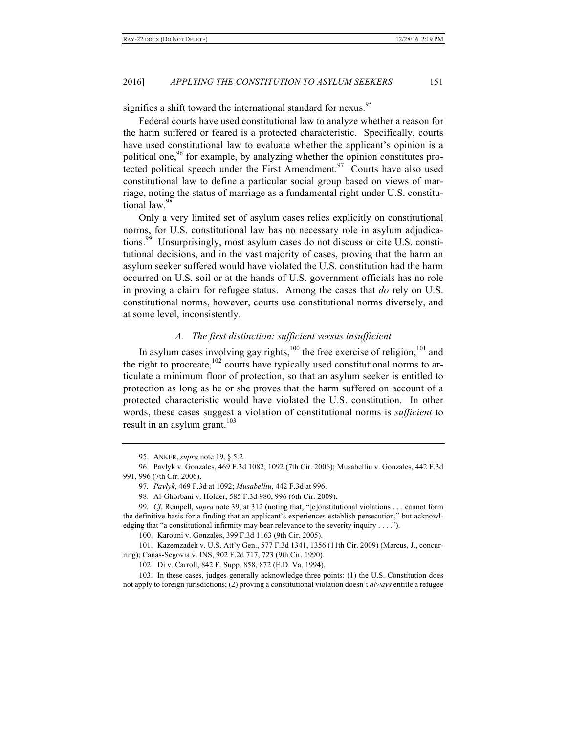signifies a shift toward the international standard for nexus.[95]

Federal courts have used constitutional law to analyze whether a reason for the harm suffered or feared is a protected characteristic. Specifically, courts have used constitutional law to evaluate whether the applicant's opinion is a political one,[96] for example, by analyzing whether the opinion constitutes protected political speech under the First Amendment.[97] Courts have also used constitutional law to define a particular social group based on views of marriage, noting the status of marriage as a fundamental right under U.S. constitutional law.[98]

Only a very limited set of asylum cases relies explicitly on constitutional norms, for U.S. constitutional law has no necessary role in asylum adjudications.[99] Unsurprisingly, most asylum cases do not discuss or cite U.S. constitutional decisions, and in the vast majority of cases, proving that the harm an asylum seeker suffered would have violated the U.S. constitution had the harm occurred on U.S. soil or at the hands of U.S. government officials has no role in proving a claim for refugee status. Among the cases that *do* rely on U.S. constitutional norms, however, courts use constitutional norms diversely, and at some level, inconsistently.

### *A. The first distinction: sufficient versus insufficient*

In asylum cases involving gay rights,[100] the free exercise of religion,[101] and the right to procreate,[102] courts have typically used constitutional norms to articulate a minimum floor of protection, so that an asylum seeker is entitled to protection as long as he or she proves that the harm suffered on account of a protected characteristic would have violated the U.S. constitution. In other words, these cases suggest a violation of constitutional norms is *sufficient* to result in an asylum grant.[103]

---

95. ANKER, *supra* note 19, § 5:2.

96. Pavlyk v. Gonzales, 469 F.3d 1082, 1092 (7th Cir. 2006); Musabelliu v. Gonzales, 442 F.3d 991, 996 (7th Cir. 2006).

97. *Pavlyk*, 469 F.3d at 1092; *Musabelliu*, 442 F.3d at 996.

98. Al-Ghorbani v. Holder, 585 F.3d 980, 996 (6th Cir. 2009).

99. *Cf.* Rempell, *supra* note 39, at 312 (noting that, "[c]onstitutional violations . . . cannot form the definitive basis for a finding that an applicant's experiences establish persecution," but acknowledging that "a constitutional infirmity may bear relevance to the severity inquiry . . . .").

100. Karouni v. Gonzales, 399 F.3d 1163 (9th Cir. 2005).

101. Kazemzadeh v. U.S. Att'y Gen., 577 F.3d 1341, 1356 (11th Cir. 2009) (Marcus, J., concurring); Canas-Segovia v. INS, 902 F.2d 717, 723 (9th Cir. 1990).

102. Di v. Carroll, 842 F. Supp. 858, 872 (E.D. Va. 1994).

103. In these cases, judges generally acknowledge three points: (1) the U.S. Constitution does not apply to foreign jurisdictions; (2) proving a constitutional violation doesn't *always* entitle a refugee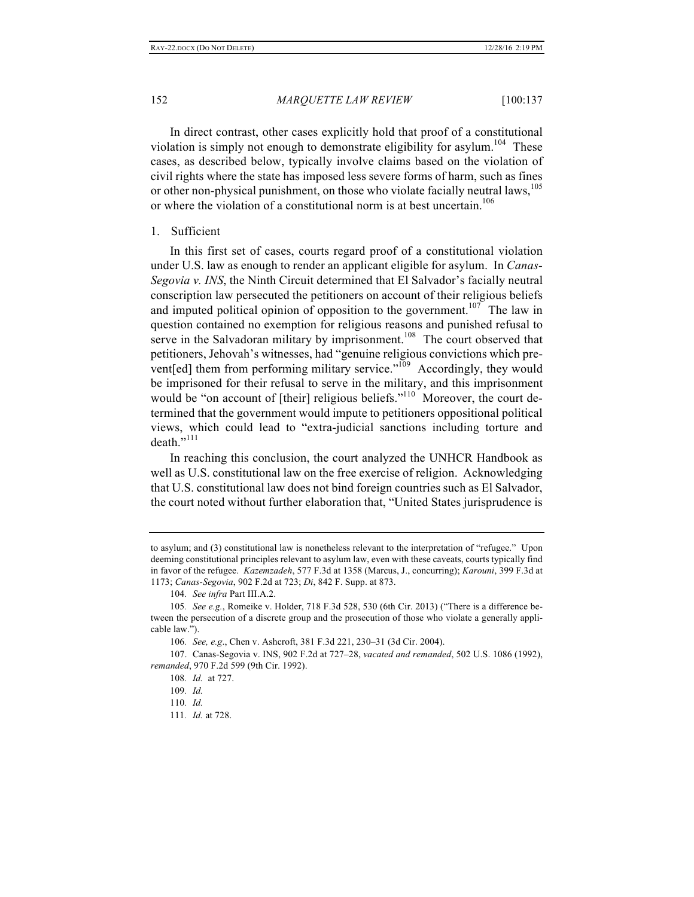In direct contrast, other cases explicitly hold that proof of a constitutional violation is simply not enough to demonstrate eligibility for asylum.[104] These cases, as described below, typically involve claims based on the violation of civil rights where the state has imposed less severe forms of harm, such as fines or other non-physical punishment, on those who violate facially neutral laws,[105] or where the violation of a constitutional norm is at best uncertain.[106]

1. Sufficient

In this first set of cases, courts regard proof of a constitutional violation under U.S. law as enough to render an applicant eligible for asylum. In *Canas-Segovia v. INS*, the Ninth Circuit determined that El Salvador's facially neutral conscription law persecuted the petitioners on account of their religious beliefs and imputed political opinion of opposition to the government.[107] The law in question contained no exemption for religious reasons and punished refusal to serve in the Salvadoran military by imprisonment.[108] The court observed that petitioners, Jehovah's witnesses, had "genuine religious convictions which prevent[ed] them from performing military service."[109] Accordingly, they would be imprisoned for their refusal to serve in the military, and this imprisonment would be "on account of [their] religious beliefs."[110] Moreover, the court determined that the government would impute to petitioners oppositional political views, which could lead to "extra-judicial sanctions including torture and death."[111]

In reaching this conclusion, the court analyzed the UNHCR Handbook as well as U.S. constitutional law on the free exercise of religion. Acknowledging that U.S. constitutional law does not bind foreign countries such as El Salvador, the court noted without further elaboration that, "United States jurisprudence is

---

to asylum; and (3) constitutional law is nonetheless relevant to the interpretation of "refugee." Upon deeming constitutional principles relevant to asylum law, even with these caveats, courts typically find in favor of the refugee. *Kazemzadeh*, 577 F.3d at 1358 (Marcus, J., concurring); *Karouni*, 399 F.3d at 1173; *Canas-Segovia*, 902 F.2d at 723; *Di*, 842 F. Supp. at 873.

104. *See infra* Part III.A.2.

105. *See e.g.*, Romeike v. Holder, 718 F.3d 528, 530 (6th Cir. 2013) ("There is a difference between the persecution of a discrete group and the prosecution of those who violate a generally applicable law.").

106. *See, e.g.*, Chen v. Ashcroft, 381 F.3d 221, 230–31 (3d Cir. 2004).

107. Canas-Segovia v. INS, 902 F.2d at 727–28, *vacated and remanded*, 502 U.S. 1086 (1992), *remanded*, 970 F.2d 599 (9th Cir. 1992).

108. *Id.* at 727.

109. *Id.*

110. *Id.*

111. *Id.* at 728.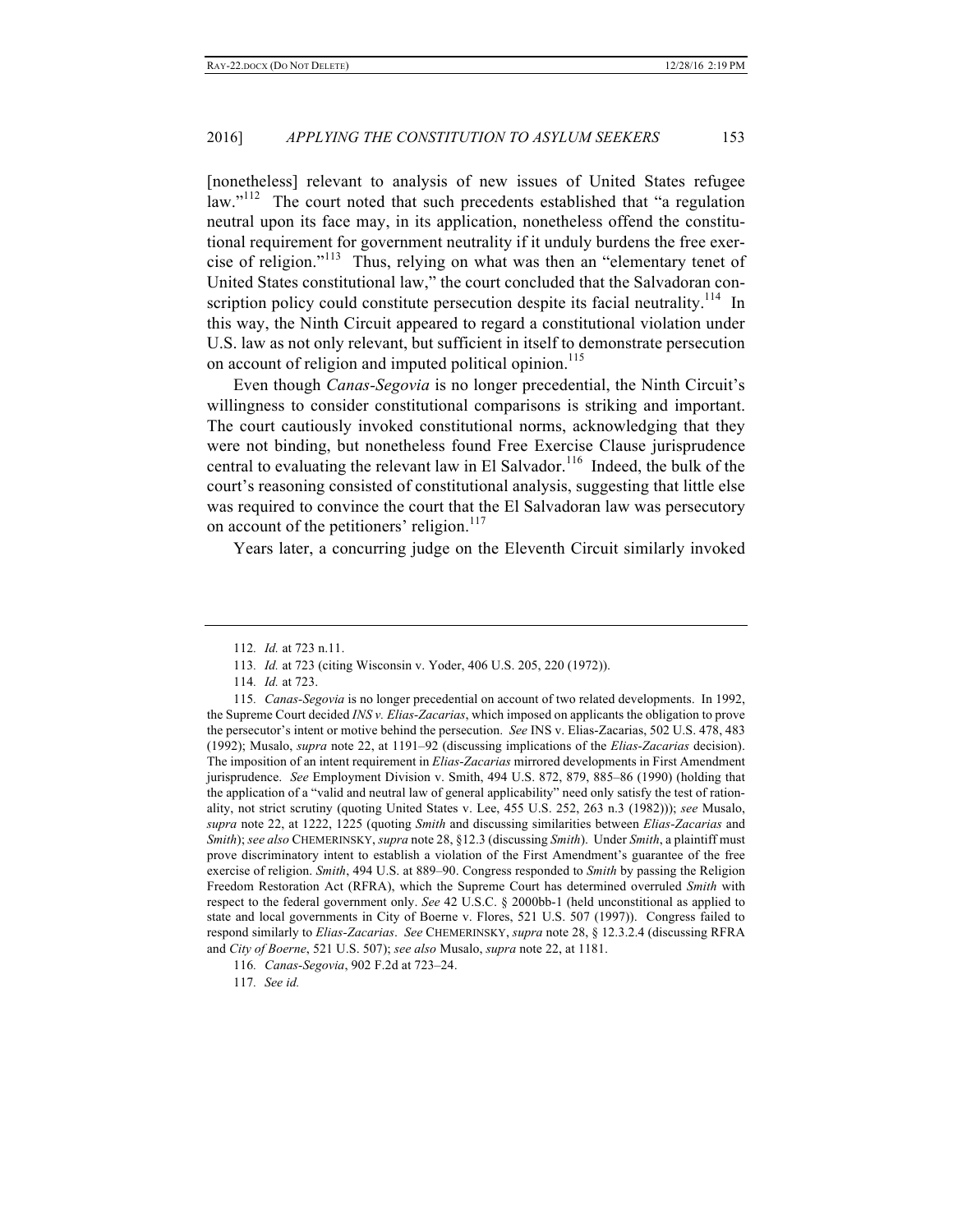[nonetheless] relevant to analysis of new issues of United States refugee law."[112] The court noted that such precedents established that "a regulation neutral upon its face may, in its application, nonetheless offend the constitutional requirement for government neutrality if it unduly burdens the free exercise of religion."[113] Thus, relying on what was then an "elementary tenet of United States constitutional law," the court concluded that the Salvadoran conscription policy could constitute persecution despite its facial neutrality.[114] In this way, the Ninth Circuit appeared to regard a constitutional violation under U.S. law as not only relevant, but sufficient in itself to demonstrate persecution on account of religion and imputed political opinion.[115]

Even though *Canas-Segovia* is no longer precedential, the Ninth Circuit's willingness to consider constitutional comparisons is striking and important. The court cautiously invoked constitutional norms, acknowledging that they were not binding, but nonetheless found Free Exercise Clause jurisprudence central to evaluating the relevant law in El Salvador.[116] Indeed, the bulk of the court's reasoning consisted of constitutional analysis, suggesting that little else was required to convince the court that the El Salvadoran law was persecutory on account of the petitioners' religion.[117]

Years later, a concurring judge on the Eleventh Circuit similarly invoked

---

112. *Id.* at 723 n.11.

113. *Id.* at 723 (citing Wisconsin v. Yoder, 406 U.S. 205, 220 (1972)).

114. *Id.* at 723.

115. *Canas-Segovia* is no longer precedential on account of two related developments. In 1992, the Supreme Court decided *INS v. Elias-Zacarias*, which imposed on applicants the obligation to prove the persecutor's intent or motive behind the persecution. *See* INS v. Elias-Zacarias, 502 U.S. 478, 483 (1992); Musalo, *supra* note 22, at 1191–92 (discussing implications of the *Elias-Zacarias* decision). The imposition of an intent requirement in *Elias-Zacarias* mirrored developments in First Amendment jurisprudence. *See* Employment Division v. Smith, 494 U.S. 872, 879, 885–86 (1990) (holding that the application of a "valid and neutral law of general applicability" need only satisfy the test of rationality, not strict scrutiny (quoting United States v. Lee, 455 U.S. 252, 263 n.3 (1982))); *see* Musalo, *supra* note 22, at 1222, 1225 (quoting *Smith* and discussing similarities between *Elias-Zacarias* and *Smith*); *see also* CHEMERINSKY, *supra* note 28, §12.3 (discussing *Smith*). Under *Smith*, a plaintiff must prove discriminatory intent to establish a violation of the First Amendment's guarantee of the free exercise of religion. *Smith*, 494 U.S. at 889–90. Congress responded to *Smith* by passing the Religion Freedom Restoration Act (RFRA), which the Supreme Court has determined overruled *Smith* with respect to the federal government only. *See* 42 U.S.C. § 2000bb-1 (held unconstitutional as applied to state and local governments in City of Boerne v. Flores, 521 U.S. 507 (1997)). Congress failed to respond similarly to *Elias-Zacarias*. *See* CHEMERINSKY, *supra* note 28, § 12.3.2.4 (discussing RFRA and *City of Boerne*, 521 U.S. 507); *see also* Musalo, *supra* note 22, at 1181.

116. *Canas-Segovia*, 902 F.2d at 723–24.

117. *See id.*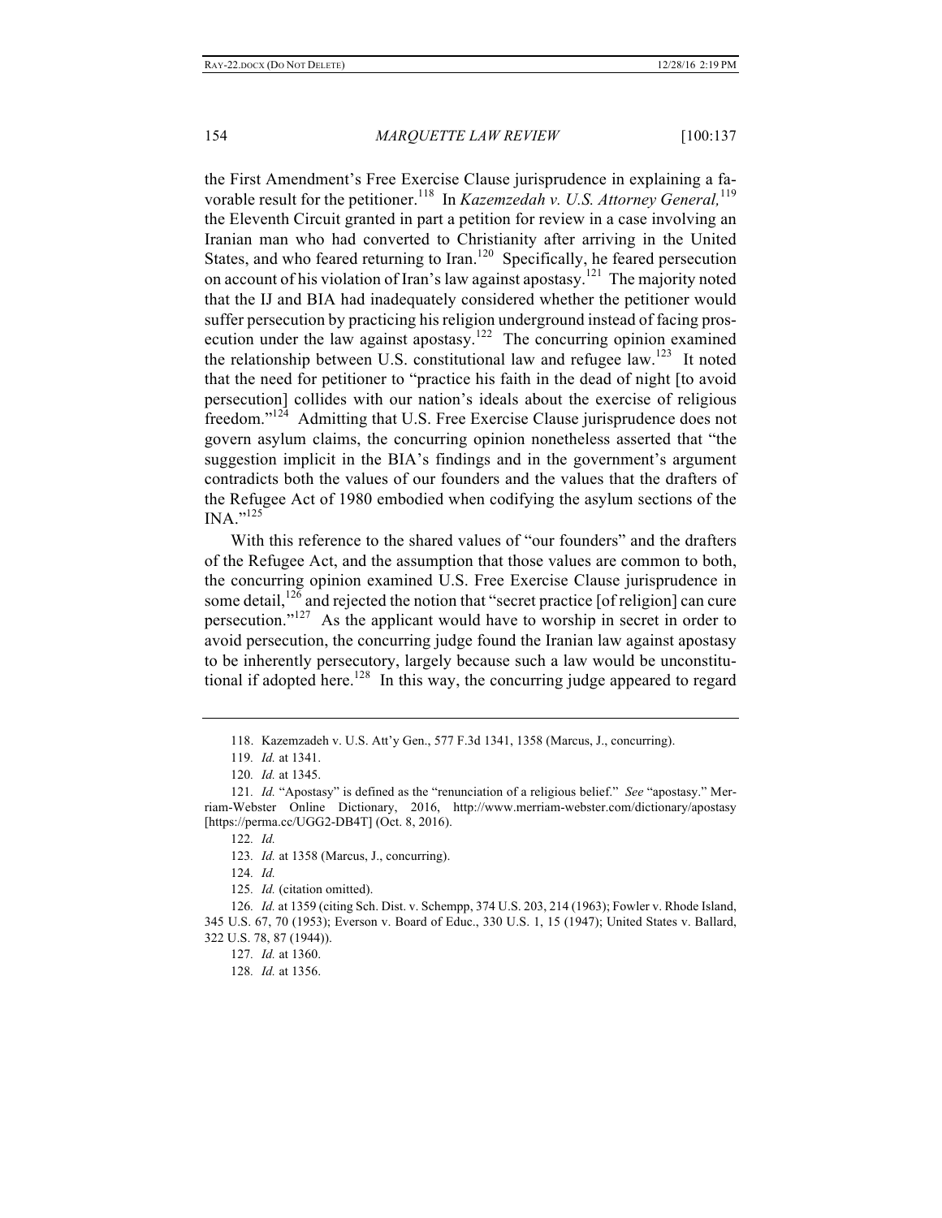the First Amendment's Free Exercise Clause jurisprudence in explaining a favorable result for the petitioner.[118] In *Kazemzedah v. U.S. Attorney General,*[119] the Eleventh Circuit granted in part a petition for review in a case involving an Iranian man who had converted to Christianity after arriving in the United States, and who feared returning to Iran.[120] Specifically, he feared persecution on account of his violation of Iran's law against apostasy.[121] The majority noted that the IJ and BIA had inadequately considered whether the petitioner would suffer persecution by practicing his religion underground instead of facing prosecution under the law against apostasy.[122] The concurring opinion examined the relationship between U.S. constitutional law and refugee law.[123] It noted that the need for petitioner to "practice his faith in the dead of night [to avoid persecution] collides with our nation's ideals about the exercise of religious freedom."[124] Admitting that U.S. Free Exercise Clause jurisprudence does not govern asylum claims, the concurring opinion nonetheless asserted that "the suggestion implicit in the BIA's findings and in the government's argument contradicts both the values of our founders and the values that the drafters of the Refugee Act of 1980 embodied when codifying the asylum sections of the INA."[125]

With this reference to the shared values of "our founders" and the drafters of the Refugee Act, and the assumption that those values are common to both, the concurring opinion examined U.S. Free Exercise Clause jurisprudence in some detail,[126] and rejected the notion that "secret practice [of religion] can cure persecution."[127] As the applicant would have to worship in secret in order to avoid persecution, the concurring judge found the Iranian law against apostasy to be inherently persecutory, largely because such a law would be unconstitutional if adopted here.[128] In this way, the concurring judge appeared to regard

---

118. Kazemzadeh v. U.S. Att'y Gen., 577 F.3d 1341, 1358 (Marcus, J., concurring).

119. *Id.* at 1341.

120. *Id.* at 1345.

121. *Id.* "Apostasy" is defined as the "renunciation of a religious belief." *See* "apostasy." Merriam-Webster Online Dictionary, 2016, http://www.merriam-webster.com/dictionary/apostasy [https://perma.cc/UGG2-DB4T] (Oct. 8, 2016).

122. *Id.*

123. *Id.* at 1358 (Marcus, J., concurring).

124. *Id.*

125. *Id.* (citation omitted).

126. *Id.* at 1359 (citing Sch. Dist. v. Schempp, 374 U.S. 203, 214 (1963); Fowler v. Rhode Island, 345 U.S. 67, 70 (1953); Everson v. Board of Educ., 330 U.S. 1, 15 (1947); United States v. Ballard, 322 U.S. 78, 87 (1944)).

127. *Id.* at 1360.

128. *Id.* at 1356.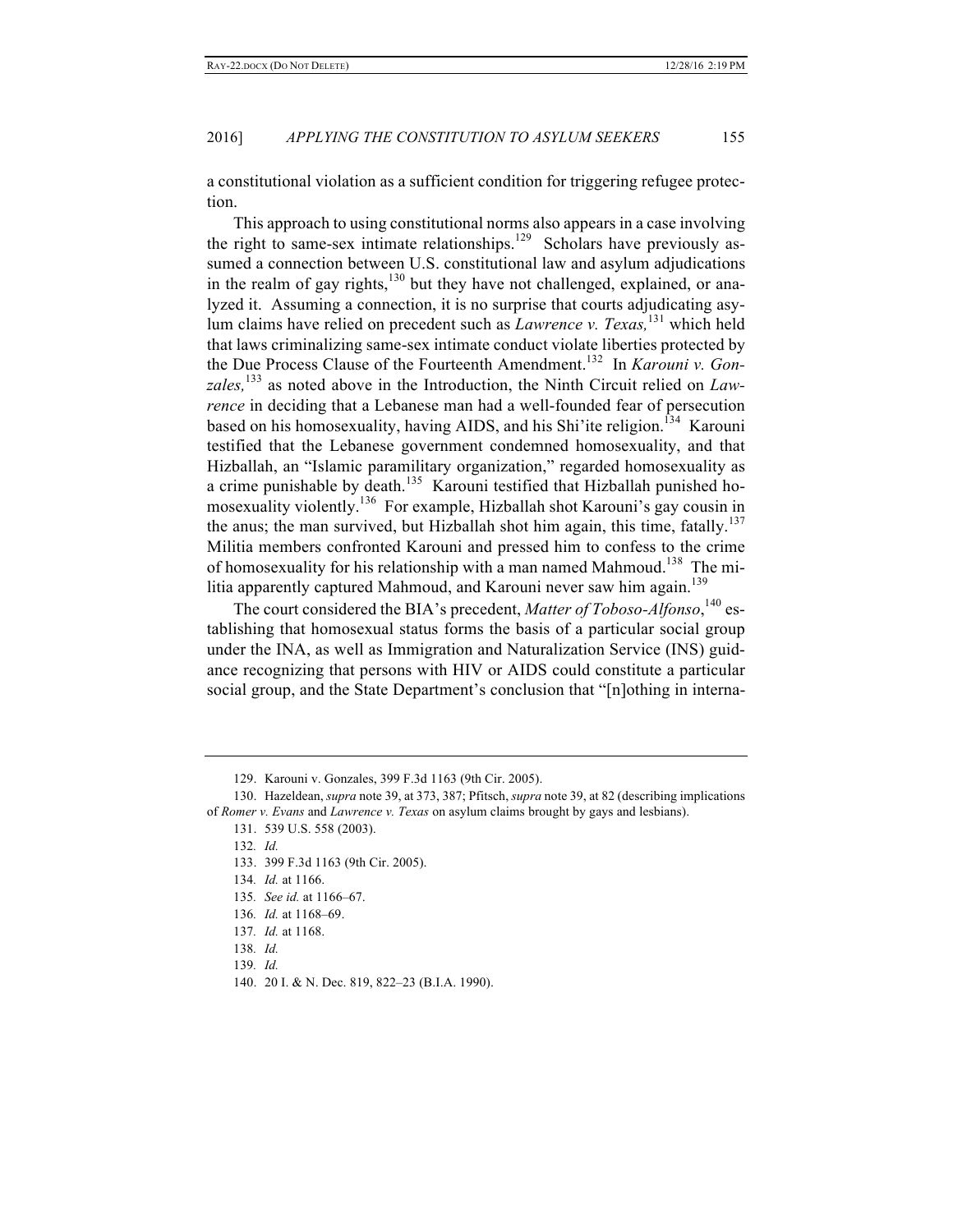a constitutional violation as a sufficient condition for triggering refugee protection.

This approach to using constitutional norms also appears in a case involving the right to same-sex intimate relationships.[129] Scholars have previously assumed a connection between U.S. constitutional law and asylum adjudications in the realm of gay rights,[130] but they have not challenged, explained, or analyzed it. Assuming a connection, it is no surprise that courts adjudicating asylum claims have relied on precedent such as *Lawrence v. Texas,*[131] which held that laws criminalizing same-sex intimate conduct violate liberties protected by the Due Process Clause of the Fourteenth Amendment.[132] In *Karouni v. Gonzales,*[133] as noted above in the Introduction, the Ninth Circuit relied on *Lawrence* in deciding that a Lebanese man had a well-founded fear of persecution based on his homosexuality, having AIDS, and his Shi'ite religion.[134] Karouni testified that the Lebanese government condemned homosexuality, and that Hizballah, an "Islamic paramilitary organization," regarded homosexuality as a crime punishable by death.[135] Karouni testified that Hizballah punished homosexuality violently.[136] For example, Hizballah shot Karouni's gay cousin in the anus; the man survived, but Hizballah shot him again, this time, fatally.[137] Militia members confronted Karouni and pressed him to confess to the crime of homosexuality for his relationship with a man named Mahmoud.[138] The militia apparently captured Mahmoud, and Karouni never saw him again.[139]

The court considered the BIA's precedent, *Matter of Toboso-Alfonso*,[140] establishing that homosexual status forms the basis of a particular social group under the INA, as well as Immigration and Naturalization Service (INS) guidance recognizing that persons with HIV or AIDS could constitute a particular social group, and the State Department's conclusion that "[n]othing in interna-

---

129. Karouni v. Gonzales, 399 F.3d 1163 (9th Cir. 2005).

130. Hazeldean, *supra* note 39, at 373, 387; Pfitsch, *supra* note 39, at 82 (describing implications of *Romer v. Evans* and *Lawrence v. Texas* on asylum claims brought by gays and lesbians).

131. 539 U.S. 558 (2003).

132. *Id.*

133. 399 F.3d 1163 (9th Cir. 2005).

134. *Id.* at 1166.

135. *See id.* at 1166–67.

136. *Id.* at 1168–69.

137. *Id.* at 1168.

138. *Id.*

139. *Id.*

140. 20 I. & N. Dec. 819, 822–23 (B.I.A. 1990).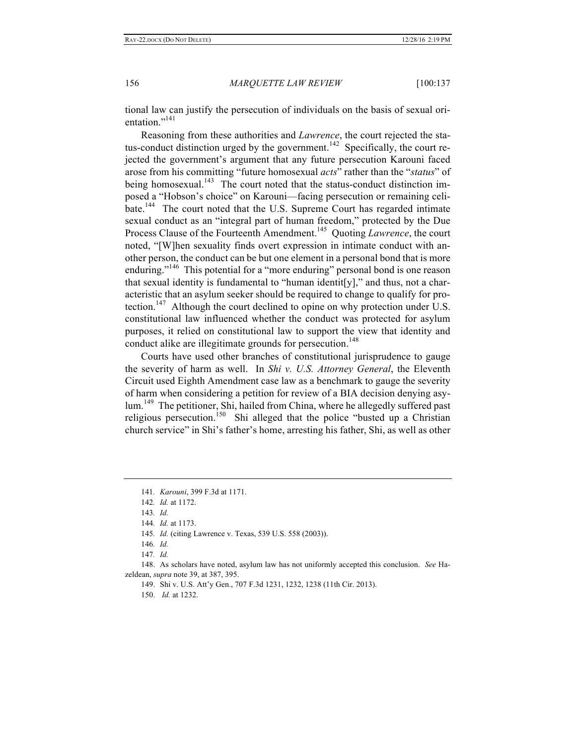tional law can justify the persecution of individuals on the basis of sexual orientation."[141]

Reasoning from these authorities and *Lawrence*, the court rejected the status-conduct distinction urged by the government.[142] Specifically, the court rejected the government's argument that any future persecution Karouni faced arose from his committing "future homosexual *acts*" rather than the "*status*" of being homosexual.[143] The court noted that the status-conduct distinction imposed a "Hobson's choice" on Karouni—facing persecution or remaining celibate.[144] The court noted that the U.S. Supreme Court has regarded intimate sexual conduct as an "integral part of human freedom," protected by the Due Process Clause of the Fourteenth Amendment.[145] Quoting *Lawrence*, the court noted, "[W]hen sexuality finds overt expression in intimate conduct with another person, the conduct can be but one element in a personal bond that is more enduring."[146] This potential for a "more enduring" personal bond is one reason that sexual identity is fundamental to "human identit[y]," and thus, not a characteristic that an asylum seeker should be required to change to qualify for protection.[147] Although the court declined to opine on why protection under U.S. constitutional law influenced whether the conduct was protected for asylum purposes, it relied on constitutional law to support the view that identity and conduct alike are illegitimate grounds for persecution.[148]

Courts have used other branches of constitutional jurisprudence to gauge the severity of harm as well. In *Shi v. U.S. Attorney General*, the Eleventh Circuit used Eighth Amendment case law as a benchmark to gauge the severity of harm when considering a petition for review of a BIA decision denying asylum.[149] The petitioner, Shi, hailed from China, where he allegedly suffered past religious persecution.[150] Shi alleged that the police "busted up a Christian church service" in Shi's father's home, arresting his father, Shi, as well as other

---

141. *Karouni*, 399 F.3d at 1171.

142. *Id.* at 1172.

143. *Id.*

144. *Id.* at 1173.

145. *Id.* (citing Lawrence v. Texas, 539 U.S. 558 (2003)).

146. *Id.*

147. *Id.*

148. As scholars have noted, asylum law has not uniformly accepted this conclusion. *See* Hazeldean, *supra* note 39, at 387, 395.

149. Shi v. U.S. Att'y Gen., 707 F.3d 1231, 1232, 1238 (11th Cir. 2013).

150. *Id.* at 1232.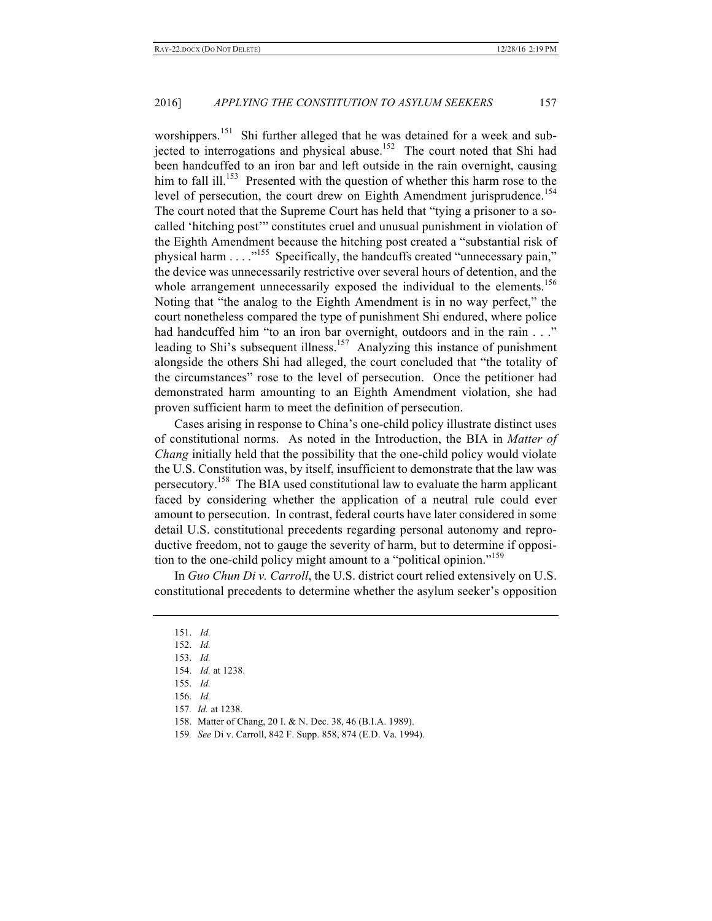worshippers.[151] Shi further alleged that he was detained for a week and subjected to interrogations and physical abuse.[152] The court noted that Shi had been handcuffed to an iron bar and left outside in the rain overnight, causing him to fall ill.[153] Presented with the question of whether this harm rose to the level of persecution, the court drew on Eighth Amendment jurisprudence.[154] The court noted that the Supreme Court has held that "tying a prisoner to a so-called 'hitching post'" constitutes cruel and unusual punishment in violation of the Eighth Amendment because the hitching post created a "substantial risk of physical harm . . . ."[155] Specifically, the handcuffs created "unnecessary pain," the device was unnecessarily restrictive over several hours of detention, and the whole arrangement unnecessarily exposed the individual to the elements.[156] Noting that "the analog to the Eighth Amendment is in no way perfect," the court nonetheless compared the type of punishment Shi endured, where police had handcuffed him "to an iron bar overnight, outdoors and in the rain . . ." leading to Shi's subsequent illness.[157] Analyzing this instance of punishment alongside the others Shi had alleged, the court concluded that "the totality of the circumstances" rose to the level of persecution. Once the petitioner had demonstrated harm amounting to an Eighth Amendment violation, she had proven sufficient harm to meet the definition of persecution.

Cases arising in response to China's one-child policy illustrate distinct uses of constitutional norms. As noted in the Introduction, the BIA in *Matter of Chang* initially held that the possibility that the one-child policy would violate the U.S. Constitution was, by itself, insufficient to demonstrate that the law was persecutory.[158] The BIA used constitutional law to evaluate the harm applicant faced by considering whether the application of a neutral rule could ever amount to persecution. In contrast, federal courts have later considered in some detail U.S. constitutional precedents regarding personal autonomy and reproductive freedom, not to gauge the severity of harm, but to determine if opposition to the one-child policy might amount to a "political opinion."[159]

In *Guo Chun Di v. Carroll*, the U.S. district court relied extensively on U.S. constitutional precedents to determine whether the asylum seeker's opposition

---

151. *Id.*

152. *Id.*

153. *Id.*

154. *Id.* at 1238.

155. *Id.*

156. *Id.*

157. *Id.* at 1238.

158. Matter of Chang, 20 I. & N. Dec. 38, 46 (B.I.A. 1989).

159. *See* Di v. Carroll, 842 F. Supp. 858, 874 (E.D. Va. 1994).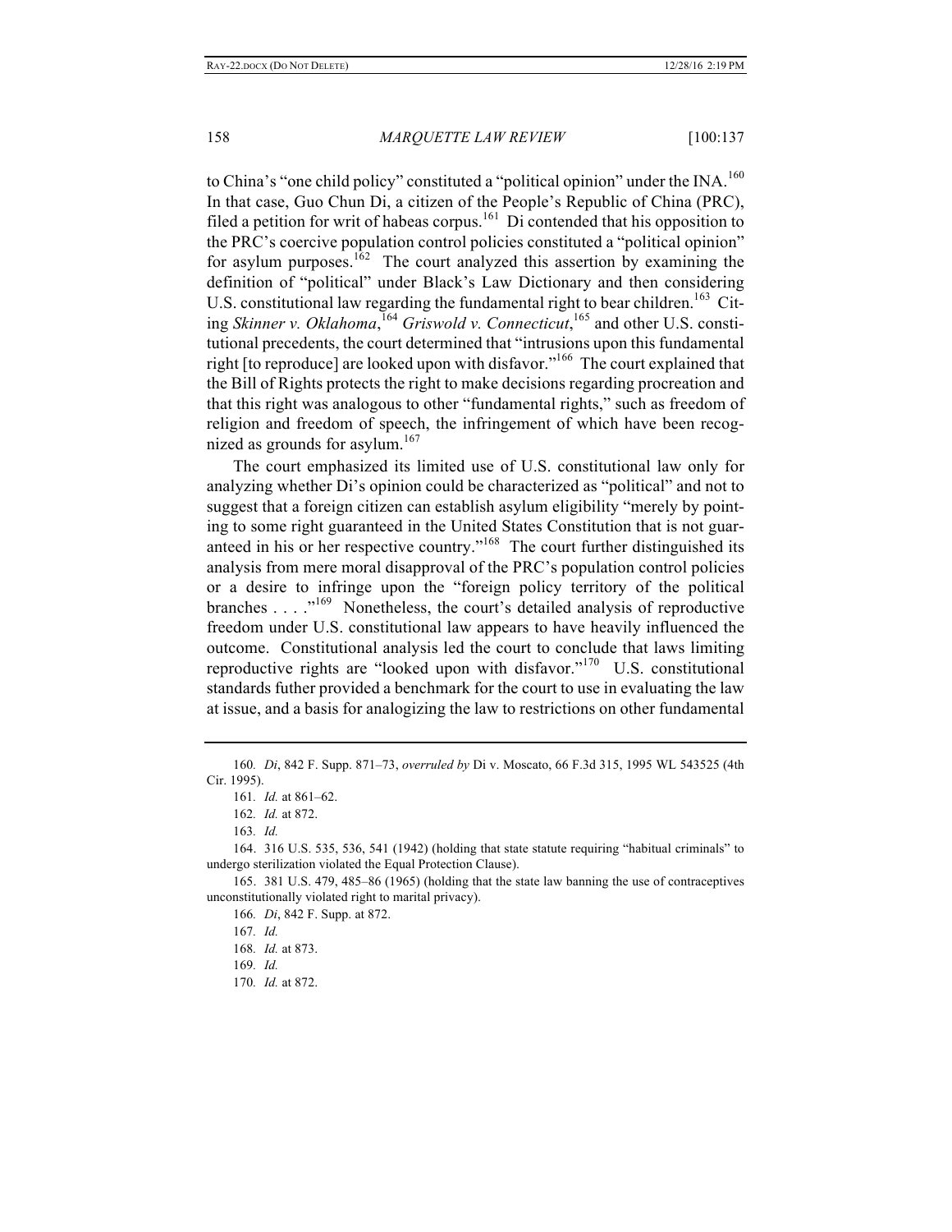to China's "one child policy" constituted a "political opinion" under the INA.[160] In that case, Guo Chun Di, a citizen of the People's Republic of China (PRC), filed a petition for writ of habeas corpus.[161] Di contended that his opposition to the PRC's coercive population control policies constituted a "political opinion" for asylum purposes.[162] The court analyzed this assertion by examining the definition of "political" under Black's Law Dictionary and then considering U.S. constitutional law regarding the fundamental right to bear children.[163] Citing *Skinner v. Oklahoma*,[164] *Griswold v. Connecticut*,[165] and other U.S. constitutional precedents, the court determined that "intrusions upon this fundamental right [to reproduce] are looked upon with disfavor."[166] The court explained that the Bill of Rights protects the right to make decisions regarding procreation and that this right was analogous to other "fundamental rights," such as freedom of religion and freedom of speech, the infringement of which have been recognized as grounds for asylum.[167]

The court emphasized its limited use of U.S. constitutional law only for analyzing whether Di's opinion could be characterized as "political" and not to suggest that a foreign citizen can establish asylum eligibility "merely by pointing to some right guaranteed in the United States Constitution that is not guaranteed in his or her respective country."[168] The court further distinguished its analysis from mere moral disapproval of the PRC's population control policies or a desire to infringe upon the "foreign policy territory of the political branches . . . ."[169] Nonetheless, the court's detailed analysis of reproductive freedom under U.S. constitutional law appears to have heavily influenced the outcome. Constitutional analysis led the court to conclude that laws limiting reproductive rights are "looked upon with disfavor."[170] U.S. constitutional standards futher provided a benchmark for the court to use in evaluating the law at issue, and a basis for analogizing the law to restrictions on other fundamental

160. *Di*, 842 F. Supp. 871–73, *overruled by* Di v. Moscato, 66 F.3d 315, 1995 WL 543525 (4th Cir. 1995).

161. *Id.* at 861–62.

162. *Id.* at 872.

163. *Id.*

164. 316 U.S. 535, 536, 541 (1942) (holding that state statute requiring "habitual criminals" to undergo sterilization violated the Equal Protection Clause).

165. 381 U.S. 479, 485–86 (1965) (holding that the state law banning the use of contraceptives unconstitutionally violated right to marital privacy).

166. *Di*, 842 F. Supp. at 872.

167. *Id.*

168. *Id.* at 873.

169. *Id.*

170. *Id.* at 872.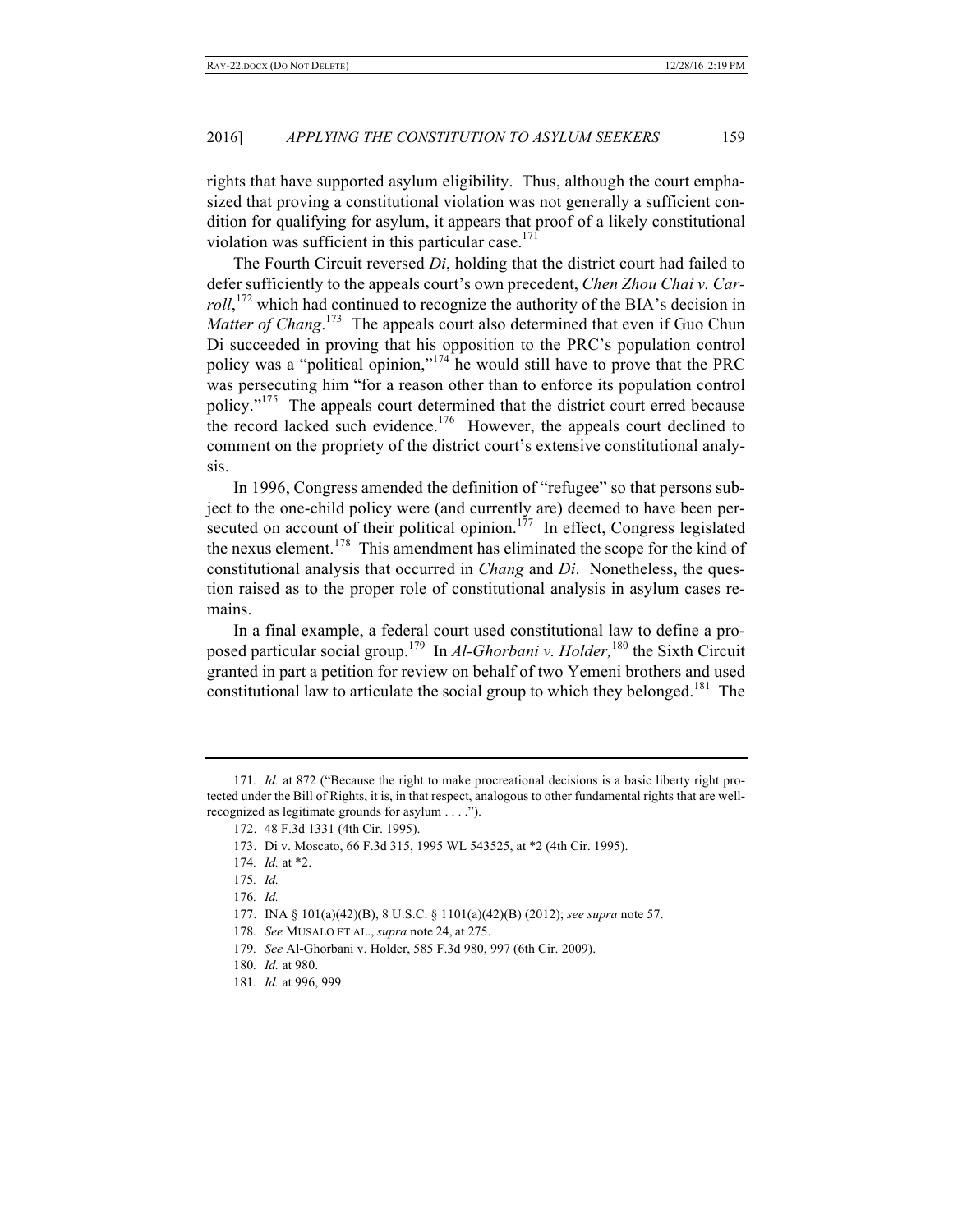rights that have supported asylum eligibility. Thus, although the court emphasized that proving a constitutional violation was not generally a sufficient condition for qualifying for asylum, it appears that proof of a likely constitutional violation was sufficient in this particular case.[171]

The Fourth Circuit reversed *Di*, holding that the district court had failed to defer sufficiently to the appeals court's own precedent, *Chen Zhou Chai v. Carroll*,[172] which had continued to recognize the authority of the BIA's decision in *Matter of Chang*.[173] The appeals court also determined that even if Guo Chun Di succeeded in proving that his opposition to the PRC's population control policy was a "political opinion,"[174] he would still have to prove that the PRC was persecuting him "for a reason other than to enforce its population control policy."[175] The appeals court determined that the district court erred because the record lacked such evidence.[176] However, the appeals court declined to comment on the propriety of the district court's extensive constitutional analysis.

In 1996, Congress amended the definition of "refugee" so that persons subject to the one-child policy were (and currently are) deemed to have been persecuted on account of their political opinion.[177] In effect, Congress legislated the nexus element.[178] This amendment has eliminated the scope for the kind of constitutional analysis that occurred in *Chang* and *Di*. Nonetheless, the question raised as to the proper role of constitutional analysis in asylum cases remains.

In a final example, a federal court used constitutional law to define a proposed particular social group.[179] In *Al-Ghorbani v. Holder,*[180] the Sixth Circuit granted in part a petition for review on behalf of two Yemeni brothers and used constitutional law to articulate the social group to which they belonged.[181] The

---

171. *Id.* at 872 ("Because the right to make procreational decisions is a basic liberty right protected under the Bill of Rights, it is, in that respect, analogous to other fundamental rights that are well-recognized as legitimate grounds for asylum . . . .").

172. 48 F.3d 1331 (4th Cir. 1995).

173. Di v. Moscato, 66 F.3d 315, 1995 WL 543525, at *2 (4th Cir. 1995).

174. *Id.* at *2.

175. *Id.*

176. *Id.*

177. INA § 101(a)(42)(B), 8 U.S.C. § 1101(a)(42)(B) (2012); *see supra* note 57.

178. *See* MUSALO ET AL., *supra* note 24, at 275.

179. *See* Al-Ghorbani v. Holder, 585 F.3d 980, 997 (6th Cir. 2009).

180. *Id.* at 980.

181. *Id.* at 996, 999.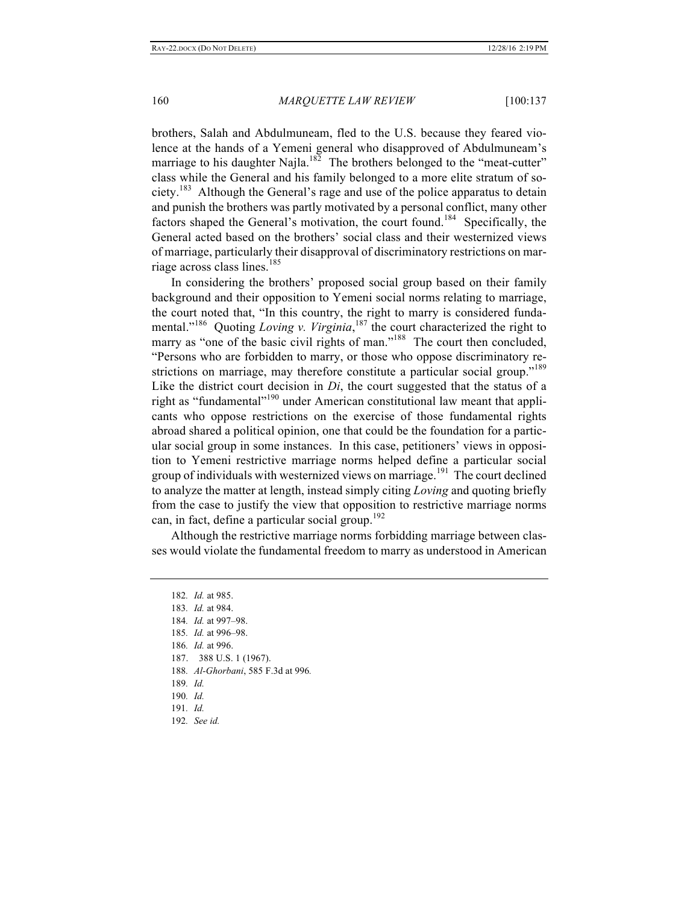brothers, Salah and Abdulmuneam, fled to the U.S. because they feared violence at the hands of a Yemeni general who disapproved of Abdulmuneam's marriage to his daughter Najla.[182] The brothers belonged to the "meat-cutter" class while the General and his family belonged to a more elite stratum of society.[183] Although the General's rage and use of the police apparatus to detain and punish the brothers was partly motivated by a personal conflict, many other factors shaped the General's motivation, the court found.[184] Specifically, the General acted based on the brothers' social class and their westernized views of marriage, particularly their disapproval of discriminatory restrictions on marriage across class lines.[185]

In considering the brothers' proposed social group based on their family background and their opposition to Yemeni social norms relating to marriage, the court noted that, "In this country, the right to marry is considered fundamental."[186] Quoting *Loving v. Virginia*,[187] the court characterized the right to marry as "one of the basic civil rights of man."[188] The court then concluded, "Persons who are forbidden to marry, or those who oppose discriminatory restrictions on marriage, may therefore constitute a particular social group."[189] Like the district court decision in *Di*, the court suggested that the status of a right as "fundamental"[190] under American constitutional law meant that applicants who oppose restrictions on the exercise of those fundamental rights abroad shared a political opinion, one that could be the foundation for a particular social group in some instances. In this case, petitioners' views in opposition to Yemeni restrictive marriage norms helped define a particular social group of individuals with westernized views on marriage.[191] The court declined to analyze the matter at length, instead simply citing *Loving* and quoting briefly from the case to justify the view that opposition to restrictive marriage norms can, in fact, define a particular social group.[192]

Although the restrictive marriage norms forbidding marriage between classes would violate the fundamental freedom to marry as understood in American

---

182. *Id.* at 985.
183. *Id.* at 984.
184. *Id.* at 997–98.
185. *Id.* at 996–98.
186. *Id.* at 996.
187. 388 U.S. 1 (1967).
188. *Al-Ghorbani*, 585 F.3d at 996.
189. *Id.*
190. *Id.*
191. *Id.*
192. *See id.*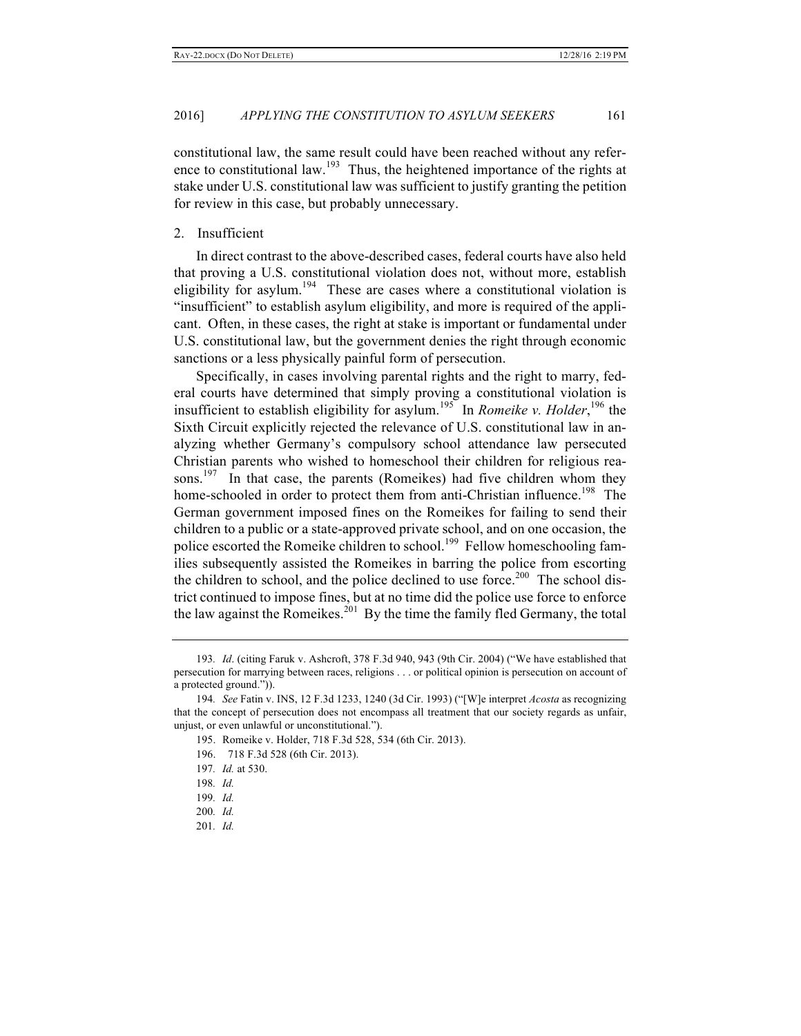constitutional law, the same result could have been reached without any reference to constitutional law.[193] Thus, the heightened importance of the rights at stake under U.S. constitutional law was sufficient to justify granting the petition for review in this case, but probably unnecessary.

### 2. Insufficient

In direct contrast to the above-described cases, federal courts have also held that proving a U.S. constitutional violation does not, without more, establish eligibility for asylum.[194] These are cases where a constitutional violation is "insufficient" to establish asylum eligibility, and more is required of the applicant. Often, in these cases, the right at stake is important or fundamental under U.S. constitutional law, but the government denies the right through economic sanctions or a less physically painful form of persecution.

Specifically, in cases involving parental rights and the right to marry, federal courts have determined that simply proving a constitutional violation is insufficient to establish eligibility for asylum.[195] In *Romeike v. Holder*,[196] the Sixth Circuit explicitly rejected the relevance of U.S. constitutional law in analyzing whether Germany's compulsory school attendance law persecuted Christian parents who wished to homeschool their children for religious reasons.[197] In that case, the parents (Romeikes) had five children whom they home-schooled in order to protect them from anti-Christian influence.[198] The German government imposed fines on the Romeikes for failing to send their children to a public or a state-approved private school, and on one occasion, the police escorted the Romeike children to school.[199] Fellow homeschooling families subsequently assisted the Romeikes in barring the police from escorting the children to school, and the police declined to use force.[200] The school district continued to impose fines, but at no time did the police use force to enforce the law against the Romeikes.[201] By the time the family fled Germany, the total

---

193. *Id*. (citing Faruk v. Ashcroft, 378 F.3d 940, 943 (9th Cir. 2004) ("We have established that persecution for marrying between races, religions . . . or political opinion is persecution on account of a protected ground.")).

194. *See* Fatin v. INS, 12 F.3d 1233, 1240 (3d Cir. 1993) ("[W]e interpret *Acosta* as recognizing that the concept of persecution does not encompass all treatment that our society regards as unfair, unjust, or even unlawful or unconstitutional.").

195. Romeike v. Holder, 718 F.3d 528, 534 (6th Cir. 2013).

196. 718 F.3d 528 (6th Cir. 2013).

197. *Id.* at 530.

198. *Id.*

199. *Id.*

200. *Id.*

201. *Id.*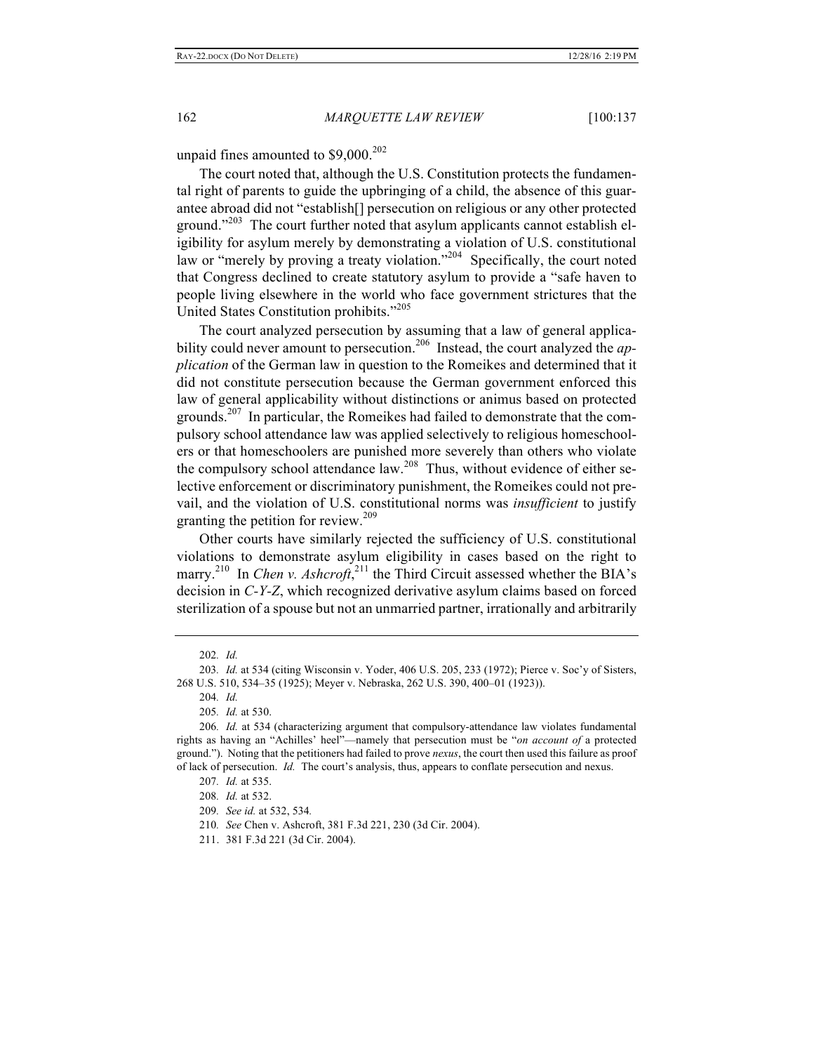unpaid fines amounted to $9,000.[202]

The court noted that, although the U.S. Constitution protects the fundamental right of parents to guide the upbringing of a child, the absence of this guarantee abroad did not "establish[] persecution on religious or any other protected ground."[203] The court further noted that asylum applicants cannot establish eligibility for asylum merely by demonstrating a violation of U.S. constitutional law or "merely by proving a treaty violation."[204] Specifically, the court noted that Congress declined to create statutory asylum to provide a "safe haven to people living elsewhere in the world who face government strictures that the United States Constitution prohibits."[205]

The court analyzed persecution by assuming that a law of general applicability could never amount to persecution.[206] Instead, the court analyzed the *application* of the German law in question to the Romeikes and determined that it did not constitute persecution because the German government enforced this law of general applicability without distinctions or animus based on protected grounds.[207] In particular, the Romeikes had failed to demonstrate that the compulsory school attendance law was applied selectively to religious homeschoolers or that homeschoolers are punished more severely than others who violate the compulsory school attendance law.[208] Thus, without evidence of either selective enforcement or discriminatory punishment, the Romeikes could not prevail, and the violation of U.S. constitutional norms was *insufficient* to justify granting the petition for review.[209]

Other courts have similarly rejected the sufficiency of U.S. constitutional violations to demonstrate asylum eligibility in cases based on the right to marry.[210] In *Chen v. Ashcroft*,[211] the Third Circuit assessed whether the BIA's decision in *C-Y-Z*, which recognized derivative asylum claims based on forced sterilization of a spouse but not an unmarried partner, irrationally and arbitrarily

---

202. *Id.*

203. *Id.* at 534 (citing Wisconsin v. Yoder, 406 U.S. 205, 233 (1972); Pierce v. Soc'y of Sisters, 268 U.S. 510, 534–35 (1925); Meyer v. Nebraska, 262 U.S. 390, 400–01 (1923)).

204. *Id.*

205. *Id.* at 530.

206. *Id.* at 534 (characterizing argument that compulsory-attendance law violates fundamental rights as having an "Achilles' heel"—namely that persecution must be "*on account of* a protected ground."). Noting that the petitioners had failed to prove *nexus*, the court then used this failure as proof of lack of persecution. *Id.* The court's analysis, thus, appears to conflate persecution and nexus.

207. *Id.* at 535.

208. *Id.* at 532.

209. *See id.* at 532, 534.

210. *See* Chen v. Ashcroft, 381 F.3d 221, 230 (3d Cir. 2004).

211. 381 F.3d 221 (3d Cir. 2004).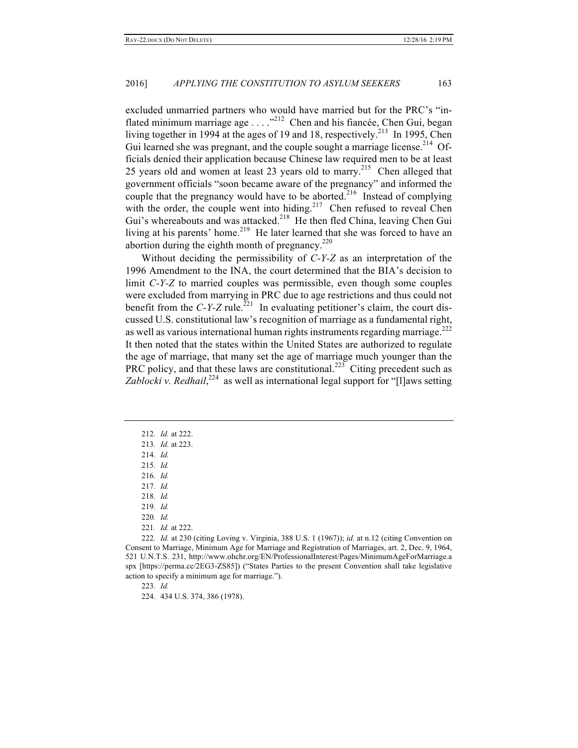excluded unmarried partners who would have married but for the PRC's "inflated minimum marriage age . . . ."[212] Chen and his fiancée, Chen Gui, began living together in 1994 at the ages of 19 and 18, respectively.[213] In 1995, Chen Gui learned she was pregnant, and the couple sought a marriage license.[214] Officials denied their application because Chinese law required men to be at least 25 years old and women at least 23 years old to marry.[215] Chen alleged that government officials "soon became aware of the pregnancy" and informed the couple that the pregnancy would have to be aborted.[216] Instead of complying with the order, the couple went into hiding.[217] Chen refused to reveal Chen Gui's whereabouts and was attacked.[218] He then fled China, leaving Chen Gui living at his parents' home.[219] He later learned that she was forced to have an abortion during the eighth month of pregnancy.[220]

Without deciding the permissibility of *C-Y-Z* as an interpretation of the 1996 Amendment to the INA, the court determined that the BIA's decision to limit *C-Y-Z* to married couples was permissible, even though some couples were excluded from marrying in PRC due to age restrictions and thus could not benefit from the *C-Y-Z* rule.[221] In evaluating petitioner's claim, the court discussed U.S. constitutional law's recognition of marriage as a fundamental right, as well as various international human rights instruments regarding marriage.[222] It then noted that the states within the United States are authorized to regulate the age of marriage, that many set the age of marriage much younger than the PRC policy, and that these laws are constitutional.[223] Citing precedent such as *Zablocki v. Redhail*,[224] as well as international legal support for "[l]aws setting

---

212. *Id.* at 222.

213. *Id.* at 223.

214. *Id.*

215. *Id.*

216. *Id.*

217. *Id.*

218. *Id.*

219. *Id.*

220. *Id.*

221. *Id.* at 222.

222. *Id.* at 230 (citing Loving v. Virginia, 388 U.S. 1 (1967)); *id.* at n.12 (citing Convention on Consent to Marriage, Minimum Age for Marriage and Registration of Marriages, art. 2, Dec. 9, 1964, 521 U.N.T.S. 231, http://www.ohchr.org/EN/ProfessionalInterest/Pages/MinimumAgeForMarriage.aspx [https://perma.cc/2EG3-ZS85]) ("States Parties to the present Convention shall take legislative action to specify a minimum age for marriage.").

223. *Id.*

224. 434 U.S. 374, 386 (1978).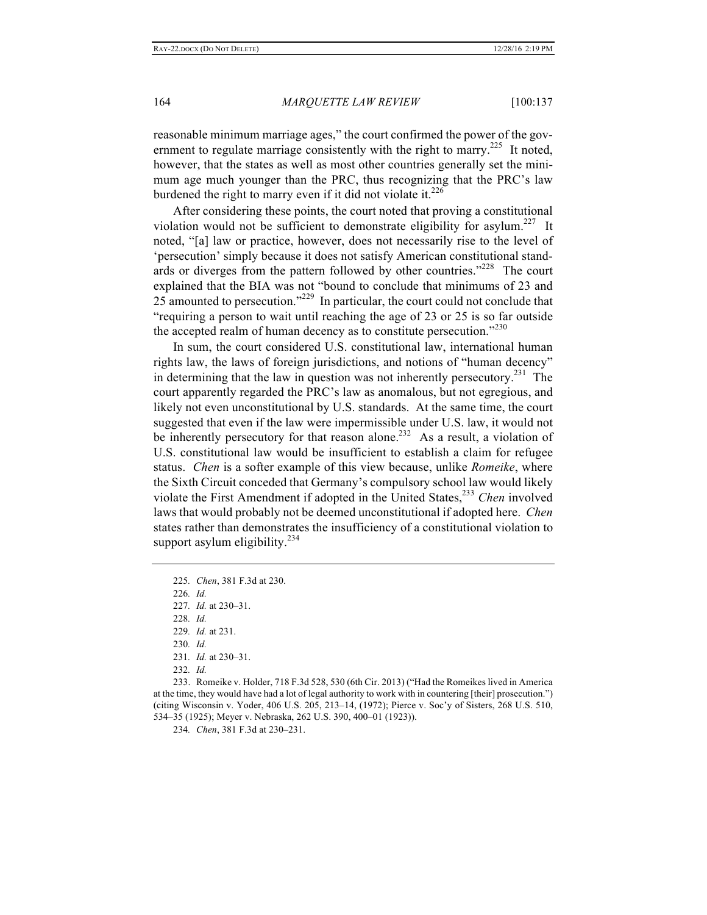reasonable minimum marriage ages," the court confirmed the power of the government to regulate marriage consistently with the right to marry.[225] It noted, however, that the states as well as most other countries generally set the minimum age much younger than the PRC, thus recognizing that the PRC's law burdened the right to marry even if it did not violate it.[226]

After considering these points, the court noted that proving a constitutional violation would not be sufficient to demonstrate eligibility for asylum.[227] It noted, "[a] law or practice, however, does not necessarily rise to the level of 'persecution' simply because it does not satisfy American constitutional standards or diverges from the pattern followed by other countries."[228] The court explained that the BIA was not "bound to conclude that minimums of 23 and 25 amounted to persecution."[229] In particular, the court could not conclude that "requiring a person to wait until reaching the age of 23 or 25 is so far outside the accepted realm of human decency as to constitute persecution."[230]

In sum, the court considered U.S. constitutional law, international human rights law, the laws of foreign jurisdictions, and notions of "human decency" in determining that the law in question was not inherently persecutory.[231] The court apparently regarded the PRC's law as anomalous, but not egregious, and likely not even unconstitutional by U.S. standards. At the same time, the court suggested that even if the law were impermissible under U.S. law, it would not be inherently persecutory for that reason alone.[232] As a result, a violation of U.S. constitutional law would be insufficient to establish a claim for refugee status. *Chen* is a softer example of this view because, unlike *Romeike*, where the Sixth Circuit conceded that Germany's compulsory school law would likely violate the First Amendment if adopted in the United States,[233] *Chen* involved laws that would probably not be deemed unconstitutional if adopted here. *Chen* states rather than demonstrates the insufficiency of a constitutional violation to support asylum eligibility.[234]

---

225. *Chen*, 381 F.3d at 230.

226. *Id.*

227. *Id.* at 230–31.

228. *Id.*

229. *Id.* at 231.

230. *Id.*

231. *Id.* at 230–31.

232. *Id.*

233. Romeike v. Holder, 718 F.3d 528, 530 (6th Cir. 2013) ("Had the Romeikes lived in America at the time, they would have had a lot of legal authority to work with in countering [their] prosecution.") (citing Wisconsin v. Yoder, 406 U.S. 205, 213–14, (1972); Pierce v. Soc'y of Sisters, 268 U.S. 510, 534–35 (1925); Meyer v. Nebraska, 262 U.S. 390, 400–01 (1923)).

234. *Chen*, 381 F.3d at 230–231.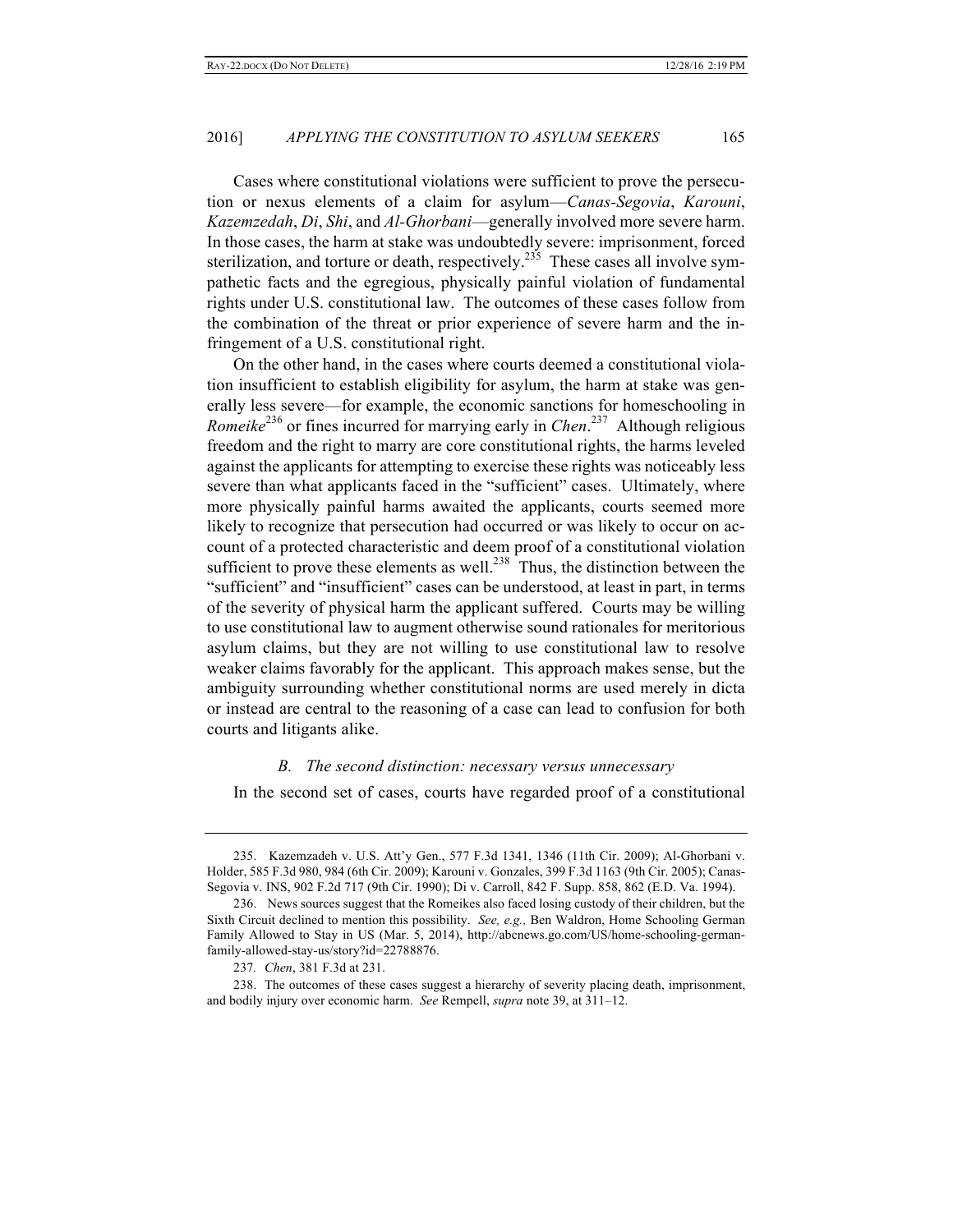Cases where constitutional violations were sufficient to prove the persecution or nexus elements of a claim for asylum—*Canas-Segovia*, *Karouni*, *Kazemzedah*, *Di*, *Shi*, and *Al-Ghorbani*—generally involved more severe harm. In those cases, the harm at stake was undoubtedly severe: imprisonment, forced sterilization, and torture or death, respectively.[235] These cases all involve sympathetic facts and the egregious, physically painful violation of fundamental rights under U.S. constitutional law. The outcomes of these cases follow from the combination of the threat or prior experience of severe harm and the infringement of a U.S. constitutional right.

On the other hand, in the cases where courts deemed a constitutional violation insufficient to establish eligibility for asylum, the harm at stake was generally less severe—for example, the economic sanctions for homeschooling in *Romeike*[236] or fines incurred for marrying early in *Chen*.[237] Although religious freedom and the right to marry are core constitutional rights, the harms leveled against the applicants for attempting to exercise these rights was noticeably less severe than what applicants faced in the "sufficient" cases. Ultimately, where more physically painful harms awaited the applicants, courts seemed more likely to recognize that persecution had occurred or was likely to occur on account of a protected characteristic and deem proof of a constitutional violation sufficient to prove these elements as well.[238] Thus, the distinction between the "sufficient" and "insufficient" cases can be understood, at least in part, in terms of the severity of physical harm the applicant suffered. Courts may be willing to use constitutional law to augment otherwise sound rationales for meritorious asylum claims, but they are not willing to use constitutional law to resolve weaker claims favorably for the applicant. This approach makes sense, but the ambiguity surrounding whether constitutional norms are used merely in dicta or instead are central to the reasoning of a case can lead to confusion for both courts and litigants alike.

### *B. The second distinction: necessary versus unnecessary*

In the second set of cases, courts have regarded proof of a constitutional

---

235. Kazemzadeh v. U.S. Att'y Gen., 577 F.3d 1341, 1346 (11th Cir. 2009); Al-Ghorbani v. Holder, 585 F.3d 980, 984 (6th Cir. 2009); Karouni v. Gonzales, 399 F.3d 1163 (9th Cir. 2005); Canas-Segovia v. INS, 902 F.2d 717 (9th Cir. 1990); Di v. Carroll, 842 F. Supp. 858, 862 (E.D. Va. 1994).

236. News sources suggest that the Romeikes also faced losing custody of their children, but the Sixth Circuit declined to mention this possibility. *See, e.g.,* Ben Waldron, Home Schooling German Family Allowed to Stay in US (Mar. 5, 2014), http://abcnews.go.com/US/home-schooling-german-family-allowed-stay-us/story?id=22788876.

237. *Chen*, 381 F.3d at 231.

238. The outcomes of these cases suggest a hierarchy of severity placing death, imprisonment, and bodily injury over economic harm. *See* Rempell, *supra* note 39, at 311–12.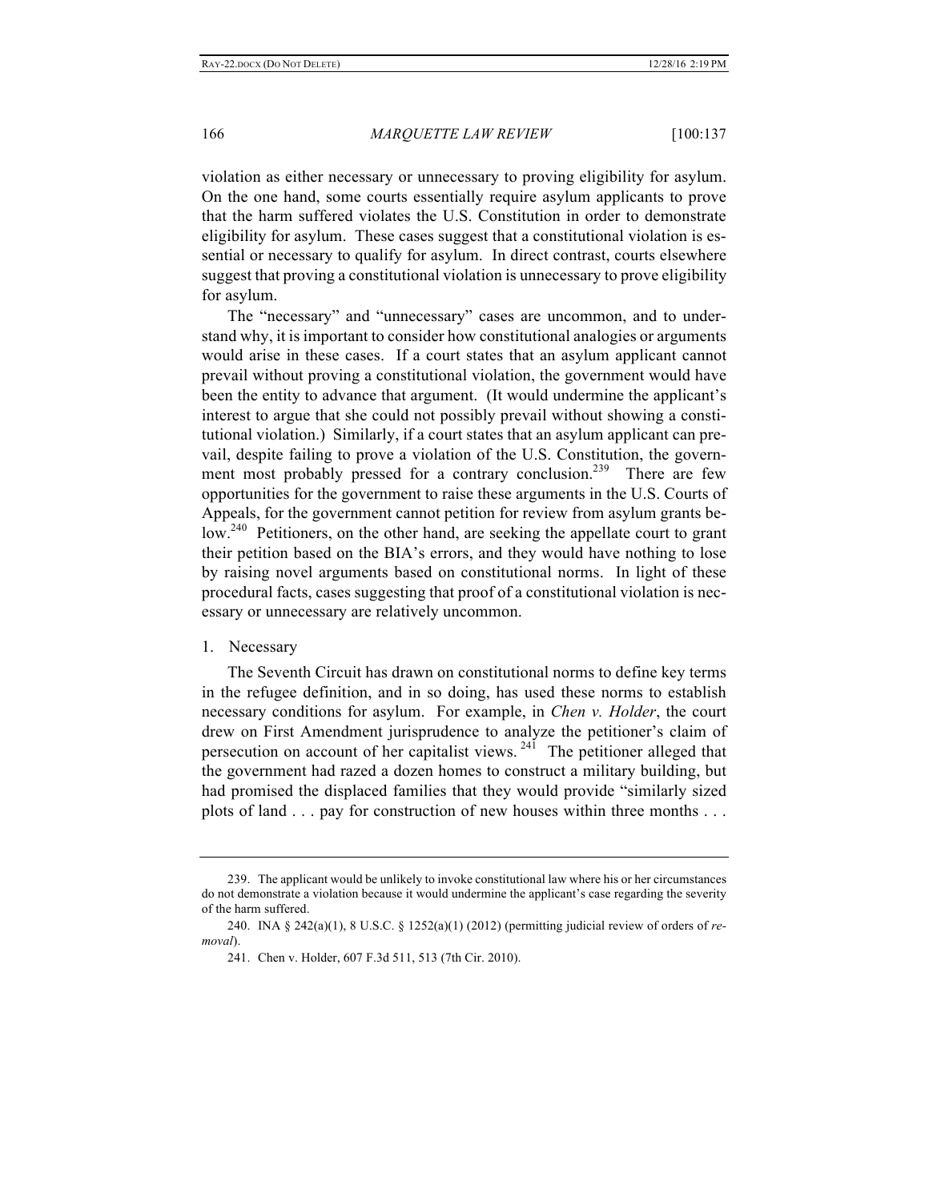violation as either necessary or unnecessary to proving eligibility for asylum. On the one hand, some courts essentially require asylum applicants to prove that the harm suffered violates the U.S. Constitution in order to demonstrate eligibility for asylum. These cases suggest that a constitutional violation is essential or necessary to qualify for asylum. In direct contrast, courts elsewhere suggest that proving a constitutional violation is unnecessary to prove eligibility for asylum.

The "necessary" and "unnecessary" cases are uncommon, and to understand why, it is important to consider how constitutional analogies or arguments would arise in these cases. If a court states that an asylum applicant cannot prevail without proving a constitutional violation, the government would have been the entity to advance that argument. (It would undermine the applicant's interest to argue that she could not possibly prevail without showing a constitutional violation.) Similarly, if a court states that an asylum applicant can prevail, despite failing to prove a violation of the U.S. Constitution, the government most probably pressed for a contrary conclusion.[239] There are few opportunities for the government to raise these arguments in the U.S. Courts of Appeals, for the government cannot petition for review from asylum grants below.[240] Petitioners, on the other hand, are seeking the appellate court to grant their petition based on the BIA's errors, and they would have nothing to lose by raising novel arguments based on constitutional norms. In light of these procedural facts, cases suggesting that proof of a constitutional violation is necessary or unnecessary are relatively uncommon.

1. Necessary

The Seventh Circuit has drawn on constitutional norms to define key terms in the refugee definition, and in so doing, has used these norms to establish necessary conditions for asylum. For example, in *Chen v. Holder*, the court drew on First Amendment jurisprudence to analyze the petitioner's claim of persecution on account of her capitalist views.[241] The petitioner alleged that the government had razed a dozen homes to construct a military building, but had promised the displaced families that they would provide "similarly sized plots of land . . . pay for construction of new houses within three months . . .

---

239. The applicant would be unlikely to invoke constitutional law where his or her circumstances do not demonstrate a violation because it would undermine the applicant's case regarding the severity of the harm suffered.

240. INA § 242(a)(1), 8 U.S.C. § 1252(a)(1) (2012) (permitting judicial review of orders of *removal*).

241. Chen v. Holder, 607 F.3d 511, 513 (7th Cir. 2010).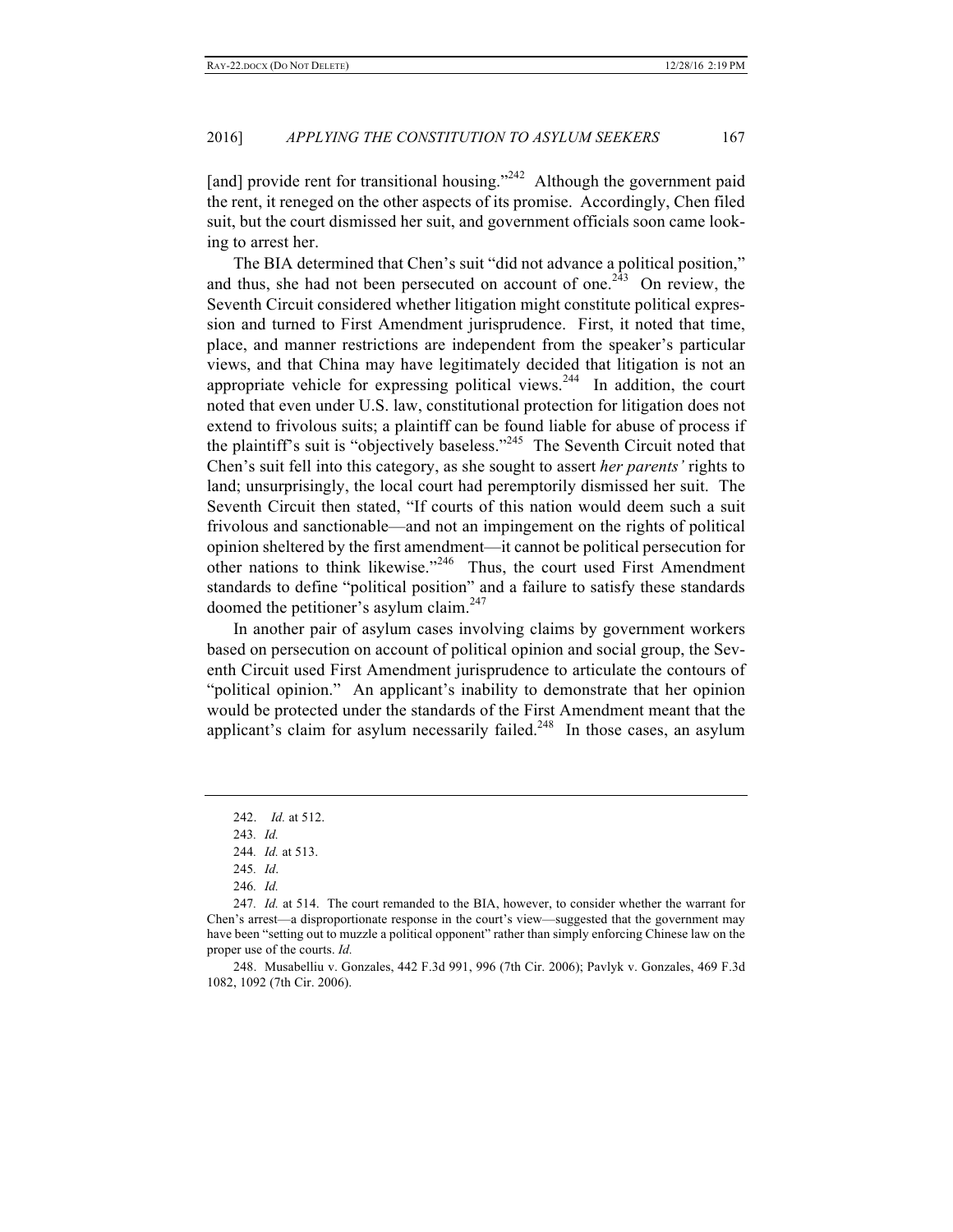[and] provide rent for transitional housing."[242] Although the government paid the rent, it reneged on the other aspects of its promise. Accordingly, Chen filed suit, but the court dismissed her suit, and government officials soon came looking to arrest her.

The BIA determined that Chen's suit "did not advance a political position," and thus, she had not been persecuted on account of one.[243] On review, the Seventh Circuit considered whether litigation might constitute political expression and turned to First Amendment jurisprudence. First, it noted that time, place, and manner restrictions are independent from the speaker's particular views, and that China may have legitimately decided that litigation is not an appropriate vehicle for expressing political views.[244] In addition, the court noted that even under U.S. law, constitutional protection for litigation does not extend to frivolous suits; a plaintiff can be found liable for abuse of process if the plaintiff's suit is "objectively baseless."[245] The Seventh Circuit noted that Chen's suit fell into this category, as she sought to assert *her parents'* rights to land; unsurprisingly, the local court had peremptorily dismissed her suit. The Seventh Circuit then stated, "If courts of this nation would deem such a suit frivolous and sanctionable—and not an impingement on the rights of political opinion sheltered by the first amendment—it cannot be political persecution for other nations to think likewise."[246] Thus, the court used First Amendment standards to define "political position" and a failure to satisfy these standards doomed the petitioner's asylum claim.[247]

In another pair of asylum cases involving claims by government workers based on persecution on account of political opinion and social group, the Seventh Circuit used First Amendment jurisprudence to articulate the contours of "political opinion." An applicant's inability to demonstrate that her opinion would be protected under the standards of the First Amendment meant that the applicant's claim for asylum necessarily failed.[248] In those cases, an asylum

---

242. *Id.* at 512.

243. *Id.*

244. *Id.* at 513.

245. *Id*.

246. *Id.*

247. *Id.* at 514. The court remanded to the BIA, however, to consider whether the warrant for Chen's arrest—a disproportionate response in the court's view—suggested that the government may have been "setting out to muzzle a political opponent" rather than simply enforcing Chinese law on the proper use of the courts. *Id.*

248. Musabelliu v. Gonzales, 442 F.3d 991, 996 (7th Cir. 2006); Pavlyk v. Gonzales, 469 F.3d 1082, 1092 (7th Cir. 2006).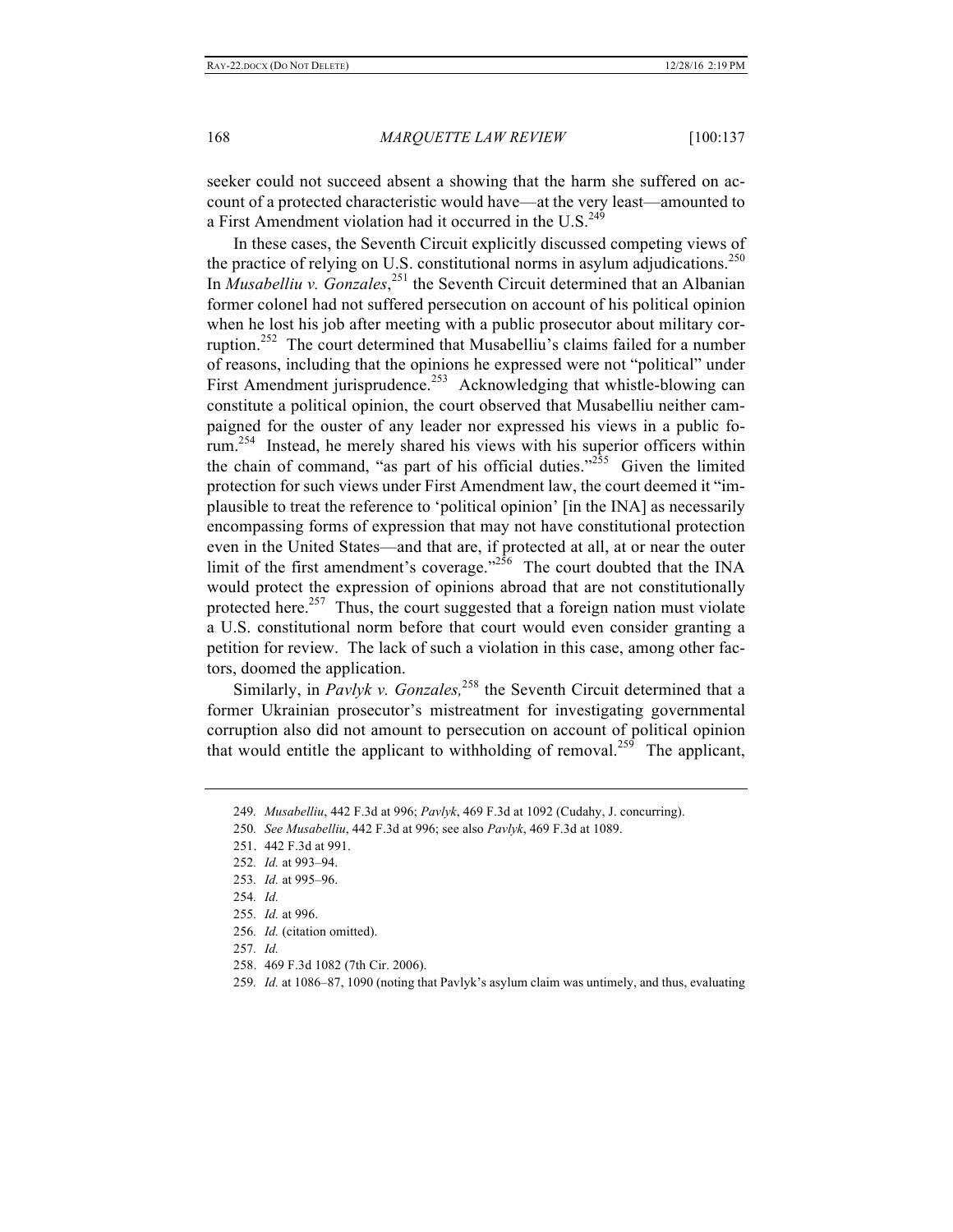seeker could not succeed absent a showing that the harm she suffered on account of a protected characteristic would have—at the very least—amounted to a First Amendment violation had it occurred in the U.S.[249]

In these cases, the Seventh Circuit explicitly discussed competing views of the practice of relying on U.S. constitutional norms in asylum adjudications.[250] In *Musabelliu v. Gonzales*,[251] the Seventh Circuit determined that an Albanian former colonel had not suffered persecution on account of his political opinion when he lost his job after meeting with a public prosecutor about military corruption.[252] The court determined that Musabelliu's claims failed for a number of reasons, including that the opinions he expressed were not "political" under First Amendment jurisprudence.[253] Acknowledging that whistle-blowing can constitute a political opinion, the court observed that Musabelliu neither campaigned for the ouster of any leader nor expressed his views in a public forum.[254] Instead, he merely shared his views with his superior officers within the chain of command, "as part of his official duties."[255] Given the limited protection for such views under First Amendment law, the court deemed it "implausible to treat the reference to 'political opinion' [in the INA] as necessarily encompassing forms of expression that may not have constitutional protection even in the United States—and that are, if protected at all, at or near the outer limit of the first amendment's coverage."[256] The court doubted that the INA would protect the expression of opinions abroad that are not constitutionally protected here.[257] Thus, the court suggested that a foreign nation must violate a U.S. constitutional norm before that court would even consider granting a petition for review. The lack of such a violation in this case, among other factors, doomed the application.

Similarly, in *Pavlyk v. Gonzales,*[258] the Seventh Circuit determined that a former Ukrainian prosecutor's mistreatment for investigating governmental corruption also did not amount to persecution on account of political opinion that would entitle the applicant to withholding of removal.[259] The applicant,

---

249. *Musabelliu*, 442 F.3d at 996; *Pavlyk*, 469 F.3d at 1092 (Cudahy, J. concurring).

250. *See Musabelliu*, 442 F.3d at 996; see also *Pavlyk*, 469 F.3d at 1089.

251. 442 F.3d at 991.

252. *Id.* at 993–94.

253. *Id.* at 995–96.

254. *Id.*

255. *Id.* at 996.

256. *Id.* (citation omitted).

257. *Id.*

258. 469 F.3d 1082 (7th Cir. 2006).

259. *Id.* at 1086–87, 1090 (noting that Pavlyk's asylum claim was untimely, and thus, evaluating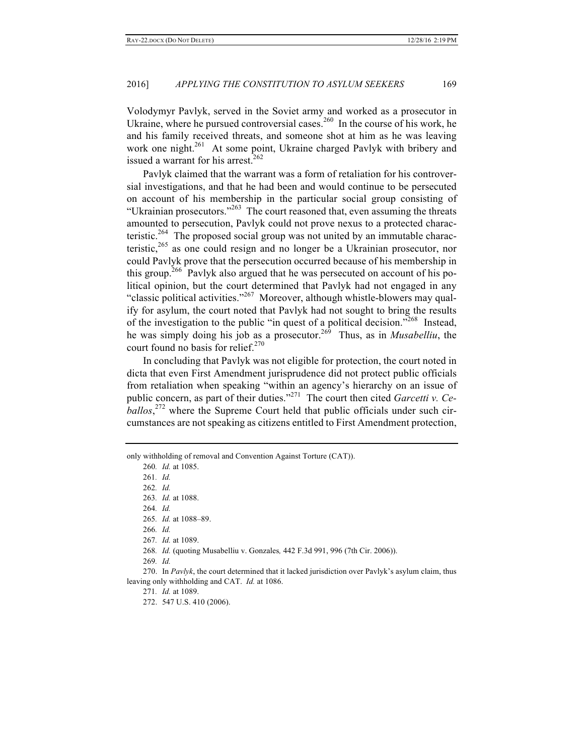Volodymyr Pavlyk, served in the Soviet army and worked as a prosecutor in Ukraine, where he pursued controversial cases.[260] In the course of his work, he and his family received threats, and someone shot at him as he was leaving work one night.[261] At some point, Ukraine charged Pavlyk with bribery and issued a warrant for his arrest.[262]

Pavlyk claimed that the warrant was a form of retaliation for his controversial investigations, and that he had been and would continue to be persecuted on account of his membership in the particular social group consisting of "Ukrainian prosecutors."[263] The court reasoned that, even assuming the threats amounted to persecution, Pavlyk could not prove nexus to a protected characteristic.[264] The proposed social group was not united by an immutable characteristic,[265] as one could resign and no longer be a Ukrainian prosecutor, nor could Pavlyk prove that the persecution occurred because of his membership in this group.[266] Pavlyk also argued that he was persecuted on account of his political opinion, but the court determined that Pavlyk had not engaged in any "classic political activities."[267] Moreover, although whistle-blowers may qualify for asylum, the court noted that Pavlyk had not sought to bring the results of the investigation to the public "in quest of a political decision."[268] Instead, he was simply doing his job as a prosecutor.[269] Thus, as in *Musabelliu*, the court found no basis for relief.[270]

In concluding that Pavlyk was not eligible for protection, the court noted in dicta that even First Amendment jurisprudence did not protect public officials from retaliation when speaking "within an agency's hierarchy on an issue of public concern, as part of their duties."[271] The court then cited *Garcetti v. Ceballos*,[272] where the Supreme Court held that public officials under such circumstances are not speaking as citizens entitled to First Amendment protection,

---

only withholding of removal and Convention Against Torture (CAT)).

260. *Id.* at 1085.

261. *Id.*

262. *Id.*

263. *Id.* at 1088.

264. *Id.*

265. *Id.* at 1088–89.

266. *Id.*

267. *Id.* at 1089.

268. *Id.* (quoting Musabelliu v. Gonzales*,* 442 F.3d 991, 996 (7th Cir. 2006)).

269. *Id.*

270. In *Pavlyk*, the court determined that it lacked jurisdiction over Pavlyk's asylum claim, thus leaving only withholding and CAT. *Id.* at 1086.

271. *Id.* at 1089.

272. 547 U.S. 410 (2006).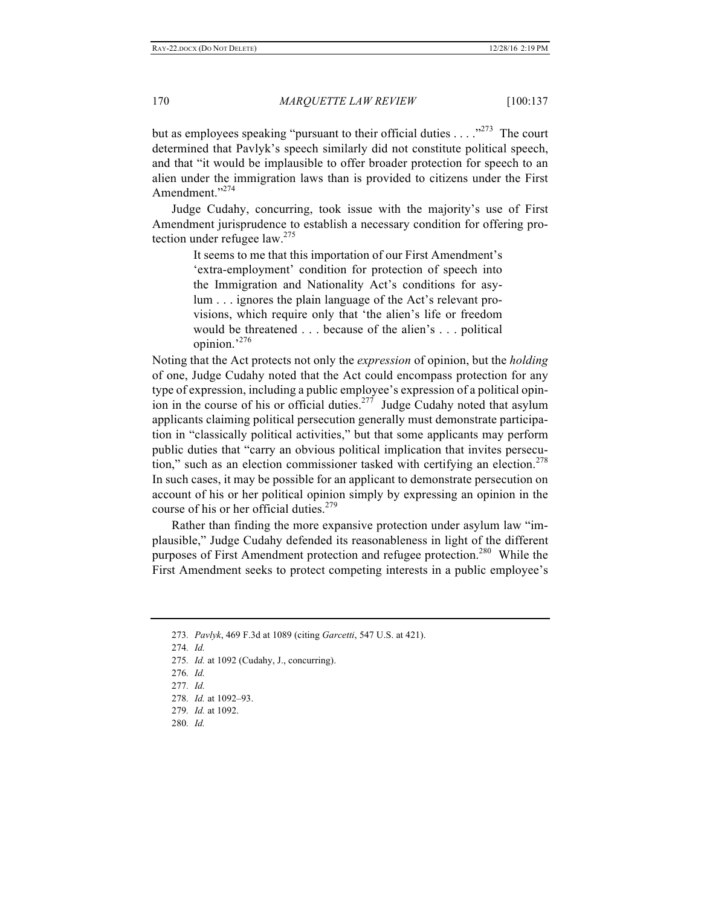but as employees speaking "pursuant to their official duties . . . ."[273] The court determined that Pavlyk's speech similarly did not constitute political speech, and that "it would be implausible to offer broader protection for speech to an alien under the immigration laws than is provided to citizens under the First Amendment."[274]

Judge Cudahy, concurring, took issue with the majority's use of First Amendment jurisprudence to establish a necessary condition for offering protection under refugee law.[275]

> It seems to me that this importation of our First Amendment's 'extra-employment' condition for protection of speech into the Immigration and Nationality Act's conditions for asylum . . . ignores the plain language of the Act's relevant provisions, which require only that 'the alien's life or freedom would be threatened . . . because of the alien's . . . political opinion.'[276]

Noting that the Act protects not only the *expression* of opinion, but the *holding* of one, Judge Cudahy noted that the Act could encompass protection for any type of expression, including a public employee's expression of a political opinion in the course of his or official duties.[277] Judge Cudahy noted that asylum applicants claiming political persecution generally must demonstrate participation in "classically political activities," but that some applicants may perform public duties that "carry an obvious political implication that invites persecution," such as an election commissioner tasked with certifying an election.[278] In such cases, it may be possible for an applicant to demonstrate persecution on account of his or her political opinion simply by expressing an opinion in the course of his or her official duties.[279]

Rather than finding the more expansive protection under asylum law "implausible," Judge Cudahy defended its reasonableness in light of the different purposes of First Amendment protection and refugee protection.[280] While the First Amendment seeks to protect competing interests in a public employee's

---

273. *Pavlyk*, 469 F.3d at 1089 (citing *Garcetti*, 547 U.S. at 421).

274. *Id.*

275. *Id.* at 1092 (Cudahy, J., concurring).

276. *Id.*

277. *Id.*

278. *Id.* at 1092–93.

279. *Id.* at 1092.

280. *Id.*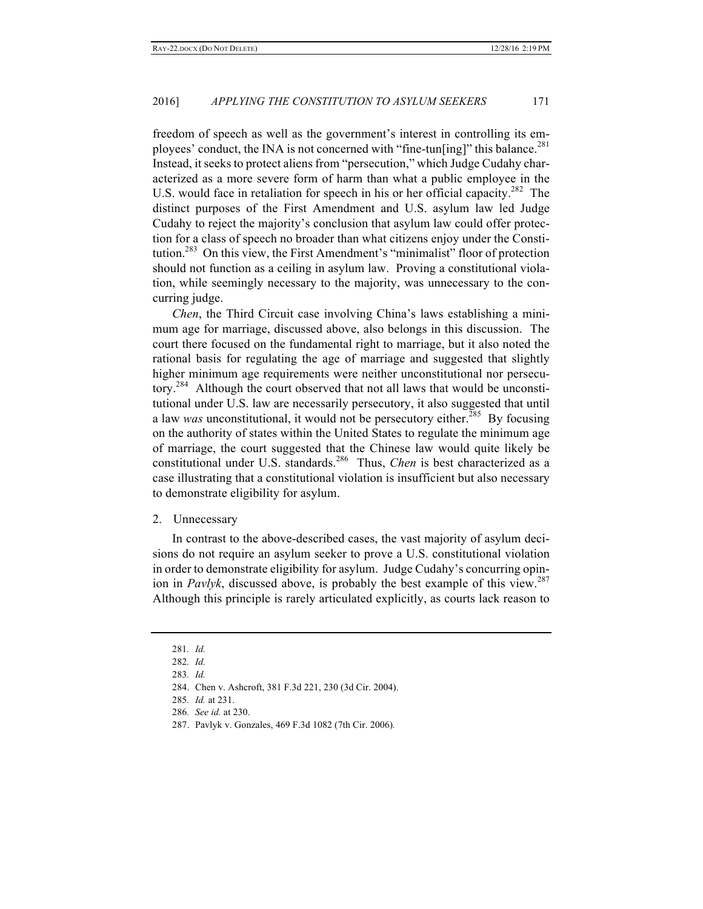freedom of speech as well as the government's interest in controlling its employees' conduct, the INA is not concerned with "fine-tun[ing]" this balance.[281] Instead, it seeks to protect aliens from "persecution," which Judge Cudahy characterized as a more severe form of harm than what a public employee in the U.S. would face in retaliation for speech in his or her official capacity.[282] The distinct purposes of the First Amendment and U.S. asylum law led Judge Cudahy to reject the majority's conclusion that asylum law could offer protection for a class of speech no broader than what citizens enjoy under the Constitution.[283] On this view, the First Amendment's "minimalist" floor of protection should not function as a ceiling in asylum law. Proving a constitutional violation, while seemingly necessary to the majority, was unnecessary to the concurring judge.

*Chen*, the Third Circuit case involving China's laws establishing a minimum age for marriage, discussed above, also belongs in this discussion. The court there focused on the fundamental right to marriage, but it also noted the rational basis for regulating the age of marriage and suggested that slightly higher minimum age requirements were neither unconstitutional nor persecutory.[284] Although the court observed that not all laws that would be unconstitutional under U.S. law are necessarily persecutory, it also suggested that until a law *was* unconstitutional, it would not be persecutory either.[285] By focusing on the authority of states within the United States to regulate the minimum age of marriage, the court suggested that the Chinese law would quite likely be constitutional under U.S. standards.[286] Thus, *Chen* is best characterized as a case illustrating that a constitutional violation is insufficient but also necessary to demonstrate eligibility for asylum.

2. Unnecessary

In contrast to the above-described cases, the vast majority of asylum decisions do not require an asylum seeker to prove a U.S. constitutional violation in order to demonstrate eligibility for asylum. Judge Cudahy's concurring opinion in *Pavlyk*, discussed above, is probably the best example of this view.[287] Although this principle is rarely articulated explicitly, as courts lack reason to

281. *Id.*

282. *Id.*

283. *Id.*

284. Chen v. Ashcroft, 381 F.3d 221, 230 (3d Cir. 2004).

285. *Id.* at 231.

286. *See id.* at 230.

287. Pavlyk v. Gonzales, 469 F.3d 1082 (7th Cir. 2006).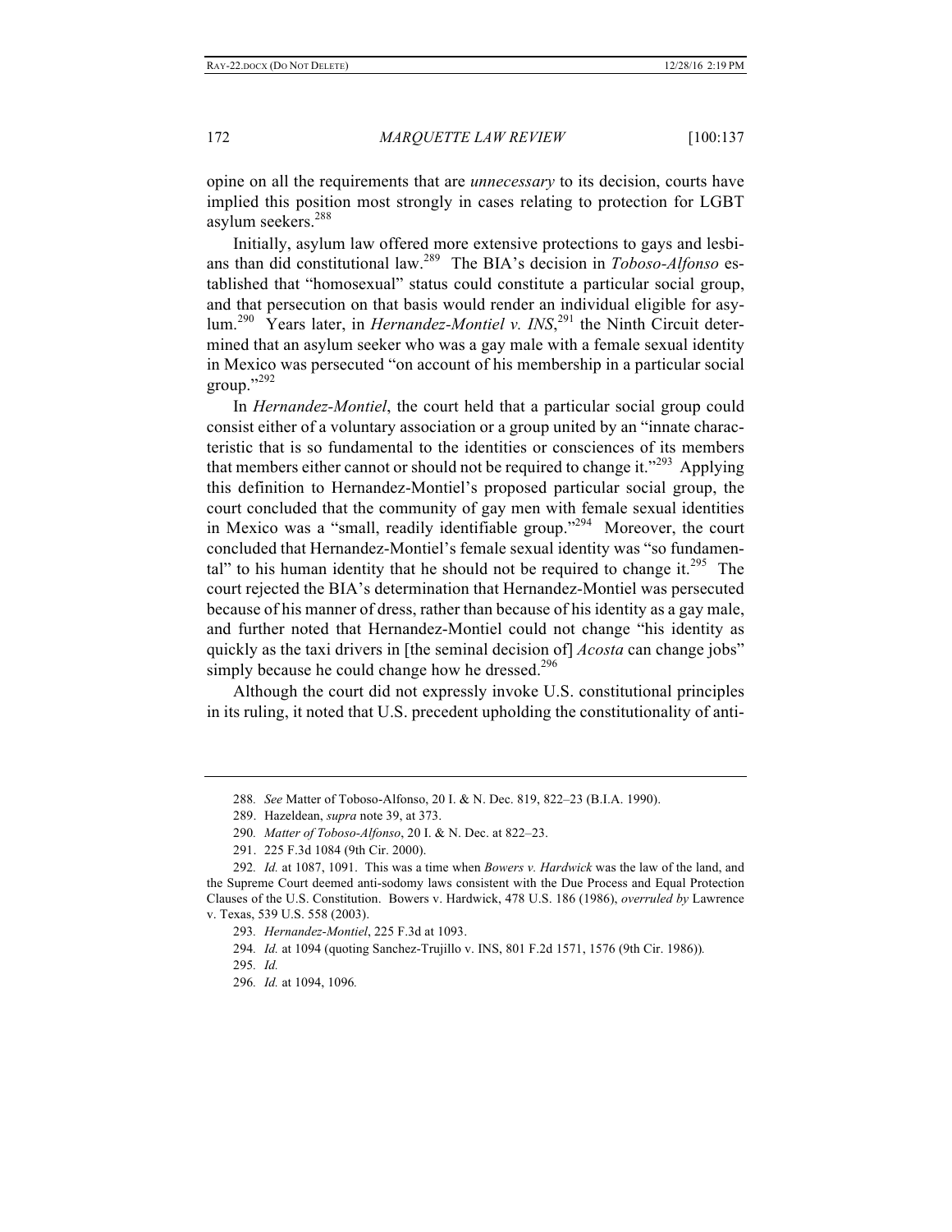opine on all the requirements that are *unnecessary* to its decision, courts have implied this position most strongly in cases relating to protection for LGBT asylum seekers.[288]

Initially, asylum law offered more extensive protections to gays and lesbians than did constitutional law.[289] The BIA's decision in *Toboso-Alfonso* established that "homosexual" status could constitute a particular social group, and that persecution on that basis would render an individual eligible for asylum.[290] Years later, in *Hernandez-Montiel v. INS*,[291] the Ninth Circuit determined that an asylum seeker who was a gay male with a female sexual identity in Mexico was persecuted "on account of his membership in a particular social group."[292]

In *Hernandez-Montiel*, the court held that a particular social group could consist either of a voluntary association or a group united by an "innate characteristic that is so fundamental to the identities or consciences of its members that members either cannot or should not be required to change it."[293] Applying this definition to Hernandez-Montiel's proposed particular social group, the court concluded that the community of gay men with female sexual identities in Mexico was a "small, readily identifiable group."[294] Moreover, the court concluded that Hernandez-Montiel's female sexual identity was "so fundamental" to his human identity that he should not be required to change it.[295] The court rejected the BIA's determination that Hernandez-Montiel was persecuted because of his manner of dress, rather than because of his identity as a gay male, and further noted that Hernandez-Montiel could not change "his identity as quickly as the taxi drivers in [the seminal decision of] *Acosta* can change jobs" simply because he could change how he dressed.[296]

Although the court did not expressly invoke U.S. constitutional principles in its ruling, it noted that U.S. precedent upholding the constitutionality of anti-

---

288. *See* Matter of Toboso-Alfonso, 20 I. & N. Dec. 819, 822–23 (B.I.A. 1990).

289. Hazeldean, *supra* note 39, at 373.

290. *Matter of Toboso-Alfonso*, 20 I. & N. Dec. at 822–23.

291. 225 F.3d 1084 (9th Cir. 2000).

292. *Id.* at 1087, 1091. This was a time when *Bowers v. Hardwick* was the law of the land, and the Supreme Court deemed anti-sodomy laws consistent with the Due Process and Equal Protection Clauses of the U.S. Constitution. Bowers v. Hardwick, 478 U.S. 186 (1986), *overruled by* Lawrence v. Texas, 539 U.S. 558 (2003).

293. *Hernandez-Montiel*, 225 F.3d at 1093.

294. *Id.* at 1094 (quoting Sanchez-Trujillo v. INS, 801 F.2d 1571, 1576 (9th Cir. 1986)).

295. *Id.*

296. *Id.* at 1094, 1096.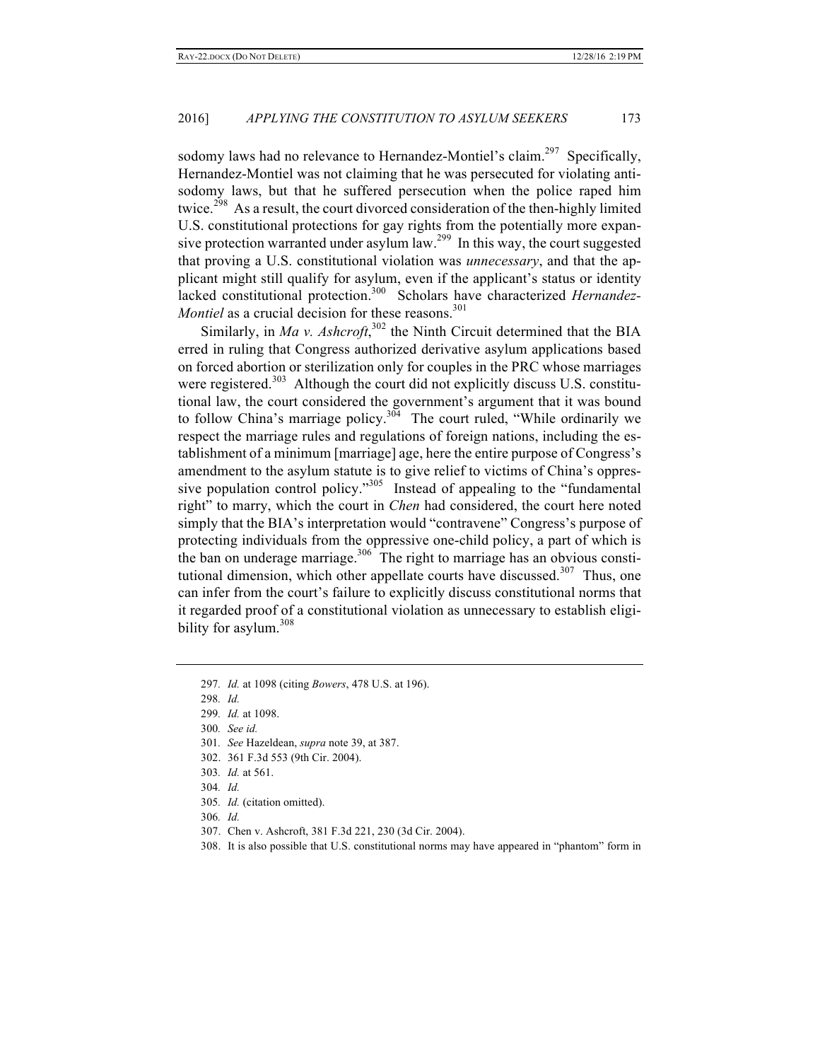sodomy laws had no relevance to Hernandez-Montiel's claim.[297] Specifically, Hernandez-Montiel was not claiming that he was persecuted for violating anti-sodomy laws, but that he suffered persecution when the police raped him twice.[298] As a result, the court divorced consideration of the then-highly limited U.S. constitutional protections for gay rights from the potentially more expansive protection warranted under asylum law.[299] In this way, the court suggested that proving a U.S. constitutional violation was *unnecessary*, and that the applicant might still qualify for asylum, even if the applicant's status or identity lacked constitutional protection.[300] Scholars have characterized *Hernandez-Montiel* as a crucial decision for these reasons.[301]

Similarly, in *Ma v. Ashcroft*,[302] the Ninth Circuit determined that the BIA erred in ruling that Congress authorized derivative asylum applications based on forced abortion or sterilization only for couples in the PRC whose marriages were registered.[303] Although the court did not explicitly discuss U.S. constitutional law, the court considered the government's argument that it was bound to follow China's marriage policy.[304] The court ruled, "While ordinarily we respect the marriage rules and regulations of foreign nations, including the establishment of a minimum [marriage] age, here the entire purpose of Congress's amendment to the asylum statute is to give relief to victims of China's oppressive population control policy."[305] Instead of appealing to the "fundamental right" to marry, which the court in *Chen* had considered, the court here noted simply that the BIA's interpretation would "contravene" Congress's purpose of protecting individuals from the oppressive one-child policy, a part of which is the ban on underage marriage.[306] The right to marriage has an obvious constitutional dimension, which other appellate courts have discussed.[307] Thus, one can infer from the court's failure to explicitly discuss constitutional norms that it regarded proof of a constitutional violation as unnecessary to establish eligibility for asylum.[308]

---

297. *Id.* at 1098 (citing *Bowers*, 478 U.S. at 196).
298. *Id.*
299. *Id.* at 1098.
300. *See id.*
301. *See* Hazeldean, *supra* note 39, at 387.
302. 361 F.3d 553 (9th Cir. 2004).
303. *Id.* at 561.
304. *Id.*
305. *Id.* (citation omitted).
306. *Id.*
307. Chen v. Ashcroft, 381 F.3d 221, 230 (3d Cir. 2004).
308. It is also possible that U.S. constitutional norms may have appeared in "phantom" form in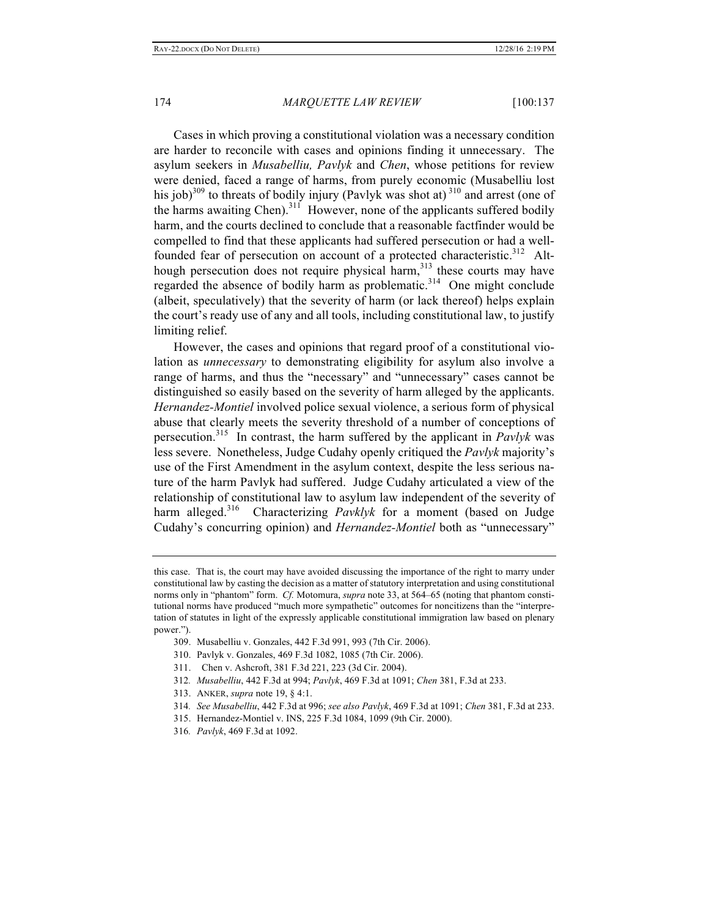Cases in which proving a constitutional violation was a necessary condition are harder to reconcile with cases and opinions finding it unnecessary. The asylum seekers in *Musabelliu, Pavlyk* and *Chen*, whose petitions for review were denied, faced a range of harms, from purely economic (Musabelliu lost his job)[309] to threats of bodily injury (Pavlyk was shot at)[310] and arrest (one of the harms awaiting Chen).[311] However, none of the applicants suffered bodily harm, and the courts declined to conclude that a reasonable factfinder would be compelled to find that these applicants had suffered persecution or had a well-founded fear of persecution on account of a protected characteristic.[312] Although persecution does not require physical harm,[313] these courts may have regarded the absence of bodily harm as problematic.[314] One might conclude (albeit, speculatively) that the severity of harm (or lack thereof) helps explain the court's ready use of any and all tools, including constitutional law, to justify limiting relief.

However, the cases and opinions that regard proof of a constitutional violation as *unnecessary* to demonstrating eligibility for asylum also involve a range of harms, and thus the "necessary" and "unnecessary" cases cannot be distinguished so easily based on the severity of harm alleged by the applicants. *Hernandez-Montiel* involved police sexual violence, a serious form of physical abuse that clearly meets the severity threshold of a number of conceptions of persecution.[315] In contrast, the harm suffered by the applicant in *Pavlyk* was less severe. Nonetheless, Judge Cudahy openly critiqued the *Pavlyk* majority's use of the First Amendment in the asylum context, despite the less serious nature of the harm Pavlyk had suffered. Judge Cudahy articulated a view of the relationship of constitutional law to asylum law independent of the severity of harm alleged.[316] Characterizing *Pavklyk* for a moment (based on Judge Cudahy's concurring opinion) and *Hernandez-Montiel* both as "unnecessary"

---

this case. That is, the court may have avoided discussing the importance of the right to marry under constitutional law by casting the decision as a matter of statutory interpretation and using constitutional norms only in "phantom" form. *Cf.* Motomura, *supra* note 33, at 564–65 (noting that phantom constitutional norms have produced "much more sympathetic" outcomes for noncitizens than the "interpretation of statutes in light of the expressly applicable constitutional immigration law based on plenary power.").

309. Musabelliu v. Gonzales, 442 F.3d 991, 993 (7th Cir. 2006).

310. Pavlyk v. Gonzales, 469 F.3d 1082, 1085 (7th Cir. 2006).

311. Chen v. Ashcroft, 381 F.3d 221, 223 (3d Cir. 2004).

312. *Musabelliu*, 442 F.3d at 994; *Pavlyk*, 469 F.3d at 1091; *Chen* 381, F.3d at 233.

313. ANKER, *supra* note 19, § 4:1.

314. *See Musabelliu*, 442 F.3d at 996; *see also Pavlyk*, 469 F.3d at 1091; *Chen* 381, F.3d at 233.

315. Hernandez-Montiel v. INS, 225 F.3d 1084, 1099 (9th Cir. 2000).

316. *Pavlyk*, 469 F.3d at 1092.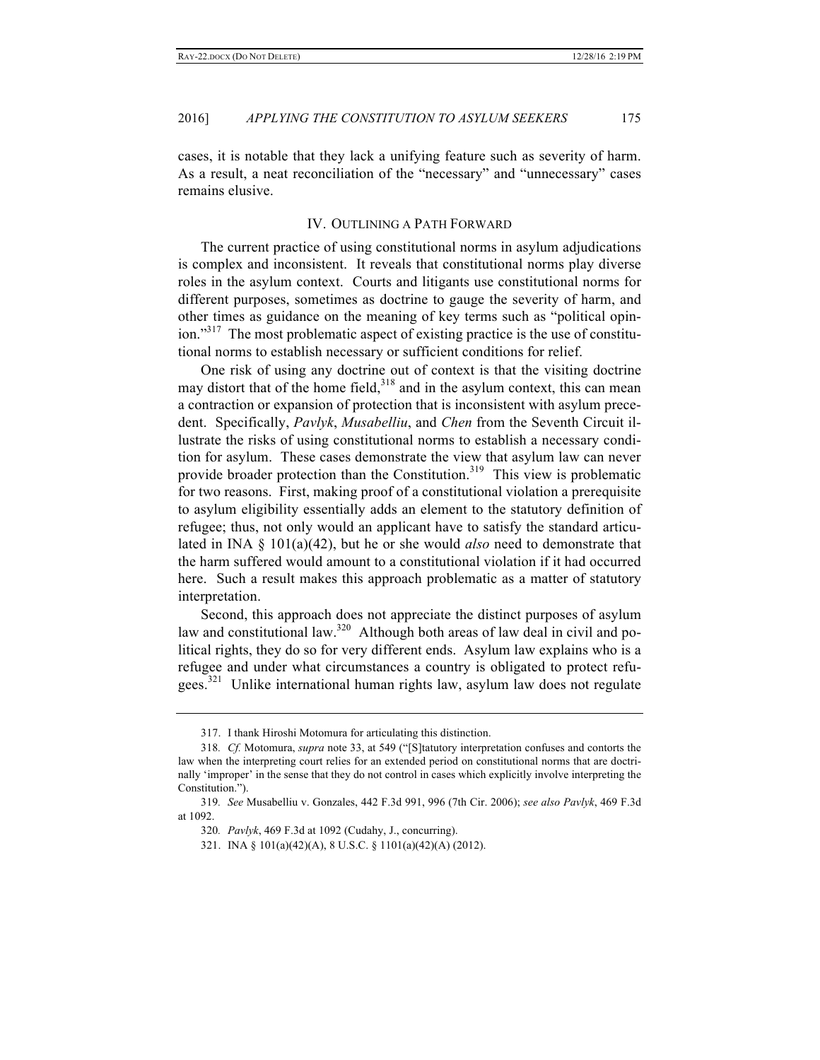cases, it is notable that they lack a unifying feature such as severity of harm. As a result, a neat reconciliation of the "necessary" and "unnecessary" cases remains elusive.

## IV. Outlining a Path Forward

The current practice of using constitutional norms in asylum adjudications is complex and inconsistent. It reveals that constitutional norms play diverse roles in the asylum context. Courts and litigants use constitutional norms for different purposes, sometimes as doctrine to gauge the severity of harm, and other times as guidance on the meaning of key terms such as "political opinion."[317] The most problematic aspect of existing practice is the use of constitutional norms to establish necessary or sufficient conditions for relief.

One risk of using any doctrine out of context is that the visiting doctrine may distort that of the home field,[318] and in the asylum context, this can mean a contraction or expansion of protection that is inconsistent with asylum precedent. Specifically, *Pavlyk*, *Musabelliu*, and *Chen* from the Seventh Circuit illustrate the risks of using constitutional norms to establish a necessary condition for asylum. These cases demonstrate the view that asylum law can never provide broader protection than the Constitution.[319] This view is problematic for two reasons. First, making proof of a constitutional violation a prerequisite to asylum eligibility essentially adds an element to the statutory definition of refugee; thus, not only would an applicant have to satisfy the standard articulated in INA § 101(a)(42), but he or she would *also* need to demonstrate that the harm suffered would amount to a constitutional violation if it had occurred here. Such a result makes this approach problematic as a matter of statutory interpretation.

Second, this approach does not appreciate the distinct purposes of asylum law and constitutional law.[320] Although both areas of law deal in civil and political rights, they do so for very different ends. Asylum law explains who is a refugee and under what circumstances a country is obligated to protect refugees.[321] Unlike international human rights law, asylum law does not regulate

---

317. I thank Hiroshi Motomura for articulating this distinction.

318. *Cf.* Motomura, *supra* note 33, at 549 ("[S]tatutory interpretation confuses and contorts the law when the interpreting court relies for an extended period on constitutional norms that are doctrinally 'improper' in the sense that they do not control in cases which explicitly involve interpreting the Constitution.").

319. *See* Musabelliu v. Gonzales, 442 F.3d 991, 996 (7th Cir. 2006); *see also Pavlyk*, 469 F.3d at 1092.

320. *Pavlyk*, 469 F.3d at 1092 (Cudahy, J., concurring).

321. INA § 101(a)(42)(A), 8 U.S.C. § 1101(a)(42)(A) (2012).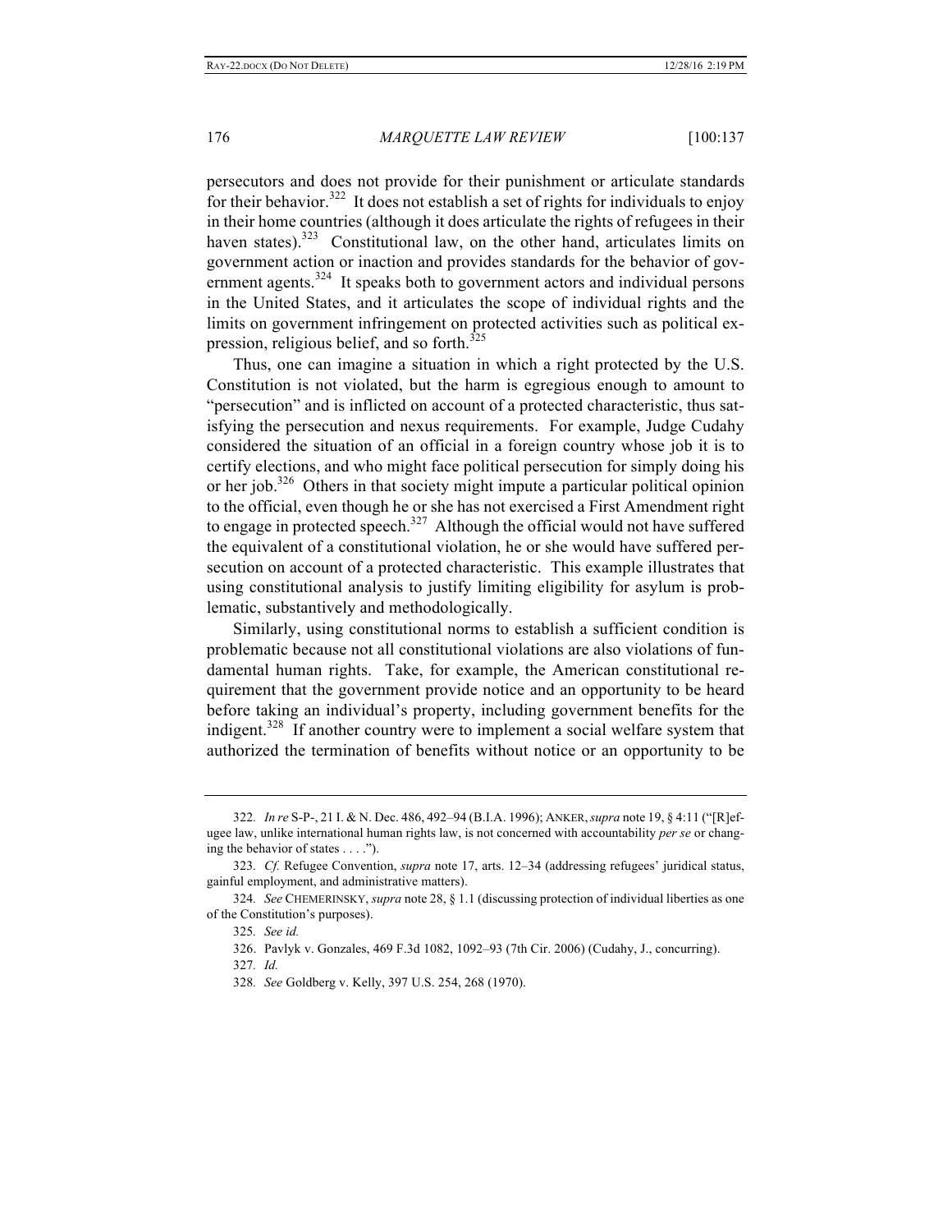persecutors and does not provide for their punishment or articulate standards for their behavior.[322] It does not establish a set of rights for individuals to enjoy in their home countries (although it does articulate the rights of refugees in their haven states).[323] Constitutional law, on the other hand, articulates limits on government action or inaction and provides standards for the behavior of government agents.[324] It speaks both to government actors and individual persons in the United States, and it articulates the scope of individual rights and the limits on government infringement on protected activities such as political expression, religious belief, and so forth.[325]

Thus, one can imagine a situation in which a right protected by the U.S. Constitution is not violated, but the harm is egregious enough to amount to "persecution" and is inflicted on account of a protected characteristic, thus satisfying the persecution and nexus requirements. For example, Judge Cudahy considered the situation of an official in a foreign country whose job it is to certify elections, and who might face political persecution for simply doing his or her job.[326] Others in that society might impute a particular political opinion to the official, even though he or she has not exercised a First Amendment right to engage in protected speech.[327] Although the official would not have suffered the equivalent of a constitutional violation, he or she would have suffered persecution on account of a protected characteristic. This example illustrates that using constitutional analysis to justify limiting eligibility for asylum is problematic, substantively and methodologically.

Similarly, using constitutional norms to establish a sufficient condition is problematic because not all constitutional violations are also violations of fundamental human rights. Take, for example, the American constitutional requirement that the government provide notice and an opportunity to be heard before taking an individual's property, including government benefits for the indigent.[328] If another country were to implement a social welfare system that authorized the termination of benefits without notice or an opportunity to be

---

322. *In re* S-P-, 21 I. & N. Dec. 486, 492–94 (B.I.A. 1996); ANKER, *supra* note 19, § 4:11 ("[R]efugee law, unlike international human rights law, is not concerned with accountability *per se* or changing the behavior of states . . . .").

323. *Cf.* Refugee Convention, *supra* note 17, arts. 12–34 (addressing refugees' juridical status, gainful employment, and administrative matters).

324. *See* CHEMERINSKY, *supra* note 28, § 1.1 (discussing protection of individual liberties as one of the Constitution's purposes).

325. *See id.*

326. Pavlyk v. Gonzales, 469 F.3d 1082, 1092–93 (7th Cir. 2006) (Cudahy, J., concurring).

327. *Id.*

328. *See* Goldberg v. Kelly, 397 U.S. 254, 268 (1970).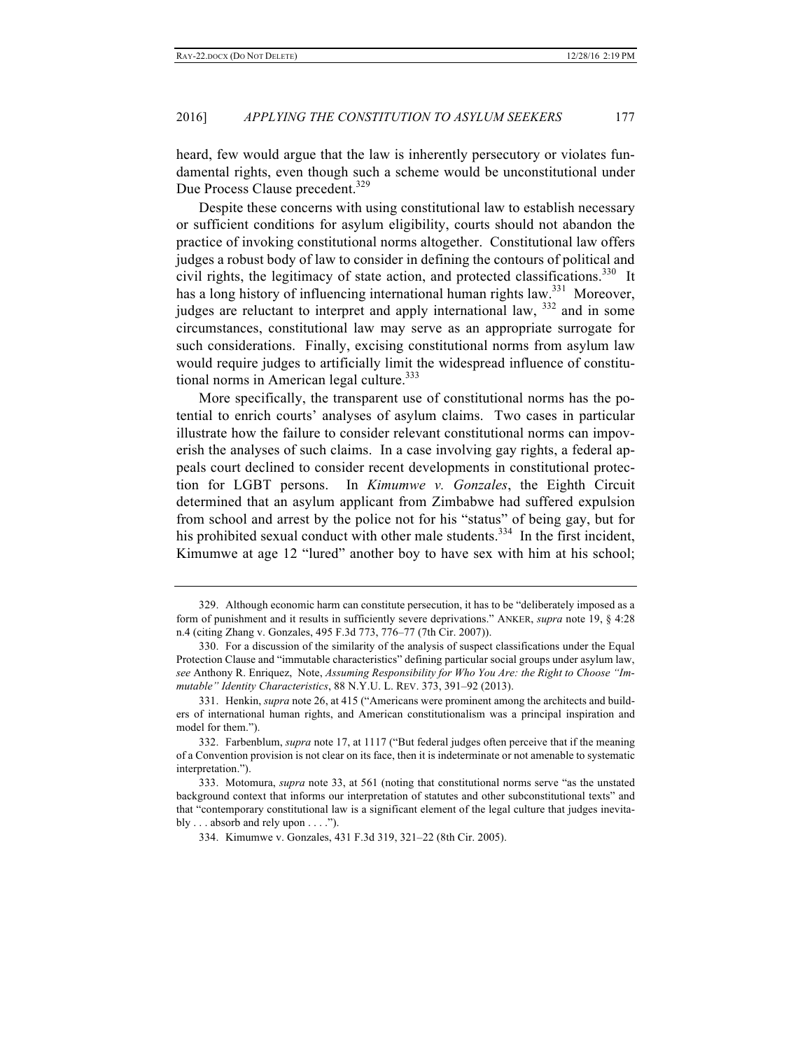heard, few would argue that the law is inherently persecutory or violates fundamental rights, even though such a scheme would be unconstitutional under Due Process Clause precedent.[329]

Despite these concerns with using constitutional law to establish necessary or sufficient conditions for asylum eligibility, courts should not abandon the practice of invoking constitutional norms altogether. Constitutional law offers judges a robust body of law to consider in defining the contours of political and civil rights, the legitimacy of state action, and protected classifications.[330] It has a long history of influencing international human rights law.[331] Moreover, judges are reluctant to interpret and apply international law, [332] and in some circumstances, constitutional law may serve as an appropriate surrogate for such considerations. Finally, excising constitutional norms from asylum law would require judges to artificially limit the widespread influence of constitutional norms in American legal culture.[333]

More specifically, the transparent use of constitutional norms has the potential to enrich courts' analyses of asylum claims. Two cases in particular illustrate how the failure to consider relevant constitutional norms can impoverish the analyses of such claims. In a case involving gay rights, a federal appeals court declined to consider recent developments in constitutional protection for LGBT persons. In *Kimumwe v. Gonzales*, the Eighth Circuit determined that an asylum applicant from Zimbabwe had suffered expulsion from school and arrest by the police not for his "status" of being gay, but for his prohibited sexual conduct with other male students.[334] In the first incident, Kimumwe at age 12 "lured" another boy to have sex with him at his school;

---

329. Although economic harm can constitute persecution, it has to be "deliberately imposed as a form of punishment and it results in sufficiently severe deprivations." ANKER, *supra* note 19, § 4:28 n.4 (citing Zhang v. Gonzales, 495 F.3d 773, 776–77 (7th Cir. 2007)).

330. For a discussion of the similarity of the analysis of suspect classifications under the Equal Protection Clause and "immutable characteristics" defining particular social groups under asylum law, *see* Anthony R. Enriquez, Note, *Assuming Responsibility for Who You Are: the Right to Choose "Immutable" Identity Characteristics*, 88 N.Y.U. L. REV. 373, 391–92 (2013).

331. Henkin, *supra* note 26, at 415 ("Americans were prominent among the architects and builders of international human rights, and American constitutionalism was a principal inspiration and model for them.").

332. Farbenblum, *supra* note 17, at 1117 ("But federal judges often perceive that if the meaning of a Convention provision is not clear on its face, then it is indeterminate or not amenable to systematic interpretation.").

333. Motomura, *supra* note 33, at 561 (noting that constitutional norms serve "as the unstated background context that informs our interpretation of statutes and other subconstitutional texts" and that "contemporary constitutional law is a significant element of the legal culture that judges inevitably . . . absorb and rely upon . . . .").

334. Kimumwe v. Gonzales, 431 F.3d 319, 321–22 (8th Cir. 2005).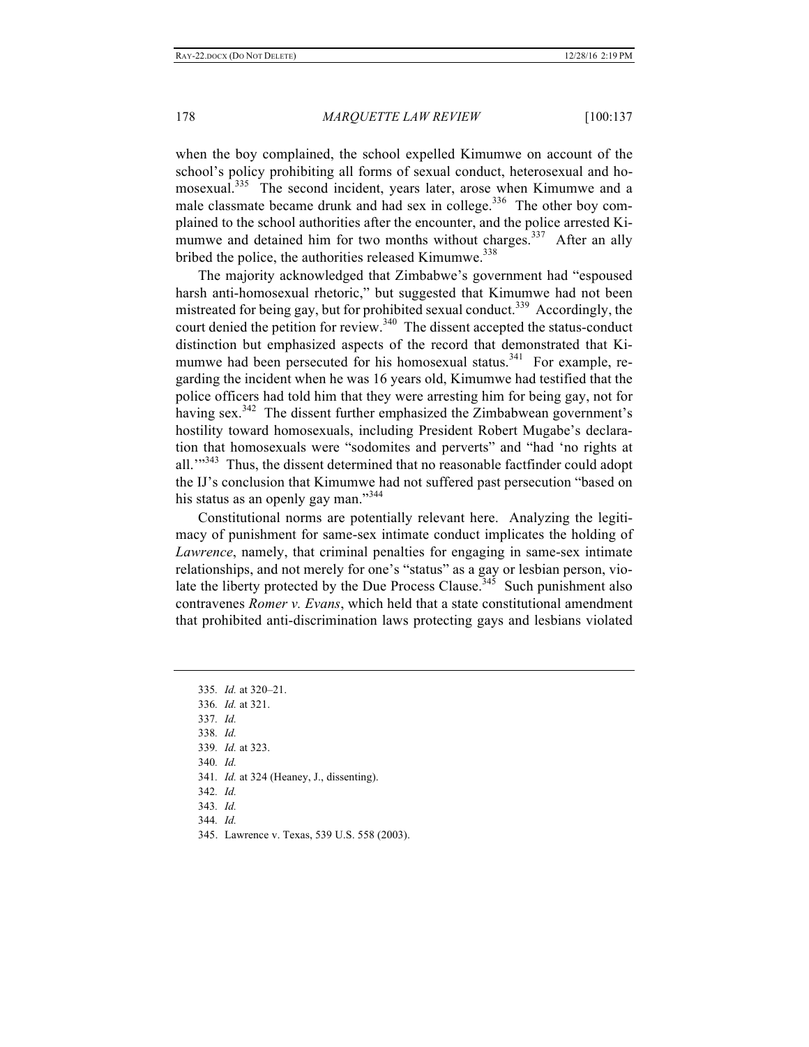when the boy complained, the school expelled Kimumwe on account of the school's policy prohibiting all forms of sexual conduct, heterosexual and homosexual.[335] The second incident, years later, arose when Kimumwe and a male classmate became drunk and had sex in college.[336] The other boy complained to the school authorities after the encounter, and the police arrested Kimumwe and detained him for two months without charges.[337] After an ally bribed the police, the authorities released Kimumwe.[338]

The majority acknowledged that Zimbabwe's government had "espoused harsh anti-homosexual rhetoric," but suggested that Kimumwe had not been mistreated for being gay, but for prohibited sexual conduct.[339] Accordingly, the court denied the petition for review.[340] The dissent accepted the status-conduct distinction but emphasized aspects of the record that demonstrated that Kimumwe had been persecuted for his homosexual status.[341] For example, regarding the incident when he was 16 years old, Kimumwe had testified that the police officers had told him that they were arresting him for being gay, not for having sex.[342] The dissent further emphasized the Zimbabwean government's hostility toward homosexuals, including President Robert Mugabe's declaration that homosexuals were "sodomites and perverts" and "had 'no rights at all.'"[343] Thus, the dissent determined that no reasonable factfinder could adopt the IJ's conclusion that Kimumwe had not suffered past persecution "based on his status as an openly gay man."[344]

Constitutional norms are potentially relevant here. Analyzing the legitimacy of punishment for same-sex intimate conduct implicates the holding of *Lawrence*, namely, that criminal penalties for engaging in same-sex intimate relationships, and not merely for one's "status" as a gay or lesbian person, violate the liberty protected by the Due Process Clause.[345] Such punishment also contravenes *Romer v. Evans*, which held that a state constitutional amendment that prohibited anti-discrimination laws protecting gays and lesbians violated

---

335. *Id.* at 320–21.
336. *Id.* at 321.
337. *Id.*
338. *Id.*
339. *Id.* at 323.
340. *Id.*
341. *Id.* at 324 (Heaney, J., dissenting).
342. *Id.*
343. *Id.*
344. *Id.*
345. Lawrence v. Texas, 539 U.S. 558 (2003).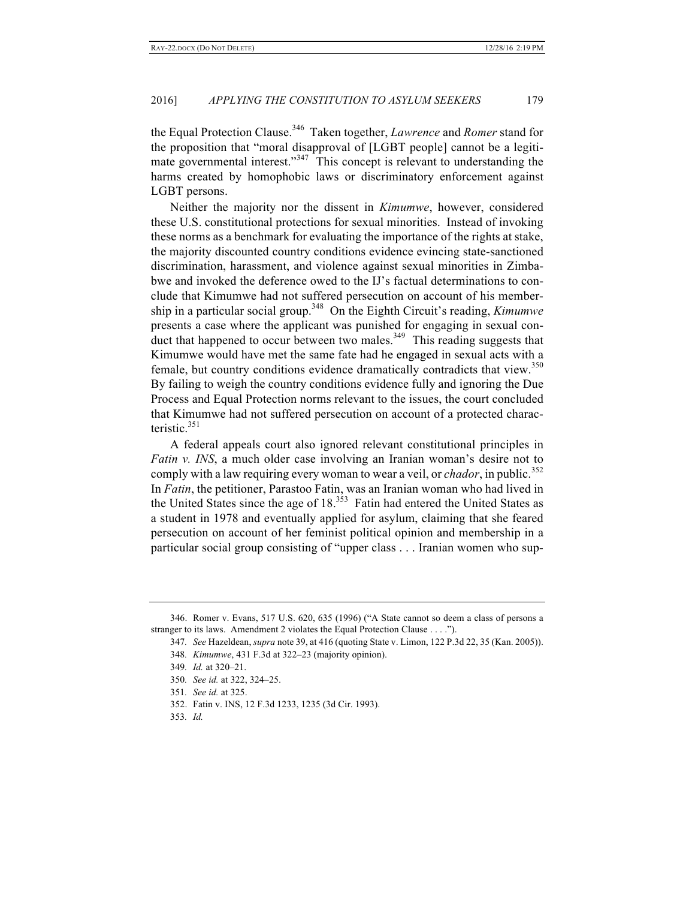the Equal Protection Clause.[346] Taken together, *Lawrence* and *Romer* stand for the proposition that "moral disapproval of [LGBT people] cannot be a legitimate governmental interest."[347] This concept is relevant to understanding the harms created by homophobic laws or discriminatory enforcement against LGBT persons.

Neither the majority nor the dissent in *Kimumwe*, however, considered these U.S. constitutional protections for sexual minorities. Instead of invoking these norms as a benchmark for evaluating the importance of the rights at stake, the majority discounted country conditions evidence evincing state-sanctioned discrimination, harassment, and violence against sexual minorities in Zimbabwe and invoked the deference owed to the IJ's factual determinations to conclude that Kimumwe had not suffered persecution on account of his membership in a particular social group.[348] On the Eighth Circuit's reading, *Kimumwe* presents a case where the applicant was punished for engaging in sexual conduct that happened to occur between two males.[349] This reading suggests that Kimumwe would have met the same fate had he engaged in sexual acts with a female, but country conditions evidence dramatically contradicts that view.[350] By failing to weigh the country conditions evidence fully and ignoring the Due Process and Equal Protection norms relevant to the issues, the court concluded that Kimumwe had not suffered persecution on account of a protected characteristic.[351]

A federal appeals court also ignored relevant constitutional principles in *Fatin v. INS*, a much older case involving an Iranian woman's desire not to comply with a law requiring every woman to wear a veil, or *chador*, in public.[352] In *Fatin*, the petitioner, Parastoo Fatin, was an Iranian woman who had lived in the United States since the age of 18.[353] Fatin had entered the United States as a student in 1978 and eventually applied for asylum, claiming that she feared persecution on account of her feminist political opinion and membership in a particular social group consisting of "upper class . . . Iranian women who sup-

---

346. Romer v. Evans, 517 U.S. 620, 635 (1996) ("A State cannot so deem a class of persons a stranger to its laws. Amendment 2 violates the Equal Protection Clause . . . .").

347. *See* Hazeldean, *supra* note 39, at 416 (quoting State v. Limon, 122 P.3d 22, 35 (Kan. 2005)).

348. *Kimumwe*, 431 F.3d at 322–23 (majority opinion).

349. *Id.* at 320–21.

350. *See id.* at 322, 324–25.

351. *See id.* at 325.

352. Fatin v. INS, 12 F.3d 1233, 1235 (3d Cir. 1993).

353. *Id.*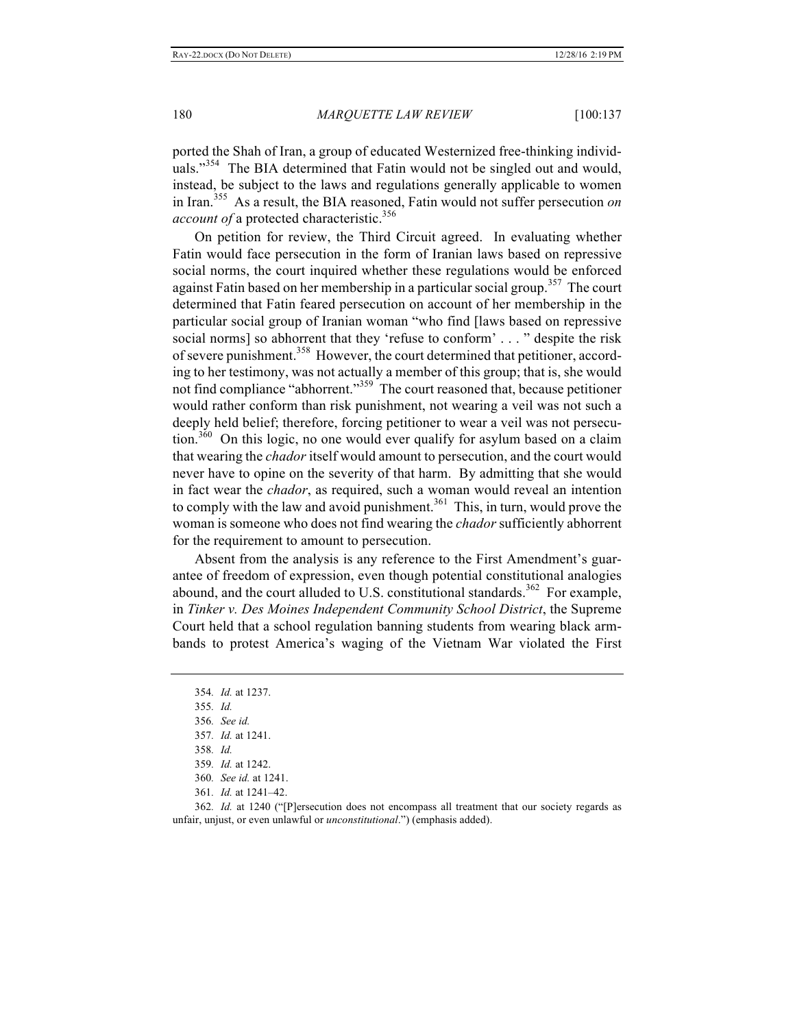ported the Shah of Iran, a group of educated Westernized free-thinking individuals."[354] The BIA determined that Fatin would not be singled out and would, instead, be subject to the laws and regulations generally applicable to women in Iran.[355] As a result, the BIA reasoned, Fatin would not suffer persecution *on account of* a protected characteristic.[356]

On petition for review, the Third Circuit agreed. In evaluating whether Fatin would face persecution in the form of Iranian laws based on repressive social norms, the court inquired whether these regulations would be enforced against Fatin based on her membership in a particular social group.[357] The court determined that Fatin feared persecution on account of her membership in the particular social group of Iranian woman "who find [laws based on repressive social norms] so abhorrent that they 'refuse to conform' . . . " despite the risk of severe punishment.[358] However, the court determined that petitioner, according to her testimony, was not actually a member of this group; that is, she would not find compliance "abhorrent."[359] The court reasoned that, because petitioner would rather conform than risk punishment, not wearing a veil was not such a deeply held belief; therefore, forcing petitioner to wear a veil was not persecution.[360] On this logic, no one would ever qualify for asylum based on a claim that wearing the *chador* itself would amount to persecution, and the court would never have to opine on the severity of that harm. By admitting that she would in fact wear the *chador*, as required, such a woman would reveal an intention to comply with the law and avoid punishment.[361] This, in turn, would prove the woman is someone who does not find wearing the *chador* sufficiently abhorrent for the requirement to amount to persecution.

Absent from the analysis is any reference to the First Amendment's guarantee of freedom of expression, even though potential constitutional analogies abound, and the court alluded to U.S. constitutional standards.[362] For example, in *Tinker v. Des Moines Independent Community School District*, the Supreme Court held that a school regulation banning students from wearing black armbands to protest America's waging of the Vietnam War violated the First

---

354. *Id.* at 1237.

355. *Id.*

356. *See id.*

357. *Id.* at 1241.

358. *Id.*

359. *Id.* at 1242.

360. *See id.* at 1241.

361. *Id.* at 1241–42.

362. *Id.* at 1240 ("[P]ersecution does not encompass all treatment that our society regards as unfair, unjust, or even unlawful or *unconstitutional*.") (emphasis added).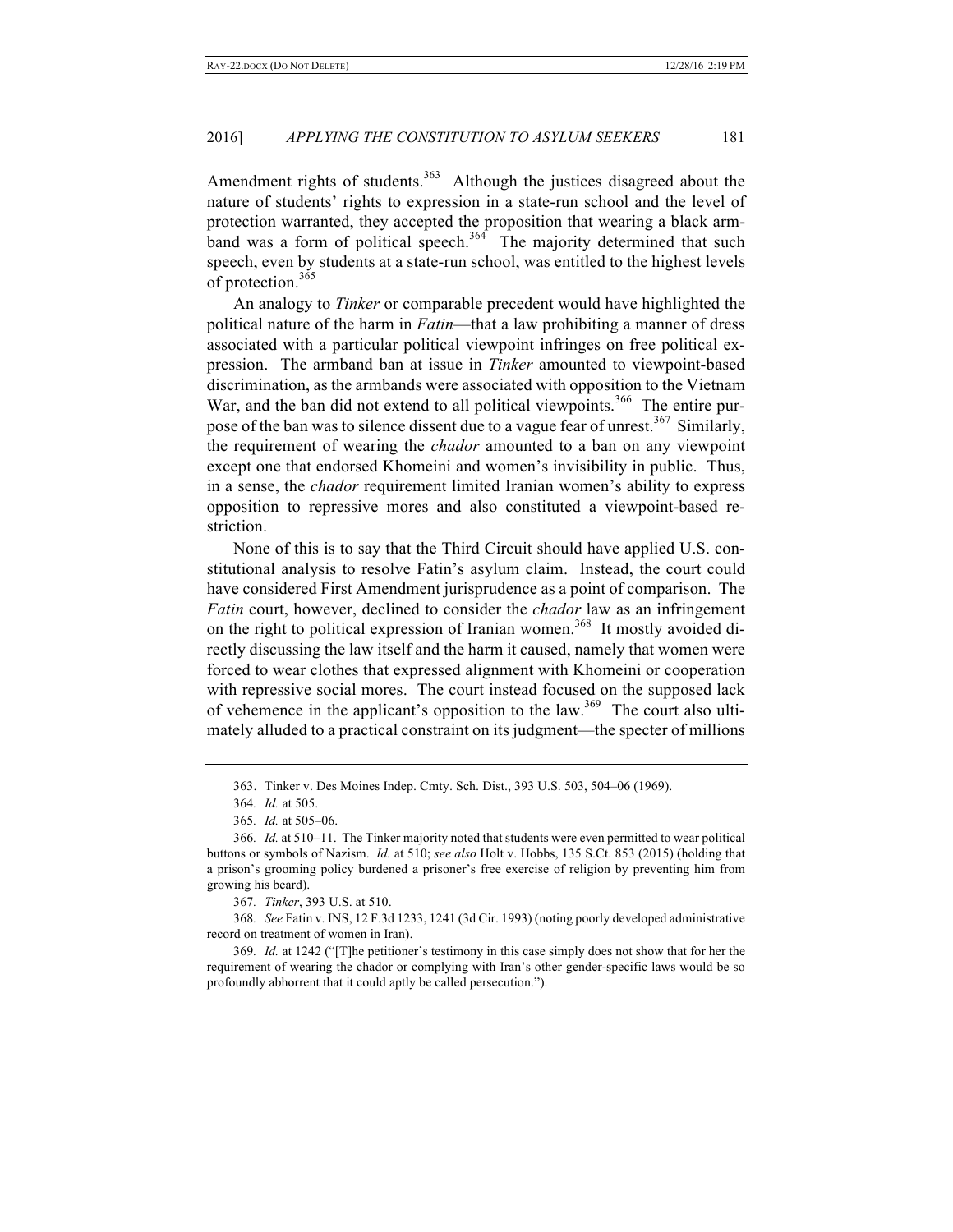Amendment rights of students.[363] Although the justices disagreed about the nature of students' rights to expression in a state-run school and the level of protection warranted, they accepted the proposition that wearing a black armband was a form of political speech.[364] The majority determined that such speech, even by students at a state-run school, was entitled to the highest levels of protection.[365]

An analogy to *Tinker* or comparable precedent would have highlighted the political nature of the harm in *Fatin*—that a law prohibiting a manner of dress associated with a particular political viewpoint infringes on free political expression. The armband ban at issue in *Tinker* amounted to viewpoint-based discrimination, as the armbands were associated with opposition to the Vietnam War, and the ban did not extend to all political viewpoints.[366] The entire purpose of the ban was to silence dissent due to a vague fear of unrest.[367] Similarly, the requirement of wearing the *chador* amounted to a ban on any viewpoint except one that endorsed Khomeini and women's invisibility in public. Thus, in a sense, the *chador* requirement limited Iranian women's ability to express opposition to repressive mores and also constituted a viewpoint-based restriction.

None of this is to say that the Third Circuit should have applied U.S. constitutional analysis to resolve Fatin's asylum claim. Instead, the court could have considered First Amendment jurisprudence as a point of comparison. The *Fatin* court, however, declined to consider the *chador* law as an infringement on the right to political expression of Iranian women.[368] It mostly avoided directly discussing the law itself and the harm it caused, namely that women were forced to wear clothes that expressed alignment with Khomeini or cooperation with repressive social mores. The court instead focused on the supposed lack of vehemence in the applicant's opposition to the law.[369] The court also ultimately alluded to a practical constraint on its judgment—the specter of millions

---

363. Tinker v. Des Moines Indep. Cmty. Sch. Dist., 393 U.S. 503, 504–06 (1969).

364. *Id.* at 505.

365. *Id.* at 505–06.

366. *Id.* at 510–11. The Tinker majority noted that students were even permitted to wear political buttons or symbols of Nazism. *Id.* at 510; *see also* Holt v. Hobbs, 135 S.Ct. 853 (2015) (holding that a prison's grooming policy burdened a prisoner's free exercise of religion by preventing him from growing his beard).

367. *Tinker*, 393 U.S. at 510.

368. *See* Fatin v. INS, 12 F.3d 1233, 1241 (3d Cir. 1993) (noting poorly developed administrative record on treatment of women in Iran).

369. *Id.* at 1242 ("[T]he petitioner's testimony in this case simply does not show that for her the requirement of wearing the chador or complying with Iran's other gender-specific laws would be so profoundly abhorrent that it could aptly be called persecution.").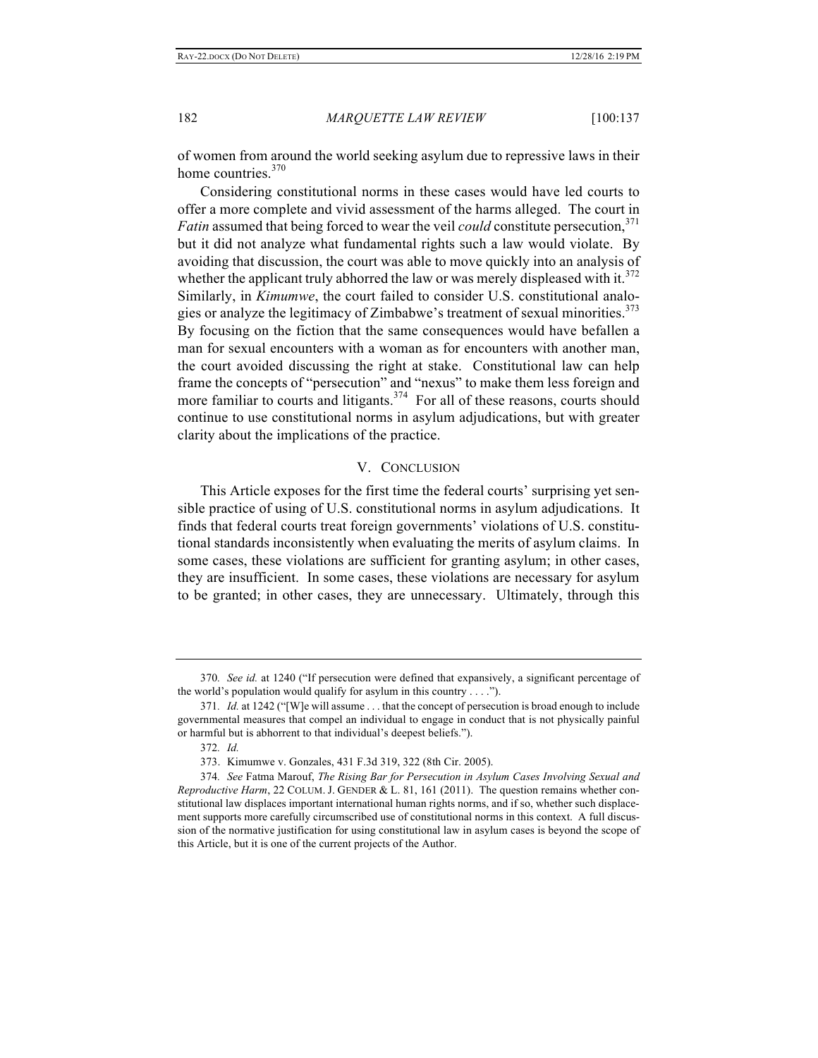of women from around the world seeking asylum due to repressive laws in their home countries.[370]

Considering constitutional norms in these cases would have led courts to offer a more complete and vivid assessment of the harms alleged. The court in *Fatin* assumed that being forced to wear the veil *could* constitute persecution,[371] but it did not analyze what fundamental rights such a law would violate. By avoiding that discussion, the court was able to move quickly into an analysis of whether the applicant truly abhorred the law or was merely displeased with it.[372] Similarly, in *Kimumwe*, the court failed to consider U.S. constitutional analogies or analyze the legitimacy of Zimbabwe's treatment of sexual minorities.[373] By focusing on the fiction that the same consequences would have befallen a man for sexual encounters with a woman as for encounters with another man, the court avoided discussing the right at stake. Constitutional law can help frame the concepts of "persecution" and "nexus" to make them less foreign and more familiar to courts and litigants.[374] For all of these reasons, courts should continue to use constitutional norms in asylum adjudications, but with greater clarity about the implications of the practice.

## V. CONCLUSION

This Article exposes for the first time the federal courts' surprising yet sensible practice of using of U.S. constitutional norms in asylum adjudications. It finds that federal courts treat foreign governments' violations of U.S. constitutional standards inconsistently when evaluating the merits of asylum claims. In some cases, these violations are sufficient for granting asylum; in other cases, they are insufficient. In some cases, these violations are necessary for asylum to be granted; in other cases, they are unnecessary. Ultimately, through this

---

370. *See id.* at 1240 ("If persecution were defined that expansively, a significant percentage of the world's population would qualify for asylum in this country . . . .").

371. *Id.* at 1242 ("[W]e will assume . . . that the concept of persecution is broad enough to include governmental measures that compel an individual to engage in conduct that is not physically painful or harmful but is abhorrent to that individual's deepest beliefs.").

372. *Id.*

373. Kimumwe v. Gonzales, 431 F.3d 319, 322 (8th Cir. 2005).

374. *See* Fatma Marouf, *The Rising Bar for Persecution in Asylum Cases Involving Sexual and Reproductive Harm*, 22 COLUM. J. GENDER & L. 81, 161 (2011). The question remains whether constitutional law displaces important international human rights norms, and if so, whether such displacement supports more carefully circumscribed use of constitutional norms in this context. A full discussion of the normative justification for using constitutional law in asylum cases is beyond the scope of this Article, but it is one of the current projects of the Author.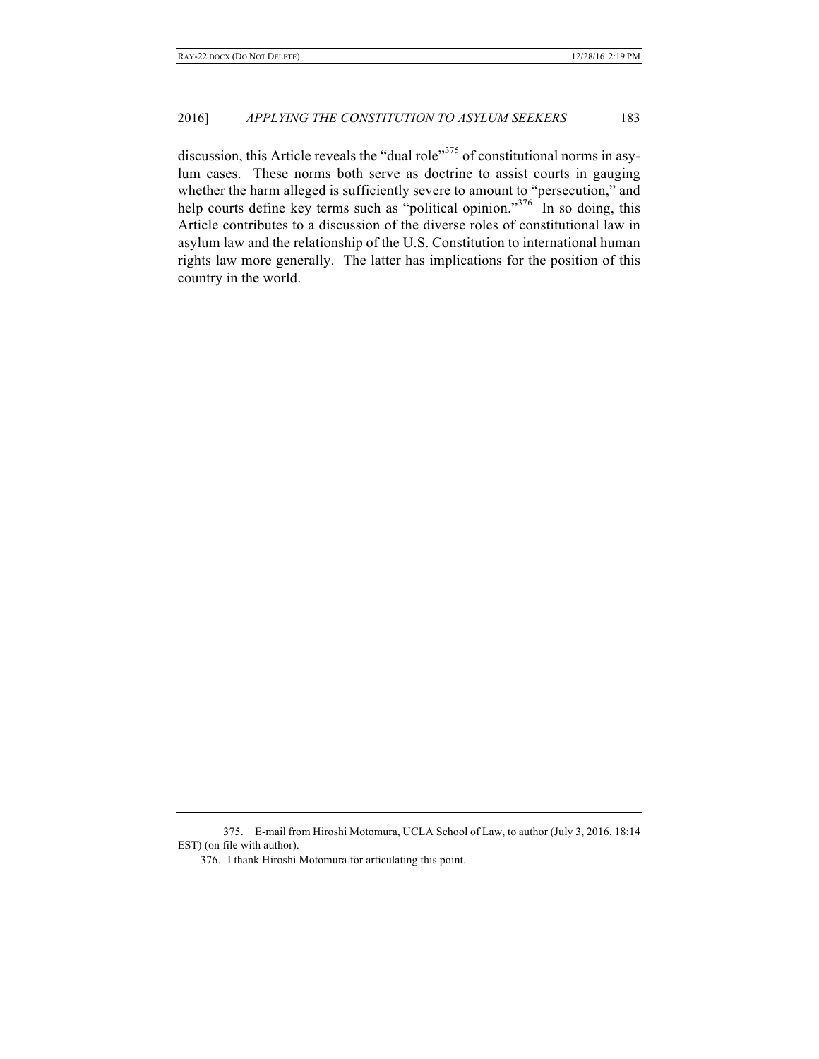discussion, this Article reveals the "dual role"[375] of constitutional norms in asylum cases. These norms both serve as doctrine to assist courts in gauging whether the harm alleged is sufficiently severe to amount to "persecution," and help courts define key terms such as "political opinion."[376] In so doing, this Article contributes to a discussion of the diverse roles of constitutional law in asylum law and the relationship of the U.S. Constitution to international human rights law more generally. The latter has implications for the position of this country in the world.

---

375. E-mail from Hiroshi Motomura, UCLA School of Law, to author (July 3, 2016, 18:14 EST) (on file with author).

376. I thank Hiroshi Motomura for articulating this point.